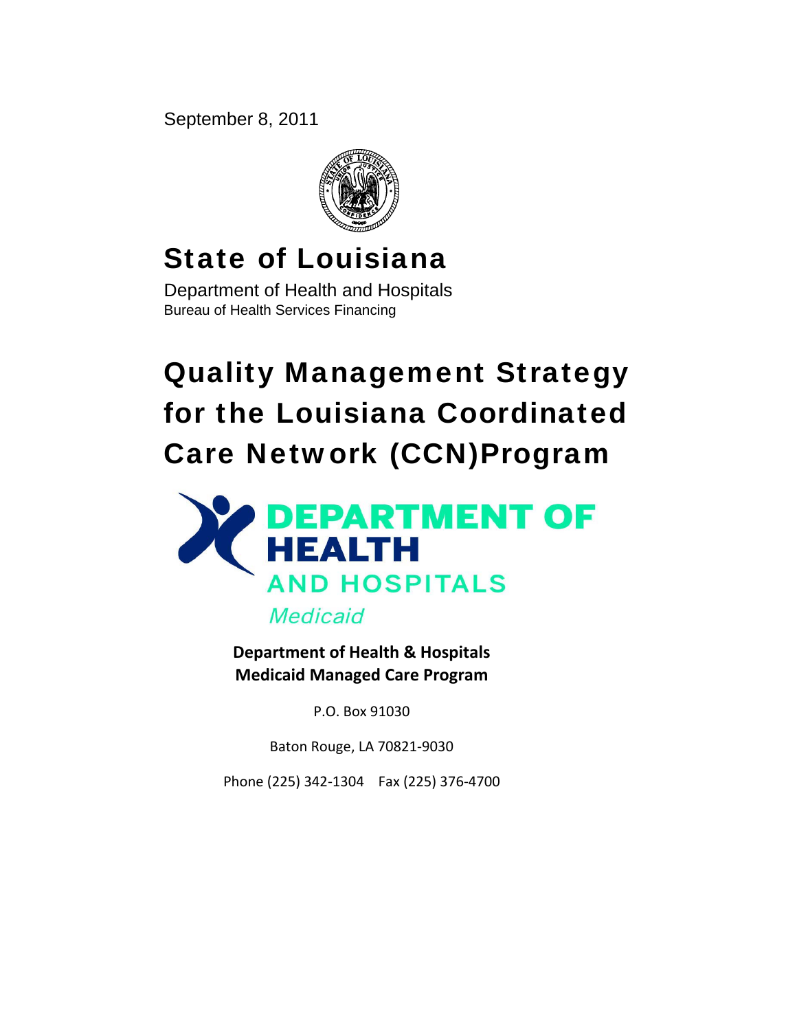September 8, 2011

# State of Louisiana

Department of Health and Hospitals

Bureau of Health Services Financing

# Quality Management Strategy for the Louisiana Coordinated Care Network (CCN)Program

DEPARTMENT OF HEALTH AND HOSPITALS

*Medicaid*

**Department of Health & Hospitals**
**Medicaid Managed Care Program**

P.O. Box 91030

Baton Rouge, LA 70821-9030

Phone (225) 342-1304 Fax (225) 376-4700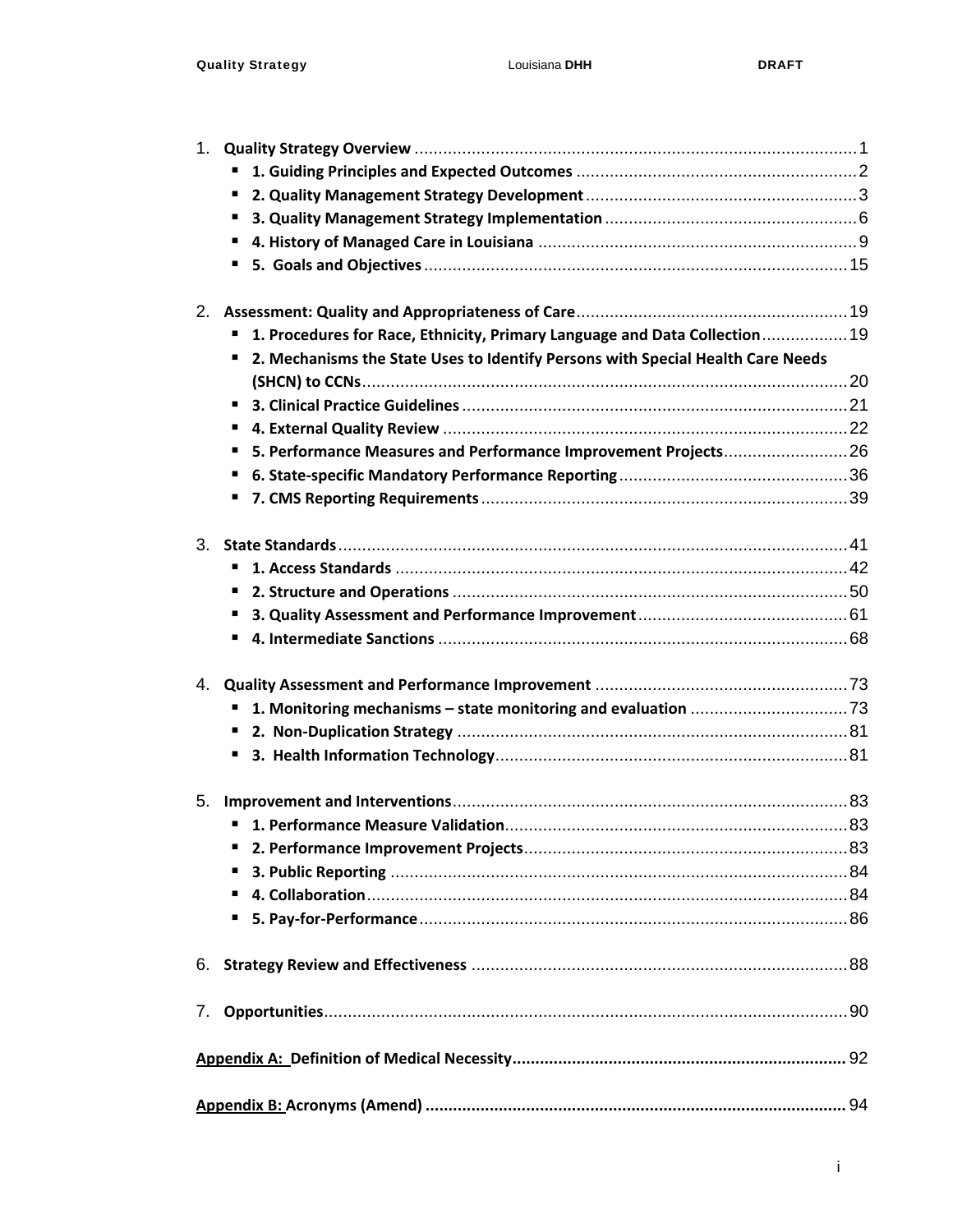1. **Quality Strategy Overview** .......... 1
   - **1. Guiding Principles and Expected Outcomes** .......... 2
   - **2. Quality Management Strategy Development** .......... 3
   - **3. Quality Management Strategy Implementation** .......... 6
   - **4. History of Managed Care in Louisiana** .......... 9
   - **5. Goals and Objectives** .......... 15

2. **Assessment: Quality and Appropriateness of Care** .......... 19
   - **1. Procedures for Race, Ethnicity, Primary Language and Data Collection** .......... 19
   - **2. Mechanisms the State Uses to Identify Persons with Special Health Care Needs (SHCN) to CCNs** .......... 20
   - **3. Clinical Practice Guidelines** .......... 21
   - **4. External Quality Review** .......... 22
   - **5. Performance Measures and Performance Improvement Projects** .......... 26
   - **6. State-specific Mandatory Performance Reporting** .......... 36
   - **7. CMS Reporting Requirements** .......... 39

3. **State Standards** .......... 41
   - **1. Access Standards** .......... 42
   - **2. Structure and Operations** .......... 50
   - **3. Quality Assessment and Performance Improvement** .......... 61
   - **4. Intermediate Sanctions** .......... 68

4. **Quality Assessment and Performance Improvement** .......... 73
   - **1. Monitoring mechanisms – state monitoring and evaluation** .......... 73
   - **2. Non-Duplication Strategy** .......... 81
   - **3. Health Information Technology** .......... 81

5. **Improvement and Interventions** .......... 83
   - **1. Performance Measure Validation** .......... 83
   - **2. Performance Improvement Projects** .......... 83
   - **3. Public Reporting** .......... 84
   - **4. Collaboration** .......... 84
   - **5. Pay-for-Performance** .......... 86

6. **Strategy Review and Effectiveness** .......... 88

7. **Opportunities** .......... 90

**Appendix A: Definition of Medical Necessity** .......... 92

**Appendix B: Acronyms (Amend)** .......... 94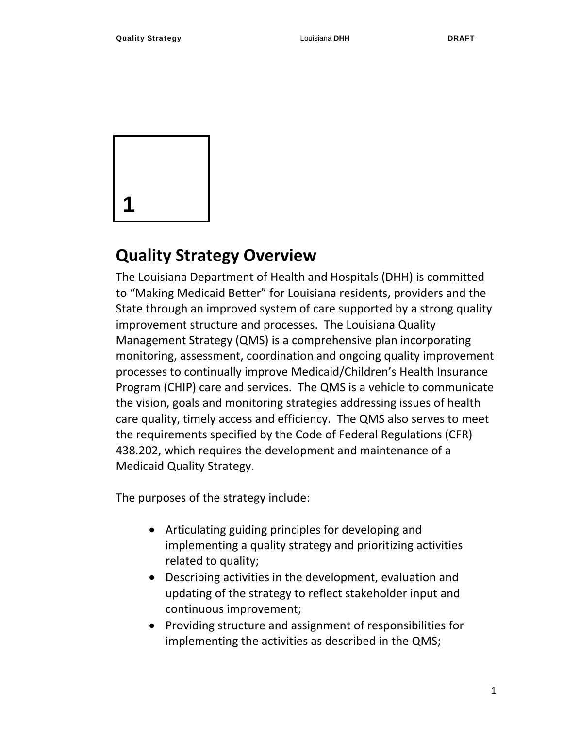1

# Quality Strategy Overview

The Louisiana Department of Health and Hospitals (DHH) is committed to "Making Medicaid Better" for Louisiana residents, providers and the State through an improved system of care supported by a strong quality improvement structure and processes. The Louisiana Quality Management Strategy (QMS) is a comprehensive plan incorporating monitoring, assessment, coordination and ongoing quality improvement processes to continually improve Medicaid/Children's Health Insurance Program (CHIP) care and services. The QMS is a vehicle to communicate the vision, goals and monitoring strategies addressing issues of health care quality, timely access and efficiency. The QMS also serves to meet the requirements specified by the Code of Federal Regulations (CFR) 438.202, which requires the development and maintenance of a Medicaid Quality Strategy.

The purposes of the strategy include:

- Articulating guiding principles for developing and implementing a quality strategy and prioritizing activities related to quality;
- Describing activities in the development, evaluation and updating of the strategy to reflect stakeholder input and continuous improvement;
- Providing structure and assignment of responsibilities for implementing the activities as described in the QMS;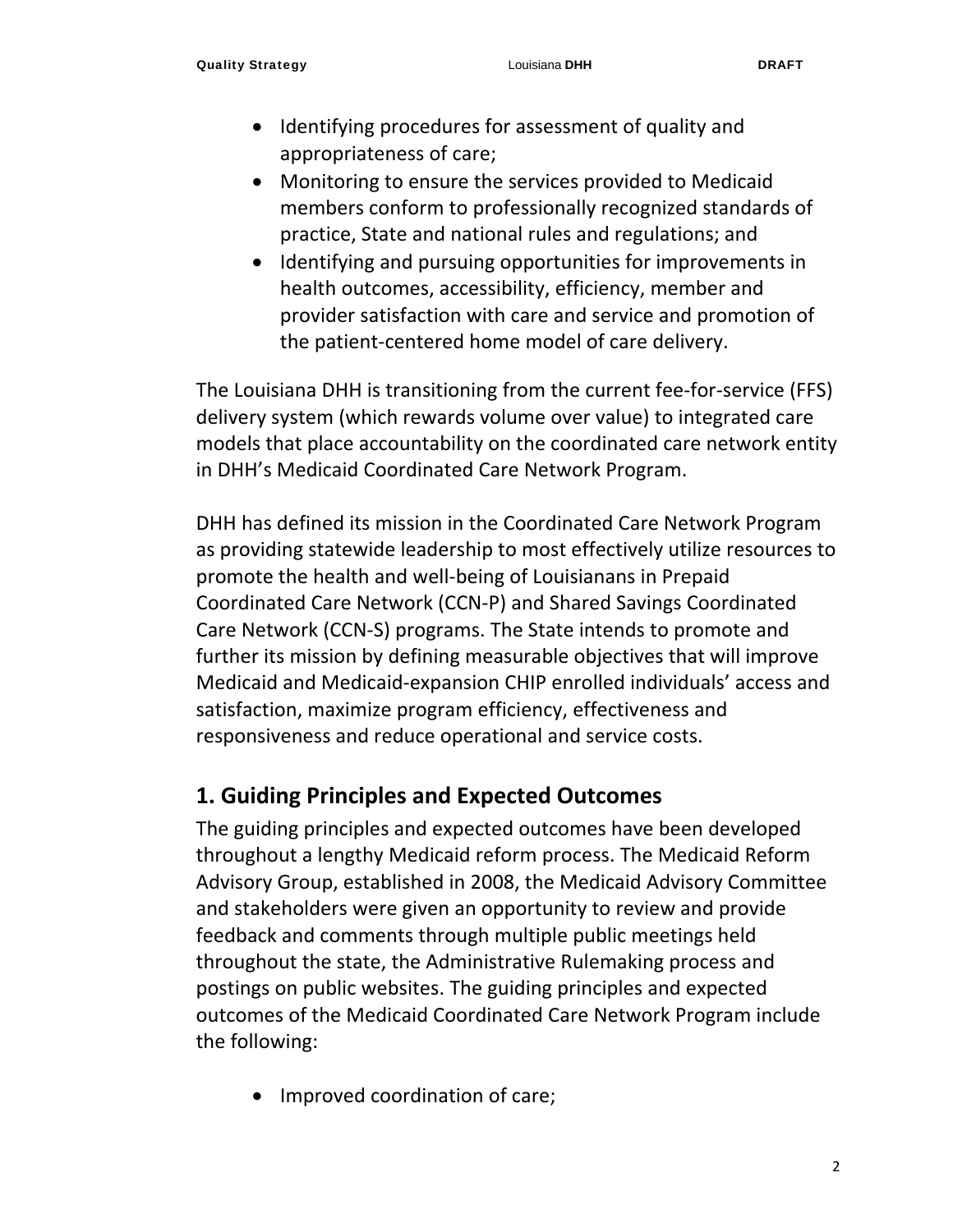- Identifying procedures for assessment of quality and appropriateness of care;
- Monitoring to ensure the services provided to Medicaid members conform to professionally recognized standards of practice, State and national rules and regulations; and
- Identifying and pursuing opportunities for improvements in health outcomes, accessibility, efficiency, member and provider satisfaction with care and service and promotion of the patient-centered home model of care delivery.

The Louisiana DHH is transitioning from the current fee-for-service (FFS) delivery system (which rewards volume over value) to integrated care models that place accountability on the coordinated care network entity in DHH's Medicaid Coordinated Care Network Program.

DHH has defined its mission in the Coordinated Care Network Program as providing statewide leadership to most effectively utilize resources to promote the health and well-being of Louisianans in Prepaid Coordinated Care Network (CCN-P) and Shared Savings Coordinated Care Network (CCN-S) programs. The State intends to promote and further its mission by defining measurable objectives that will improve Medicaid and Medicaid-expansion CHIP enrolled individuals' access and satisfaction, maximize program efficiency, effectiveness and responsiveness and reduce operational and service costs.

## 1. Guiding Principles and Expected Outcomes

The guiding principles and expected outcomes have been developed throughout a lengthy Medicaid reform process. The Medicaid Reform Advisory Group, established in 2008, the Medicaid Advisory Committee and stakeholders were given an opportunity to review and provide feedback and comments through multiple public meetings held throughout the state, the Administrative Rulemaking process and postings on public websites. The guiding principles and expected outcomes of the Medicaid Coordinated Care Network Program include the following:

- Improved coordination of care;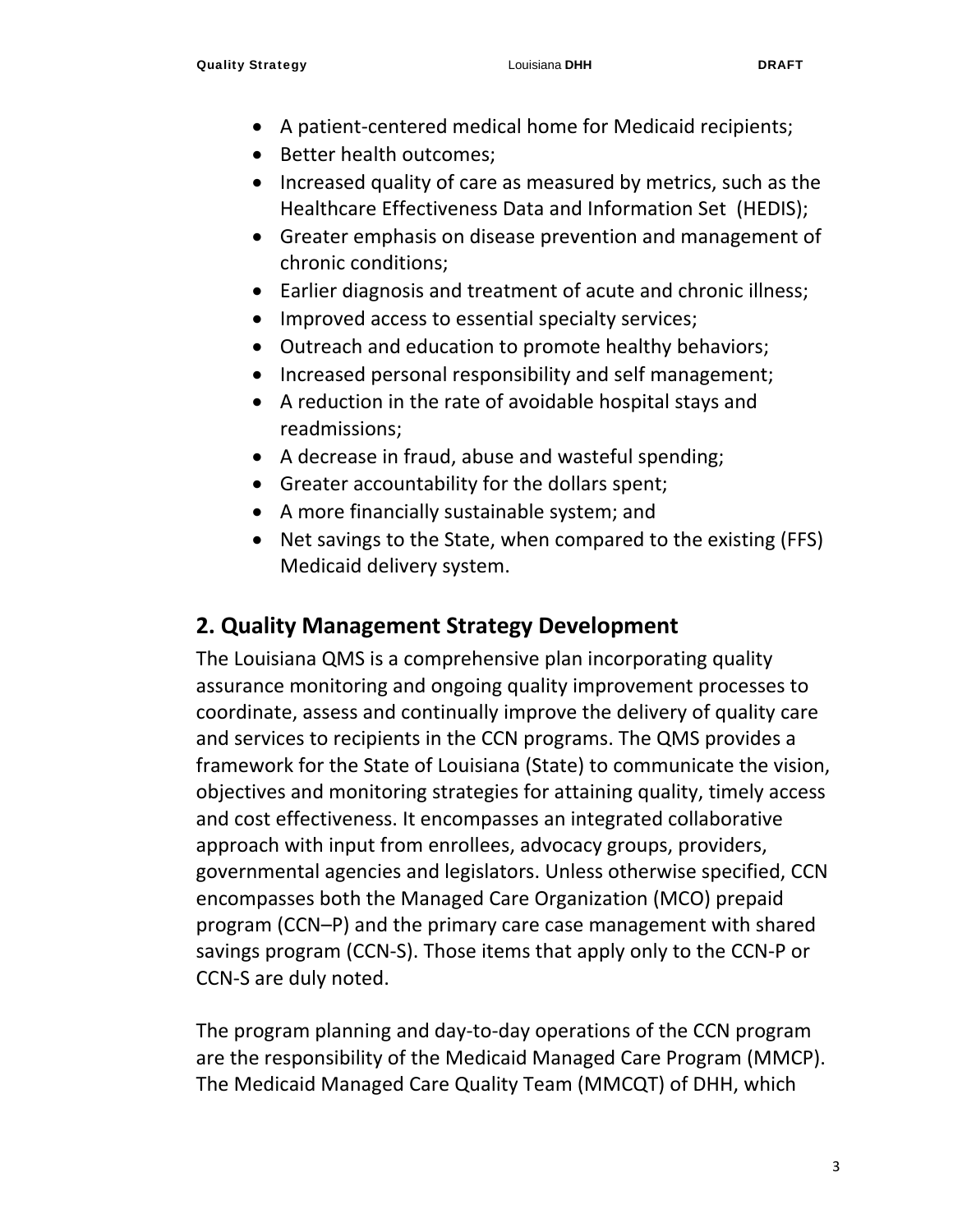- A patient-centered medical home for Medicaid recipients;
- Better health outcomes;
- Increased quality of care as measured by metrics, such as the Healthcare Effectiveness Data and Information Set (HEDIS);
- Greater emphasis on disease prevention and management of chronic conditions;
- Earlier diagnosis and treatment of acute and chronic illness;
- Improved access to essential specialty services;
- Outreach and education to promote healthy behaviors;
- Increased personal responsibility and self management;
- A reduction in the rate of avoidable hospital stays and readmissions;
- A decrease in fraud, abuse and wasteful spending;
- Greater accountability for the dollars spent;
- A more financially sustainable system; and
- Net savings to the State, when compared to the existing (FFS) Medicaid delivery system.

## 2. Quality Management Strategy Development

The Louisiana QMS is a comprehensive plan incorporating quality assurance monitoring and ongoing quality improvement processes to coordinate, assess and continually improve the delivery of quality care and services to recipients in the CCN programs. The QMS provides a framework for the State of Louisiana (State) to communicate the vision, objectives and monitoring strategies for attaining quality, timely access and cost effectiveness. It encompasses an integrated collaborative approach with input from enrollees, advocacy groups, providers, governmental agencies and legislators. Unless otherwise specified, CCN encompasses both the Managed Care Organization (MCO) prepaid program (CCN–P) and the primary care case management with shared savings program (CCN-S). Those items that apply only to the CCN-P or CCN-S are duly noted.

The program planning and day-to-day operations of the CCN program are the responsibility of the Medicaid Managed Care Program (MMCP). The Medicaid Managed Care Quality Team (MMCQT) of DHH, which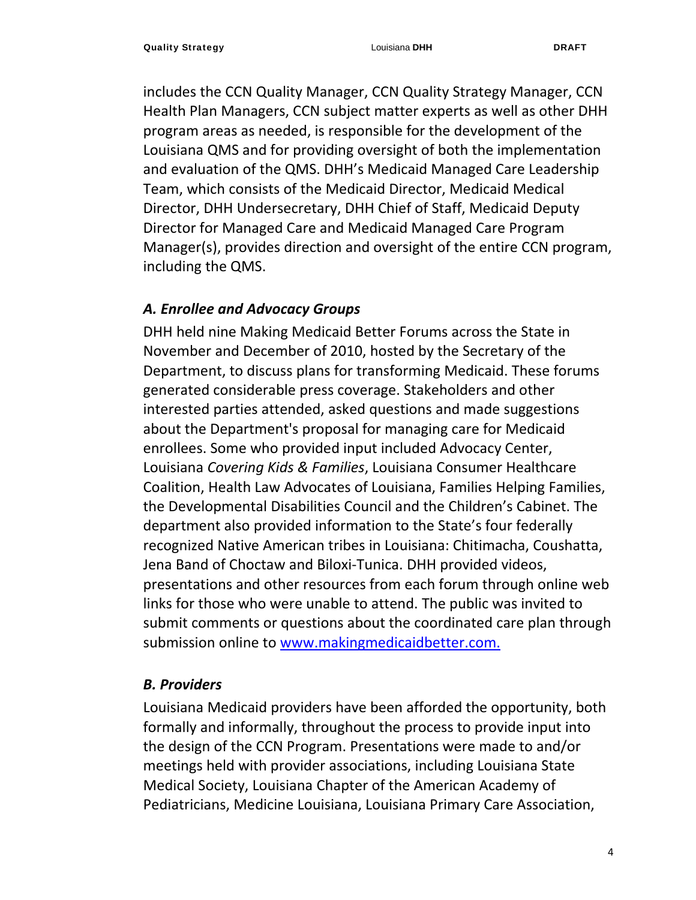includes the CCN Quality Manager, CCN Quality Strategy Manager, CCN Health Plan Managers, CCN subject matter experts as well as other DHH program areas as needed, is responsible for the development of the Louisiana QMS and for providing oversight of both the implementation and evaluation of the QMS. DHH's Medicaid Managed Care Leadership Team, which consists of the Medicaid Director, Medicaid Medical Director, DHH Undersecretary, DHH Chief of Staff, Medicaid Deputy Director for Managed Care and Medicaid Managed Care Program Manager(s), provides direction and oversight of the entire CCN program, including the QMS.

### *A. Enrollee and Advocacy Groups*

DHH held nine Making Medicaid Better Forums across the State in November and December of 2010, hosted by the Secretary of the Department, to discuss plans for transforming Medicaid. These forums generated considerable press coverage. Stakeholders and other interested parties attended, asked questions and made suggestions about the Department's proposal for managing care for Medicaid enrollees. Some who provided input included Advocacy Center, Louisiana *Covering Kids & Families*, Louisiana Consumer Healthcare Coalition, Health Law Advocates of Louisiana, Families Helping Families, the Developmental Disabilities Council and the Children's Cabinet. The department also provided information to the State's four federally recognized Native American tribes in Louisiana: Chitimacha, Coushatta, Jena Band of Choctaw and Biloxi-Tunica. DHH provided videos, presentations and other resources from each forum through online web links for those who were unable to attend. The public was invited to submit comments or questions about the coordinated care plan through submission online to [www.makingmedicaidbetter.com.](http://www.makingmedicaidbetter.com)

### *B. Providers*

Louisiana Medicaid providers have been afforded the opportunity, both formally and informally, throughout the process to provide input into the design of the CCN Program. Presentations were made to and/or meetings held with provider associations, including Louisiana State Medical Society, Louisiana Chapter of the American Academy of Pediatricians, Medicine Louisiana, Louisiana Primary Care Association,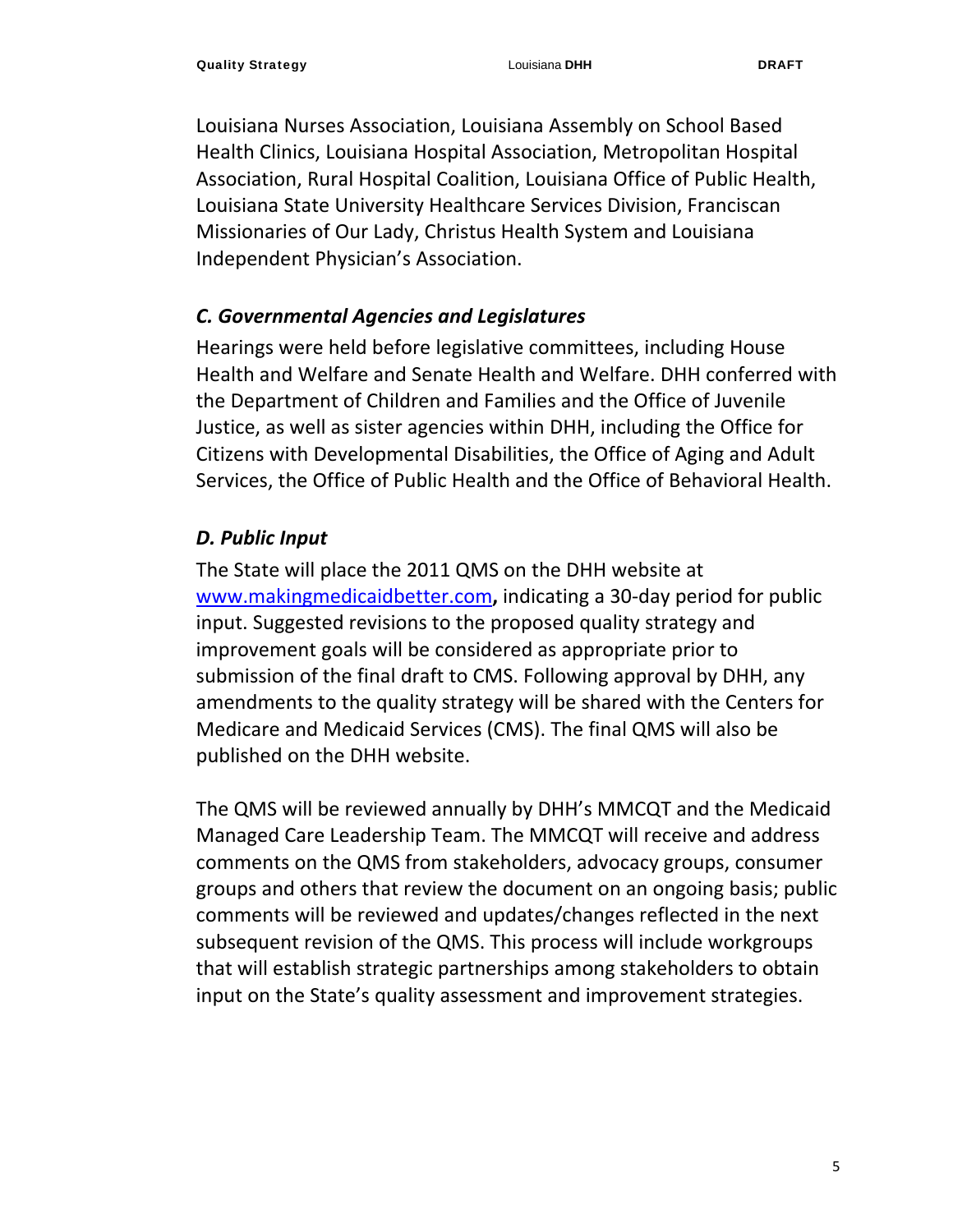Louisiana Nurses Association, Louisiana Assembly on School Based Health Clinics, Louisiana Hospital Association, Metropolitan Hospital Association, Rural Hospital Coalition, Louisiana Office of Public Health, Louisiana State University Healthcare Services Division, Franciscan Missionaries of Our Lady, Christus Health System and Louisiana Independent Physician's Association.

### *C. Governmental Agencies and Legislatures*

Hearings were held before legislative committees, including House Health and Welfare and Senate Health and Welfare. DHH conferred with the Department of Children and Families and the Office of Juvenile Justice, as well as sister agencies within DHH, including the Office for Citizens with Developmental Disabilities, the Office of Aging and Adult Services, the Office of Public Health and the Office of Behavioral Health.

### *D. Public Input*

The State will place the 2011 QMS on the DHH website at [www.makingmedicaidbetter.com](http://www.makingmedicaidbetter.com)**,** indicating a 30-day period for public input. Suggested revisions to the proposed quality strategy and improvement goals will be considered as appropriate prior to submission of the final draft to CMS. Following approval by DHH, any amendments to the quality strategy will be shared with the Centers for Medicare and Medicaid Services (CMS). The final QMS will also be published on the DHH website.

The QMS will be reviewed annually by DHH's MMCQT and the Medicaid Managed Care Leadership Team. The MMCQT will receive and address comments on the QMS from stakeholders, advocacy groups, consumer groups and others that review the document on an ongoing basis; public comments will be reviewed and updates/changes reflected in the next subsequent revision of the QMS. This process will include workgroups that will establish strategic partnerships among stakeholders to obtain input on the State's quality assessment and improvement strategies.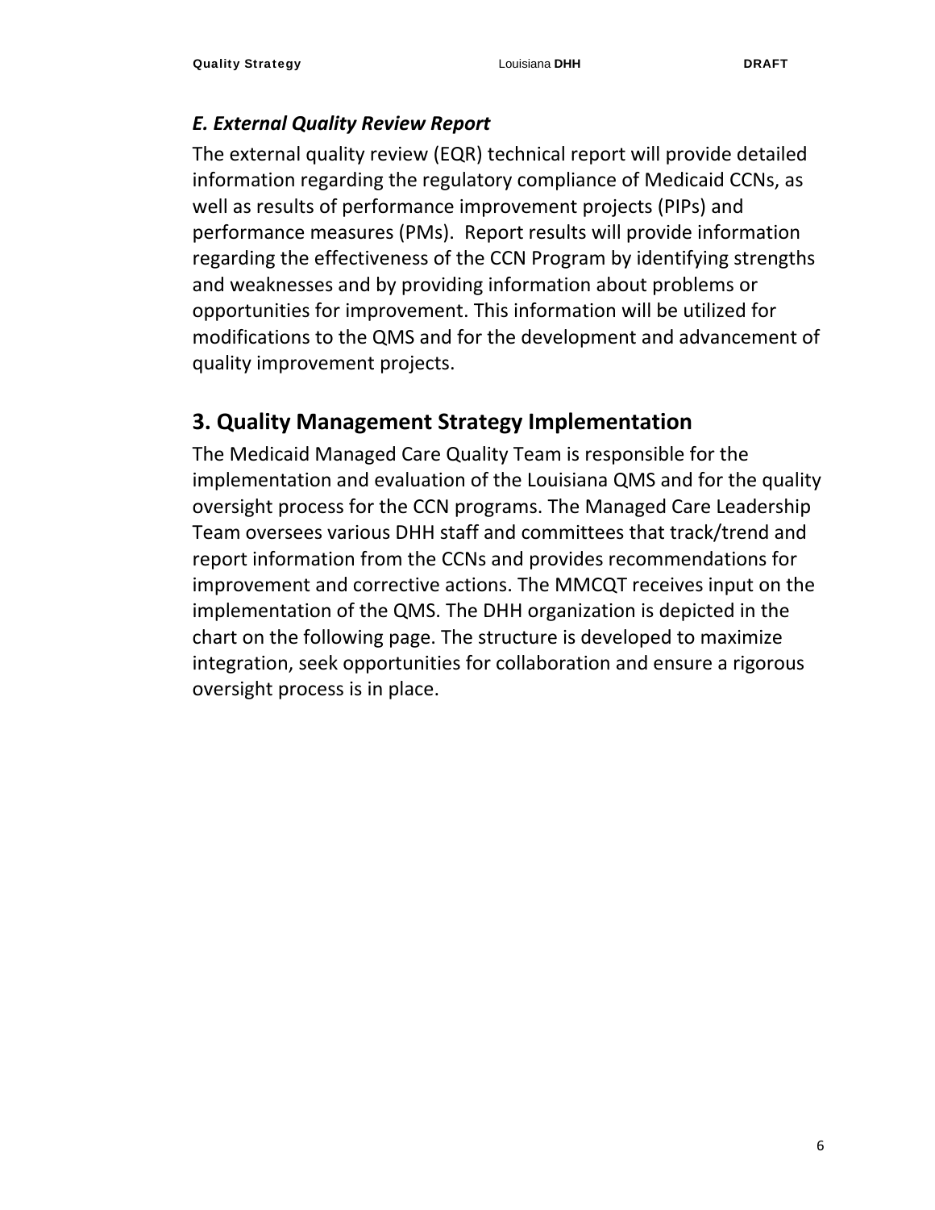### *E. External Quality Review Report*

The external quality review (EQR) technical report will provide detailed information regarding the regulatory compliance of Medicaid CCNs, as well as results of performance improvement projects (PIPs) and performance measures (PMs).  Report results will provide information regarding the effectiveness of the CCN Program by identifying strengths and weaknesses and by providing information about problems or opportunities for improvement. This information will be utilized for modifications to the QMS and for the development and advancement of quality improvement projects.

## 3. Quality Management Strategy Implementation

The Medicaid Managed Care Quality Team is responsible for the implementation and evaluation of the Louisiana QMS and for the quality oversight process for the CCN programs. The Managed Care Leadership Team oversees various DHH staff and committees that track/trend and report information from the CCNs and provides recommendations for improvement and corrective actions. The MMCQT receives input on the implementation of the QMS. The DHH organization is depicted in the chart on the following page. The structure is developed to maximize integration, seek opportunities for collaboration and ensure a rigorous oversight process is in place.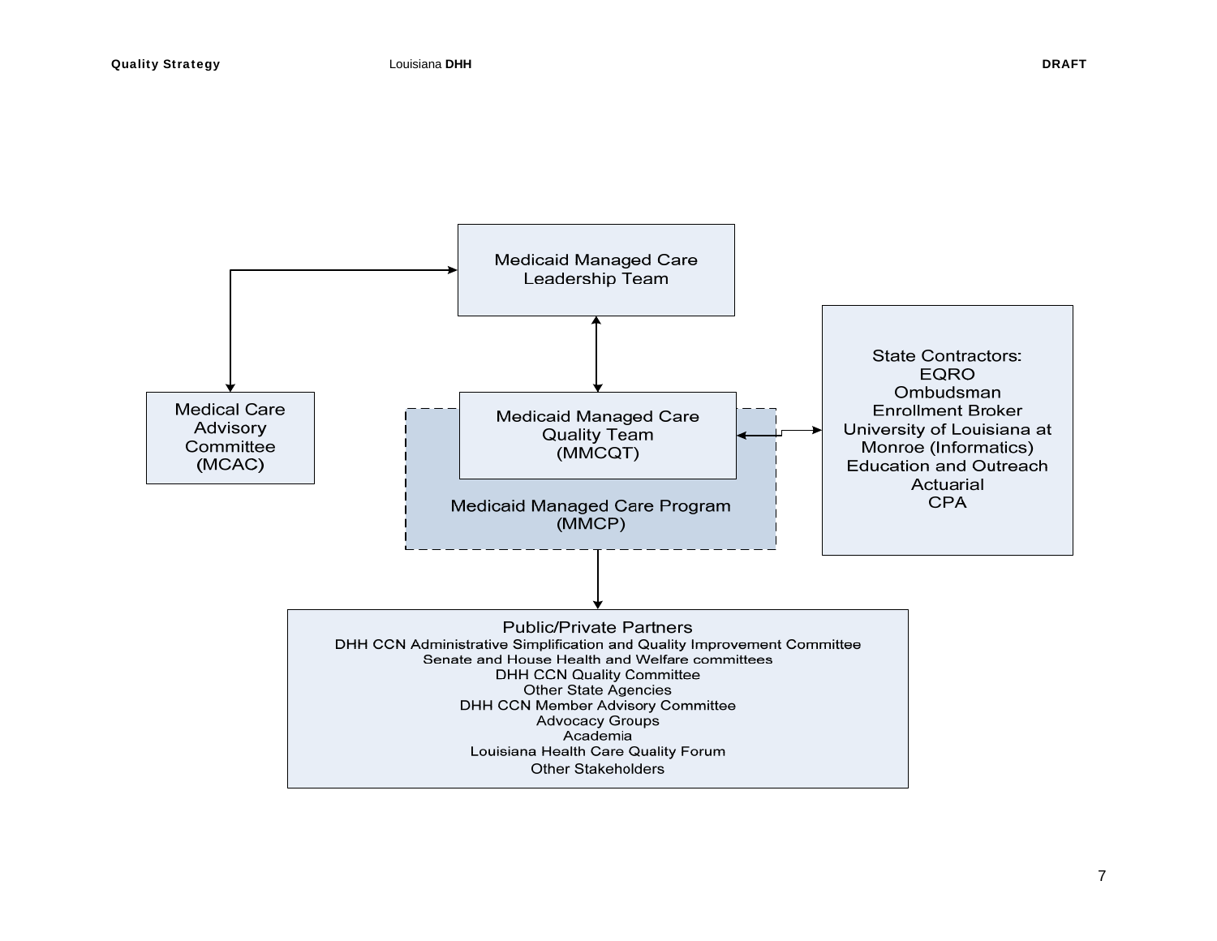Medicaid Managed Care Leadership Team

Medical Care Advisory Committee (MCAC)

Medicaid Managed Care Quality Team (MMCQT)

Medicaid Managed Care Program (MMCP)

State Contractors:
EQRO
Ombudsman
Enrollment Broker
University of Louisiana at Monroe (Informatics)
Education and Outreach
Actuarial
CPA

Public/Private Partners
DHH CCN Administrative Simplification and Quality Improvement Committee
Senate and House Health and Welfare committees
DHH CCN Quality Committee
Other State Agencies
DHH CCN Member Advisory Committee
Advocacy Groups
Academia
Louisiana Health Care Quality Forum
Other Stakeholders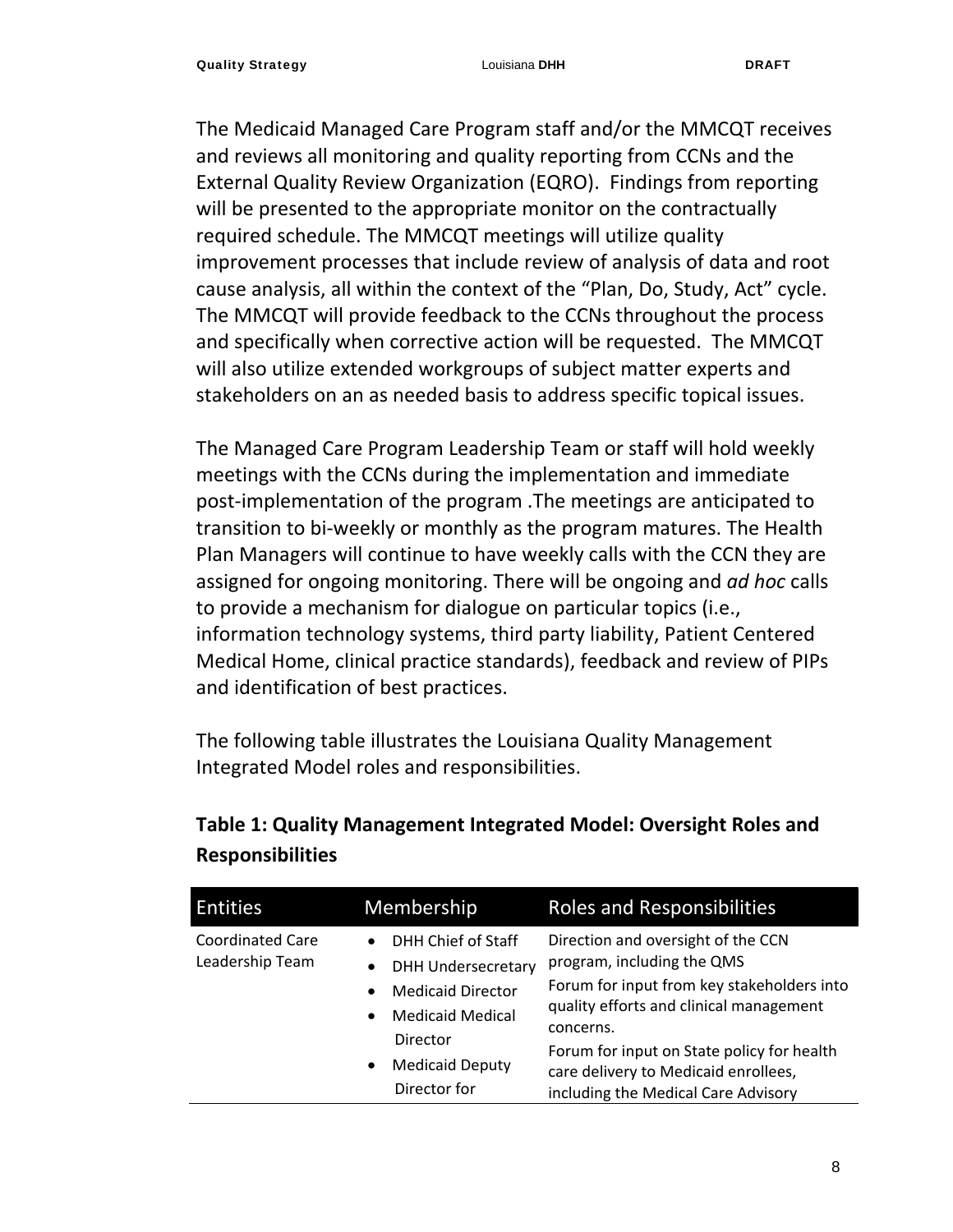The Medicaid Managed Care Program staff and/or the MMCQT receives and reviews all monitoring and quality reporting from CCNs and the External Quality Review Organization (EQRO). Findings from reporting will be presented to the appropriate monitor on the contractually required schedule. The MMCQT meetings will utilize quality improvement processes that include review of analysis of data and root cause analysis, all within the context of the "Plan, Do, Study, Act" cycle. The MMCQT will provide feedback to the CCNs throughout the process and specifically when corrective action will be requested. The MMCQT will also utilize extended workgroups of subject matter experts and stakeholders on an as needed basis to address specific topical issues.

The Managed Care Program Leadership Team or staff will hold weekly meetings with the CCNs during the implementation and immediate post-implementation of the program .The meetings are anticipated to transition to bi-weekly or monthly as the program matures. The Health Plan Managers will continue to have weekly calls with the CCN they are assigned for ongoing monitoring. There will be ongoing and *ad hoc* calls to provide a mechanism for dialogue on particular topics (i.e., information technology systems, third party liability, Patient Centered Medical Home, clinical practice standards), feedback and review of PIPs and identification of best practices.

The following table illustrates the Louisiana Quality Management Integrated Model roles and responsibilities.

**Table 1: Quality Management Integrated Model: Oversight Roles and Responsibilities**

| Entities | Membership | Roles and Responsibilities |
|---|---|---|
| Coordinated Care Leadership Team | • DHH Chief of Staff<br>• DHH Undersecretary<br>• Medicaid Director<br>• Medicaid Medical Director<br>• Medicaid Deputy Director for | Direction and oversight of the CCN program, including the QMS<br>Forum for input from key stakeholders into quality efforts and clinical management concerns.<br>Forum for input on State policy for health care delivery to Medicaid enrollees, including the Medical Care Advisory |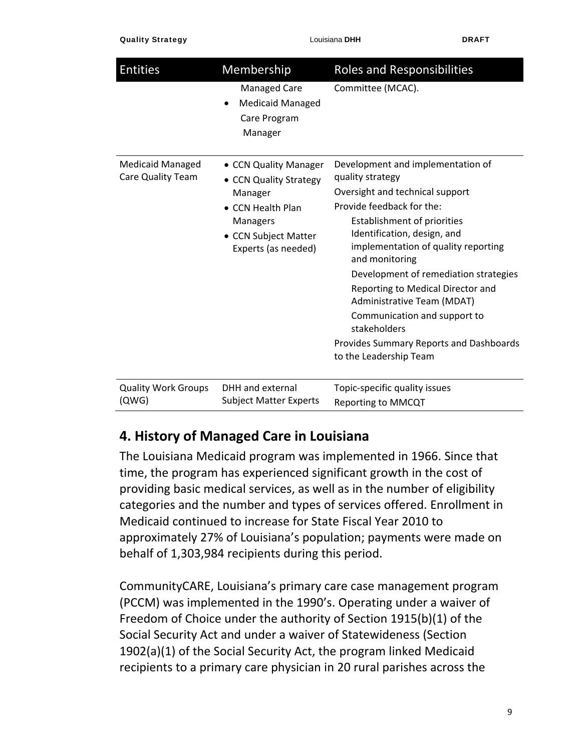| Entities | Membership | Roles and Responsibilities |
|---|---|---|
| | Managed Care<br>• Medicaid Managed Care Program Manager | Committee (MCAC). |
| Medicaid Managed Care Quality Team | • CCN Quality Manager<br>• CCN Quality Strategy Manager<br>• CCN Health Plan Managers<br>• CCN Subject Matter Experts (as needed) | Development and implementation of quality strategy<br>Oversight and technical support<br>Provide feedback for the:<br>Establishment of priorities<br>Identification, design, and implementation of quality reporting and monitoring<br>Development of remediation strategies<br>Reporting to Medical Director and Administrative Team (MDAT)<br>Communication and support to stakeholders<br>Provides Summary Reports and Dashboards to the Leadership Team |
| Quality Work Groups (QWG) | DHH and external Subject Matter Experts | Topic-specific quality issues<br>Reporting to MMCQT |

## 4. History of Managed Care in Louisiana

The Louisiana Medicaid program was implemented in 1966. Since that time, the program has experienced significant growth in the cost of providing basic medical services, as well as in the number of eligibility categories and the number and types of services offered. Enrollment in Medicaid continued to increase for State Fiscal Year 2010 to approximately 27% of Louisiana's population; payments were made on behalf of 1,303,984 recipients during this period.

CommunityCARE, Louisiana's primary care case management program (PCCM) was implemented in the 1990's. Operating under a waiver of Freedom of Choice under the authority of Section 1915(b)(1) of the Social Security Act and under a waiver of Statewideness (Section 1902(a)(1) of the Social Security Act, the program linked Medicaid recipients to a primary care physician in 20 rural parishes across the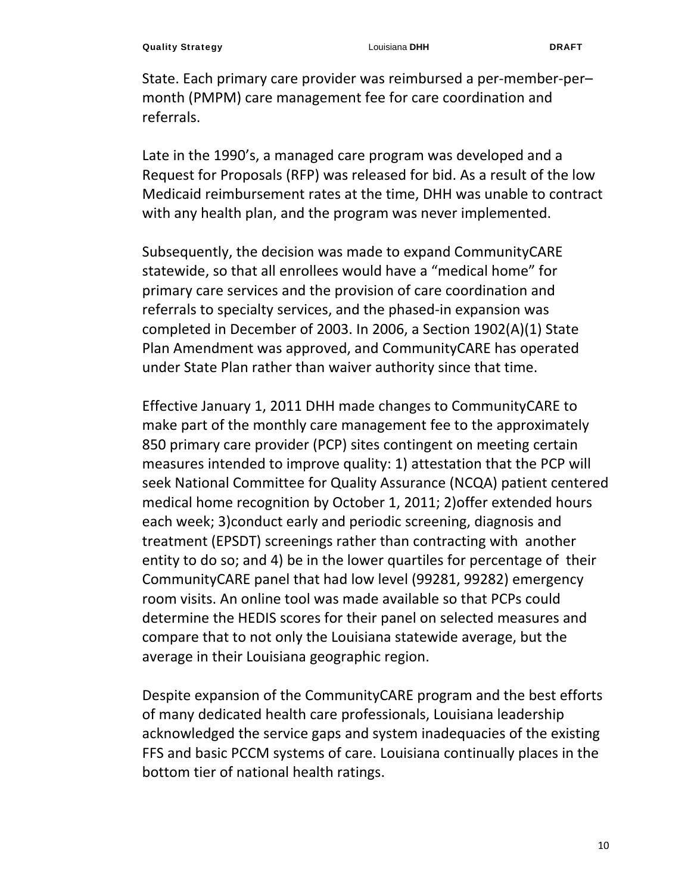State. Each primary care provider was reimbursed a per-member-per–month (PMPM) care management fee for care coordination and referrals.

Late in the 1990's, a managed care program was developed and a Request for Proposals (RFP) was released for bid. As a result of the low Medicaid reimbursement rates at the time, DHH was unable to contract with any health plan, and the program was never implemented.

Subsequently, the decision was made to expand CommunityCARE statewide, so that all enrollees would have a "medical home" for primary care services and the provision of care coordination and referrals to specialty services, and the phased-in expansion was completed in December of 2003. In 2006, a Section 1902(A)(1) State Plan Amendment was approved, and CommunityCARE has operated under State Plan rather than waiver authority since that time.

Effective January 1, 2011 DHH made changes to CommunityCARE to make part of the monthly care management fee to the approximately 850 primary care provider (PCP) sites contingent on meeting certain measures intended to improve quality: 1) attestation that the PCP will seek National Committee for Quality Assurance (NCQA) patient centered medical home recognition by October 1, 2011; 2)offer extended hours each week; 3)conduct early and periodic screening, diagnosis and treatment (EPSDT) screenings rather than contracting with another entity to do so; and 4) be in the lower quartiles for percentage of their CommunityCARE panel that had low level (99281, 99282) emergency room visits. An online tool was made available so that PCPs could determine the HEDIS scores for their panel on selected measures and compare that to not only the Louisiana statewide average, but the average in their Louisiana geographic region.

Despite expansion of the CommunityCARE program and the best efforts of many dedicated health care professionals, Louisiana leadership acknowledged the service gaps and system inadequacies of the existing FFS and basic PCCM systems of care. Louisiana continually places in the bottom tier of national health ratings.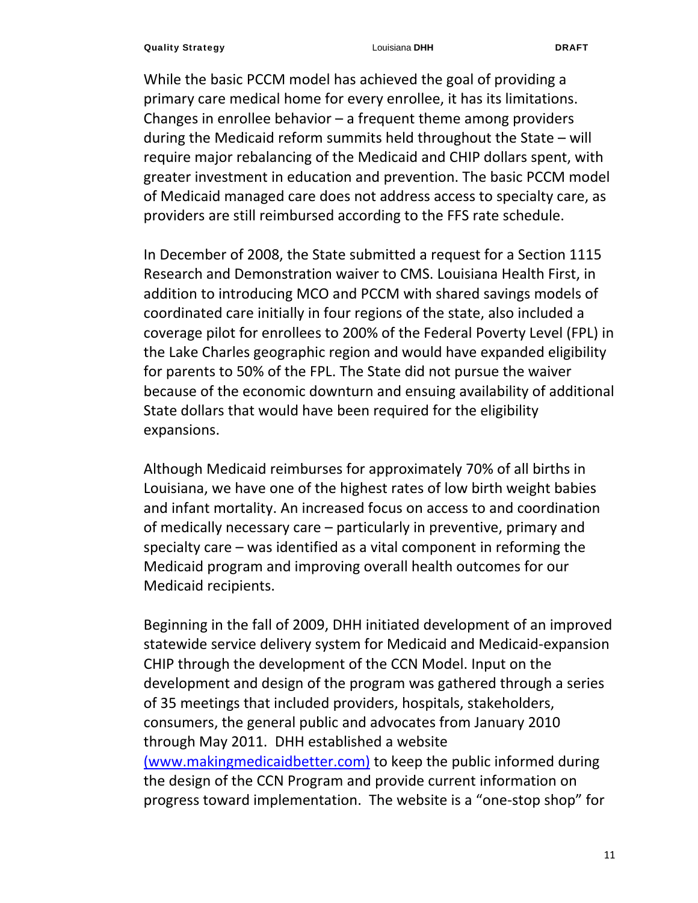While the basic PCCM model has achieved the goal of providing a primary care medical home for every enrollee, it has its limitations. Changes in enrollee behavior – a frequent theme among providers during the Medicaid reform summits held throughout the State – will require major rebalancing of the Medicaid and CHIP dollars spent, with greater investment in education and prevention. The basic PCCM model of Medicaid managed care does not address access to specialty care, as providers are still reimbursed according to the FFS rate schedule.

In December of 2008, the State submitted a request for a Section 1115 Research and Demonstration waiver to CMS. Louisiana Health First, in addition to introducing MCO and PCCM with shared savings models of coordinated care initially in four regions of the state, also included a coverage pilot for enrollees to 200% of the Federal Poverty Level (FPL) in the Lake Charles geographic region and would have expanded eligibility for parents to 50% of the FPL. The State did not pursue the waiver because of the economic downturn and ensuing availability of additional State dollars that would have been required for the eligibility expansions.

Although Medicaid reimburses for approximately 70% of all births in Louisiana, we have one of the highest rates of low birth weight babies and infant mortality. An increased focus on access to and coordination of medically necessary care – particularly in preventive, primary and specialty care – was identified as a vital component in reforming the Medicaid program and improving overall health outcomes for our Medicaid recipients.

Beginning in the fall of 2009, DHH initiated development of an improved statewide service delivery system for Medicaid and Medicaid-expansion CHIP through the development of the CCN Model. Input on the development and design of the program was gathered through a series of 35 meetings that included providers, hospitals, stakeholders, consumers, the general public and advocates from January 2010 through May 2011. DHH established a website (www.makingmedicaidbetter.com) to keep the public informed during the design of the CCN Program and provide current information on progress toward implementation. The website is a "one-stop shop" for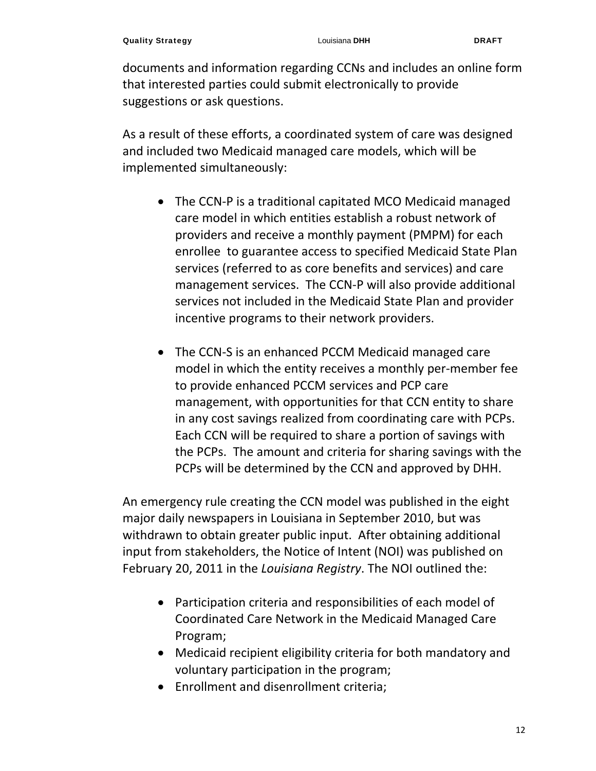documents and information regarding CCNs and includes an online form that interested parties could submit electronically to provide suggestions or ask questions.

As a result of these efforts, a coordinated system of care was designed and included two Medicaid managed care models, which will be implemented simultaneously:

- The CCN-P is a traditional capitated MCO Medicaid managed care model in which entities establish a robust network of providers and receive a monthly payment (PMPM) for each enrollee to guarantee access to specified Medicaid State Plan services (referred to as core benefits and services) and care management services. The CCN-P will also provide additional services not included in the Medicaid State Plan and provider incentive programs to their network providers.

- The CCN-S is an enhanced PCCM Medicaid managed care model in which the entity receives a monthly per-member fee to provide enhanced PCCM services and PCP care management, with opportunities for that CCN entity to share in any cost savings realized from coordinating care with PCPs. Each CCN will be required to share a portion of savings with the PCPs. The amount and criteria for sharing savings with the PCPs will be determined by the CCN and approved by DHH.

An emergency rule creating the CCN model was published in the eight major daily newspapers in Louisiana in September 2010, but was withdrawn to obtain greater public input. After obtaining additional input from stakeholders, the Notice of Intent (NOI) was published on February 20, 2011 in the *Louisiana Registry*. The NOI outlined the:

- Participation criteria and responsibilities of each model of Coordinated Care Network in the Medicaid Managed Care Program;
- Medicaid recipient eligibility criteria for both mandatory and voluntary participation in the program;
- Enrollment and disenrollment criteria;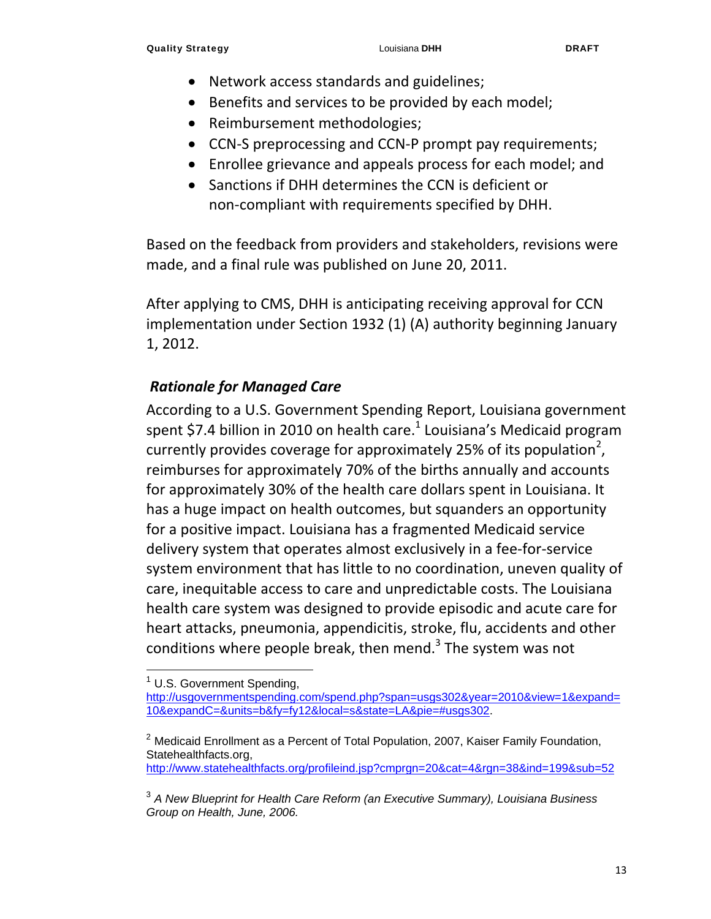- Network access standards and guidelines;
- Benefits and services to be provided by each model;
- Reimbursement methodologies;
- CCN-S preprocessing and CCN-P prompt pay requirements;
- Enrollee grievance and appeals process for each model; and
- Sanctions if DHH determines the CCN is deficient or non-compliant with requirements specified by DHH.

Based on the feedback from providers and stakeholders, revisions were made, and a final rule was published on June 20, 2011.

After applying to CMS, DHH is anticipating receiving approval for CCN implementation under Section 1932 (1) (A) authority beginning January 1, 2012.

### *Rationale for Managed Care*

According to a U.S. Government Spending Report, Louisiana government spent $7.4 billion in 2010 on health care.[1] Louisiana's Medicaid program currently provides coverage for approximately 25% of its population[2], reimburses for approximately 70% of the births annually and accounts for approximately 30% of the health care dollars spent in Louisiana. It has a huge impact on health outcomes, but squanders an opportunity for a positive impact. Louisiana has a fragmented Medicaid service delivery system that operates almost exclusively in a fee-for-service system environment that has little to no coordination, uneven quality of care, inequitable access to care and unpredictable costs. The Louisiana health care system was designed to provide episodic and acute care for heart attacks, pneumonia, appendicitis, stroke, flu, accidents and other conditions where people break, then mend.[3] The system was not

---

[1] U.S. Government Spending, http://usgovernmentspending.com/spend.php?span=usgs302&year=2010&view=1&expand=10&expandC=&units=b&fy=fy12&local=s&state=LA&pie=#usgs302.

[2] Medicaid Enrollment as a Percent of Total Population, 2007, Kaiser Family Foundation, Statehealthfacts.org, http://www.statehealthfacts.org/profileind.jsp?cmprgn=20&cat=4&rgn=38&ind=199&sub=52

[3] *A New Blueprint for Health Care Reform (an Executive Summary), Louisiana Business Group on Health, June, 2006.*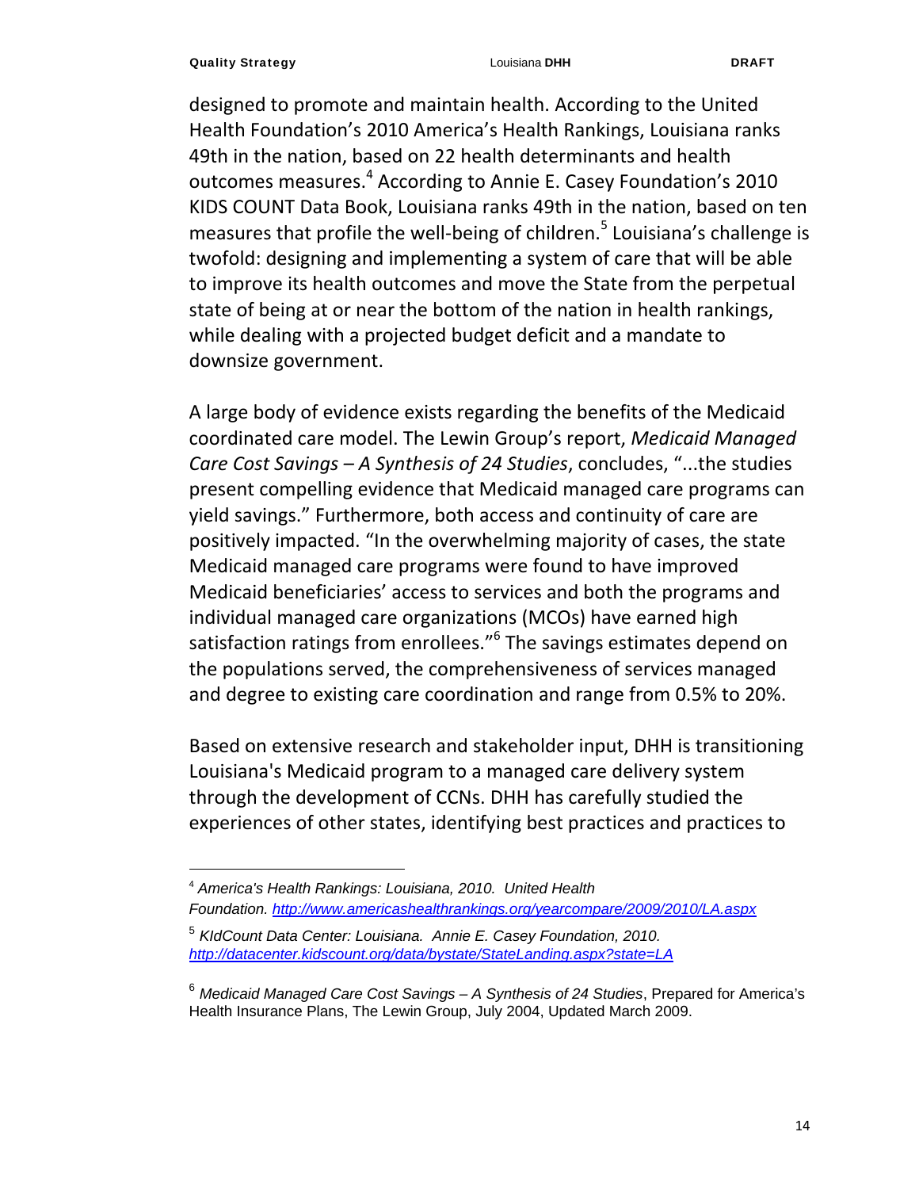designed to promote and maintain health. According to the United Health Foundation's 2010 America's Health Rankings, Louisiana ranks 49th in the nation, based on 22 health determinants and health outcomes measures.[4] According to Annie E. Casey Foundation's 2010 KIDS COUNT Data Book, Louisiana ranks 49th in the nation, based on ten measures that profile the well-being of children.[5] Louisiana's challenge is twofold: designing and implementing a system of care that will be able to improve its health outcomes and move the State from the perpetual state of being at or near the bottom of the nation in health rankings, while dealing with a projected budget deficit and a mandate to downsize government.

A large body of evidence exists regarding the benefits of the Medicaid coordinated care model. The Lewin Group's report, *Medicaid Managed Care Cost Savings – A Synthesis of 24 Studies*, concludes, "...the studies present compelling evidence that Medicaid managed care programs can yield savings." Furthermore, both access and continuity of care are positively impacted. "In the overwhelming majority of cases, the state Medicaid managed care programs were found to have improved Medicaid beneficiaries' access to services and both the programs and individual managed care organizations (MCOs) have earned high satisfaction ratings from enrollees."[6] The savings estimates depend on the populations served, the comprehensiveness of services managed and degree to existing care coordination and range from 0.5% to 20%.

Based on extensive research and stakeholder input, DHH is transitioning Louisiana's Medicaid program to a managed care delivery system through the development of CCNs. DHH has carefully studied the experiences of other states, identifying best practices and practices to

---

[4] *America's Health Rankings: Louisiana, 2010. United Health Foundation.* http://www.americashealthrankings.org/yearcompare/2009/2010/LA.aspx

[5] *KIdCount Data Center: Louisiana. Annie E. Casey Foundation, 2010.* http://datacenter.kidscount.org/data/bystate/StateLanding.aspx?state=LA

[6] *Medicaid Managed Care Cost Savings – A Synthesis of 24 Studies*, Prepared for America's Health Insurance Plans, The Lewin Group, July 2004, Updated March 2009.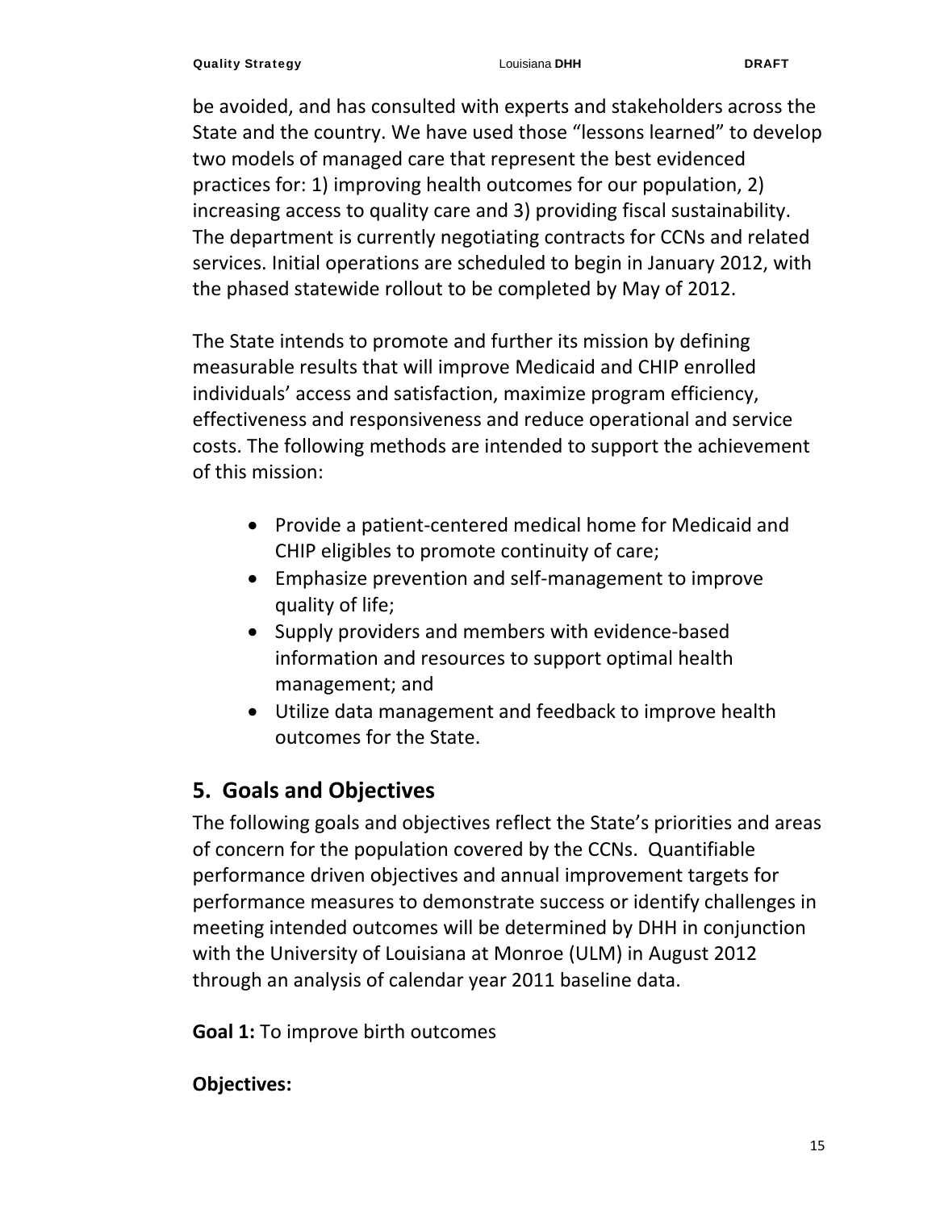be avoided, and has consulted with experts and stakeholders across the State and the country. We have used those "lessons learned" to develop two models of managed care that represent the best evidenced practices for: 1) improving health outcomes for our population, 2) increasing access to quality care and 3) providing fiscal sustainability. The department is currently negotiating contracts for CCNs and related services. Initial operations are scheduled to begin in January 2012, with the phased statewide rollout to be completed by May of 2012.

The State intends to promote and further its mission by defining measurable results that will improve Medicaid and CHIP enrolled individuals' access and satisfaction, maximize program efficiency, effectiveness and responsiveness and reduce operational and service costs. The following methods are intended to support the achievement of this mission:

- Provide a patient-centered medical home for Medicaid and CHIP eligibles to promote continuity of care;
- Emphasize prevention and self-management to improve quality of life;
- Supply providers and members with evidence-based information and resources to support optimal health management; and
- Utilize data management and feedback to improve health outcomes for the State.

## 5. Goals and Objectives

The following goals and objectives reflect the State's priorities and areas of concern for the population covered by the CCNs. Quantifiable performance driven objectives and annual improvement targets for performance measures to demonstrate success or identify challenges in meeting intended outcomes will be determined by DHH in conjunction with the University of Louisiana at Monroe (ULM) in August 2012 through an analysis of calendar year 2011 baseline data.

**Goal 1:** To improve birth outcomes

**Objectives:**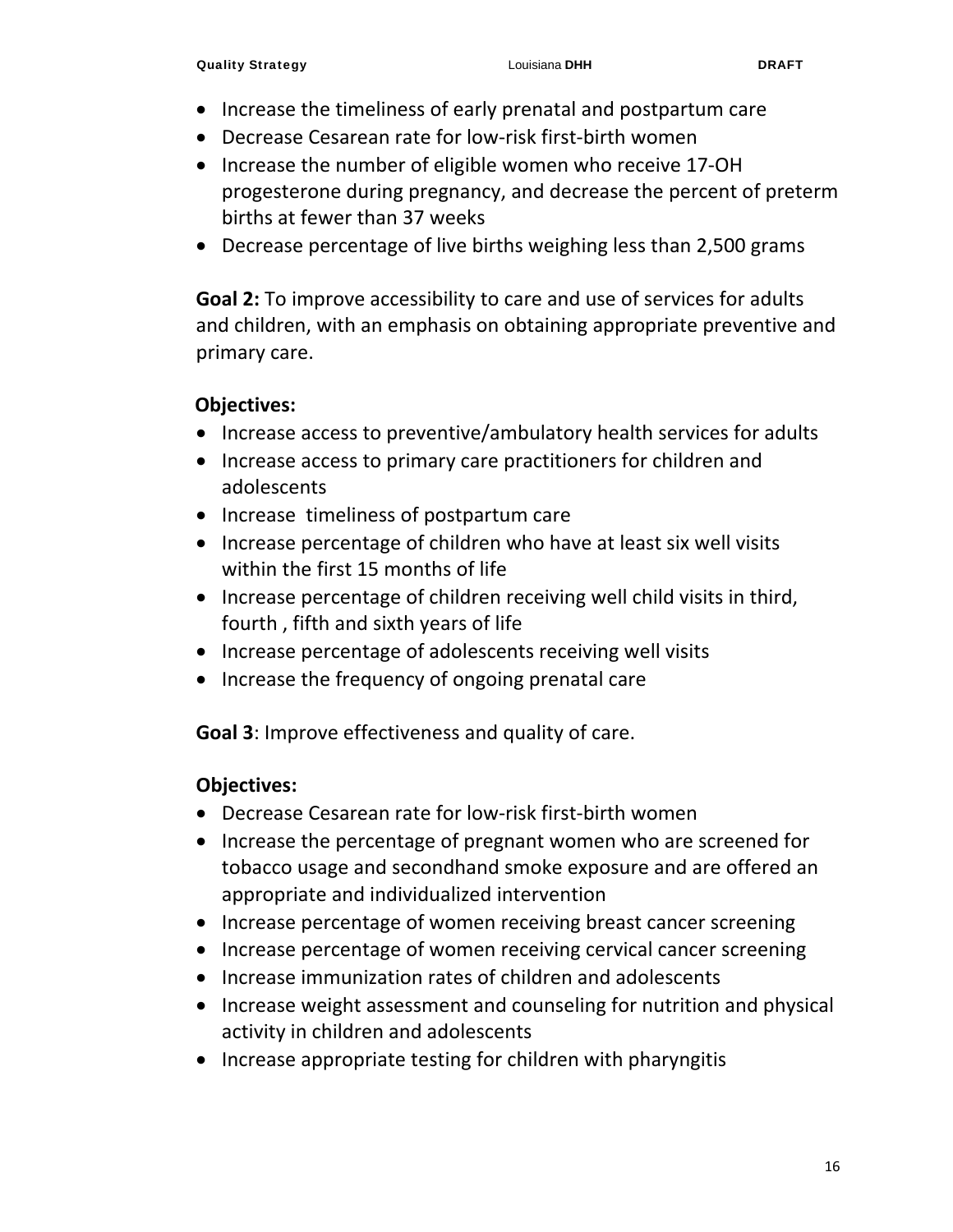- Increase the timeliness of early prenatal and postpartum care
- Decrease Cesarean rate for low-risk first-birth women
- Increase the number of eligible women who receive 17-OH progesterone during pregnancy, and decrease the percent of preterm births at fewer than 37 weeks
- Decrease percentage of live births weighing less than 2,500 grams

**Goal 2:** To improve accessibility to care and use of services for adults and children, with an emphasis on obtaining appropriate preventive and primary care.

**Objectives:**

- Increase access to preventive/ambulatory health services for adults
- Increase access to primary care practitioners for children and adolescents
- Increase timeliness of postpartum care
- Increase percentage of children who have at least six well visits within the first 15 months of life
- Increase percentage of children receiving well child visits in third, fourth , fifth and sixth years of life
- Increase percentage of adolescents receiving well visits
- Increase the frequency of ongoing prenatal care

**Goal 3**: Improve effectiveness and quality of care.

**Objectives:**

- Decrease Cesarean rate for low-risk first-birth women
- Increase the percentage of pregnant women who are screened for tobacco usage and secondhand smoke exposure and are offered an appropriate and individualized intervention
- Increase percentage of women receiving breast cancer screening
- Increase percentage of women receiving cervical cancer screening
- Increase immunization rates of children and adolescents
- Increase weight assessment and counseling for nutrition and physical activity in children and adolescents
- Increase appropriate testing for children with pharyngitis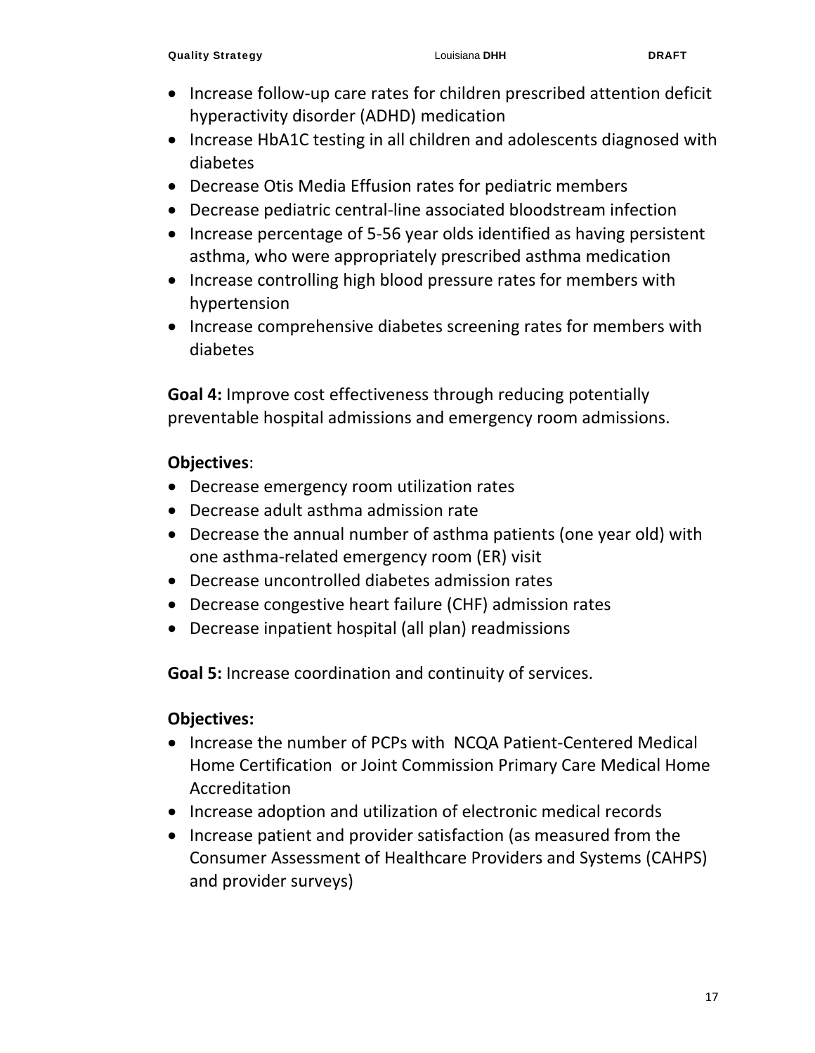- Increase follow-up care rates for children prescribed attention deficit hyperactivity disorder (ADHD) medication
- Increase HbA1C testing in all children and adolescents diagnosed with diabetes
- Decrease Otis Media Effusion rates for pediatric members
- Decrease pediatric central-line associated bloodstream infection
- Increase percentage of 5-56 year olds identified as having persistent asthma, who were appropriately prescribed asthma medication
- Increase controlling high blood pressure rates for members with hypertension
- Increase comprehensive diabetes screening rates for members with diabetes

**Goal 4:** Improve cost effectiveness through reducing potentially preventable hospital admissions and emergency room admissions.

**Objectives**:

- Decrease emergency room utilization rates
- Decrease adult asthma admission rate
- Decrease the annual number of asthma patients (one year old) with one asthma-related emergency room (ER) visit
- Decrease uncontrolled diabetes admission rates
- Decrease congestive heart failure (CHF) admission rates
- Decrease inpatient hospital (all plan) readmissions

**Goal 5:** Increase coordination and continuity of services.

**Objectives:**

- Increase the number of PCPs with NCQA Patient-Centered Medical Home Certification or Joint Commission Primary Care Medical Home Accreditation
- Increase adoption and utilization of electronic medical records
- Increase patient and provider satisfaction (as measured from the Consumer Assessment of Healthcare Providers and Systems (CAHPS) and provider surveys)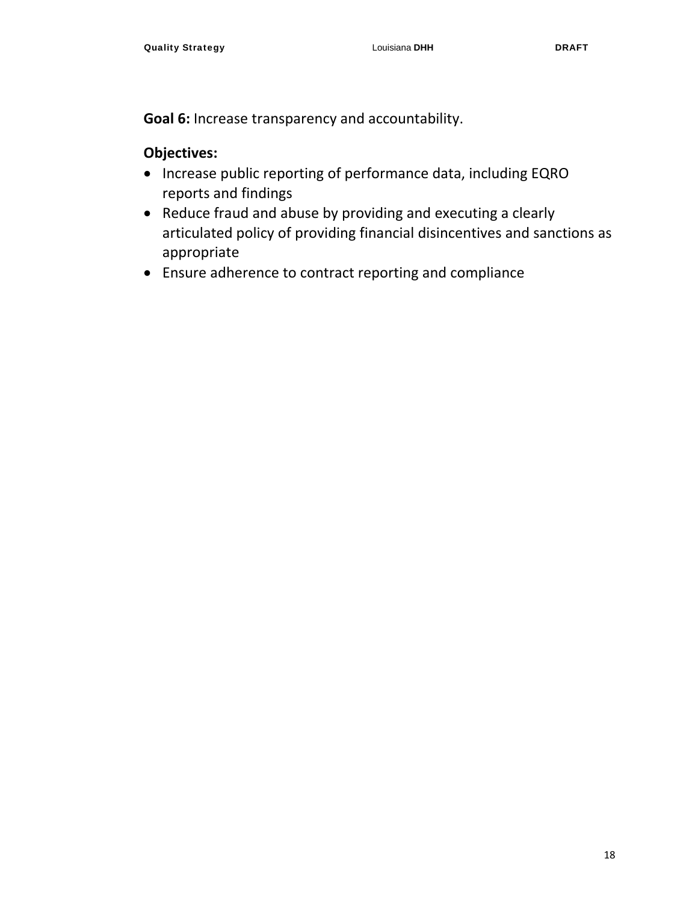**Goal 6:** Increase transparency and accountability.

**Objectives:**

- Increase public reporting of performance data, including EQRO reports and findings
- Reduce fraud and abuse by providing and executing a clearly articulated policy of providing financial disincentives and sanctions as appropriate
- Ensure adherence to contract reporting and compliance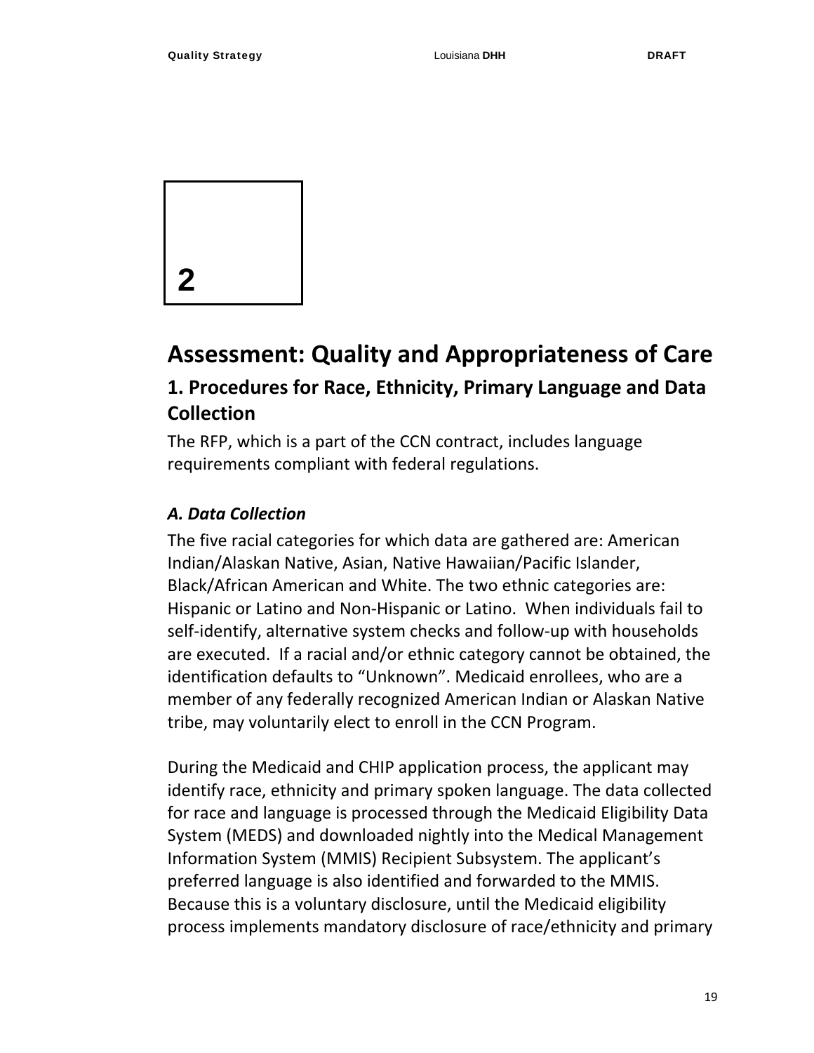2

# Assessment: Quality and Appropriateness of Care

## 1. Procedures for Race, Ethnicity, Primary Language and Data Collection

The RFP, which is a part of the CCN contract, includes language requirements compliant with federal regulations.

### *A. Data Collection*

The five racial categories for which data are gathered are: American Indian/Alaskan Native, Asian, Native Hawaiian/Pacific Islander, Black/African American and White. The two ethnic categories are: Hispanic or Latino and Non-Hispanic or Latino. When individuals fail to self-identify, alternative system checks and follow-up with households are executed. If a racial and/or ethnic category cannot be obtained, the identification defaults to "Unknown". Medicaid enrollees, who are a member of any federally recognized American Indian or Alaskan Native tribe, may voluntarily elect to enroll in the CCN Program.

During the Medicaid and CHIP application process, the applicant may identify race, ethnicity and primary spoken language. The data collected for race and language is processed through the Medicaid Eligibility Data System (MEDS) and downloaded nightly into the Medical Management Information System (MMIS) Recipient Subsystem. The applicant's preferred language is also identified and forwarded to the MMIS. Because this is a voluntary disclosure, until the Medicaid eligibility process implements mandatory disclosure of race/ethnicity and primary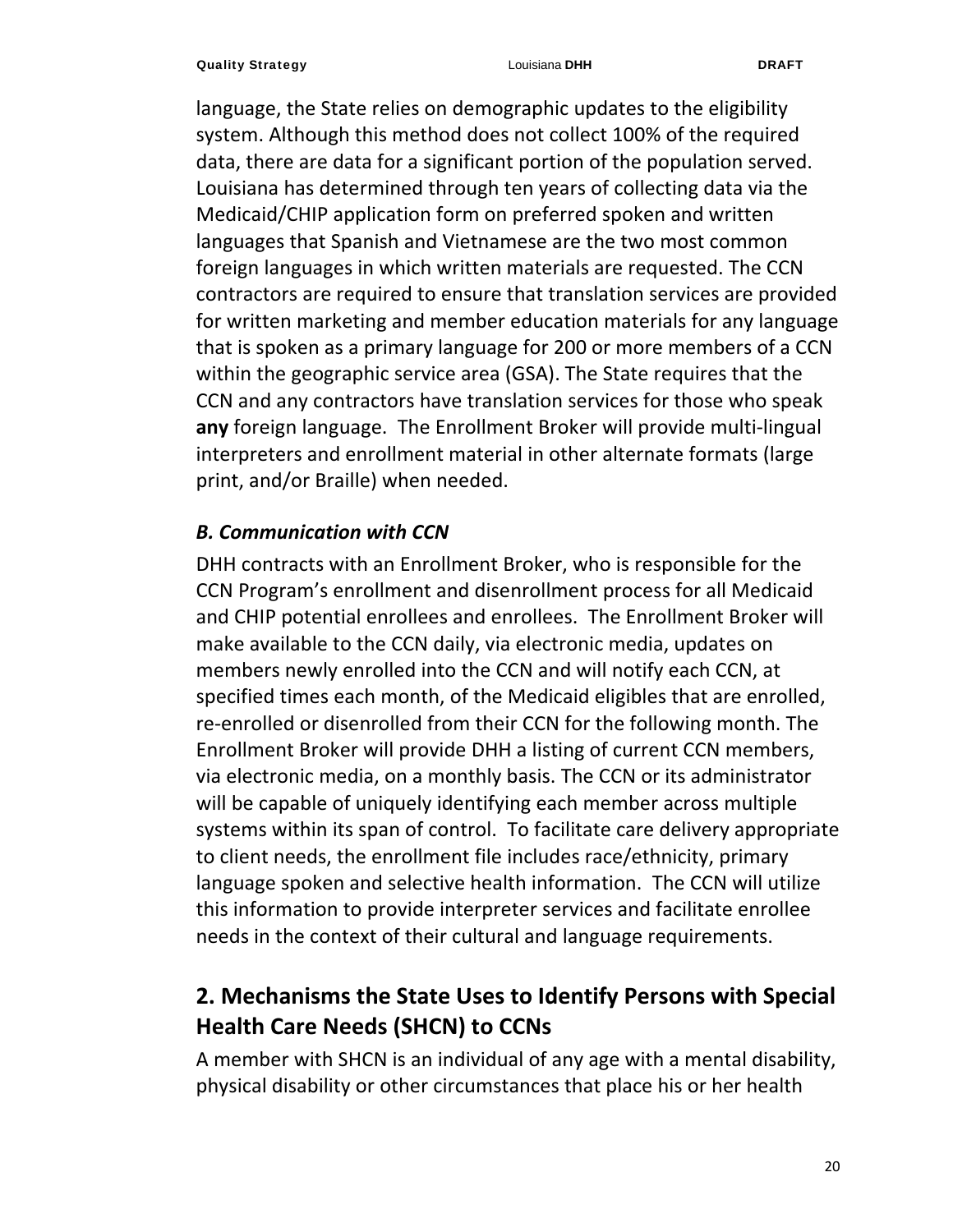language, the State relies on demographic updates to the eligibility system. Although this method does not collect 100% of the required data, there are data for a significant portion of the population served. Louisiana has determined through ten years of collecting data via the Medicaid/CHIP application form on preferred spoken and written languages that Spanish and Vietnamese are the two most common foreign languages in which written materials are requested. The CCN contractors are required to ensure that translation services are provided for written marketing and member education materials for any language that is spoken as a primary language for 200 or more members of a CCN within the geographic service area (GSA). The State requires that the CCN and any contractors have translation services for those who speak **any** foreign language. The Enrollment Broker will provide multi-lingual interpreters and enrollment material in other alternate formats (large print, and/or Braille) when needed.

### *B. Communication with CCN*

DHH contracts with an Enrollment Broker, who is responsible for the CCN Program's enrollment and disenrollment process for all Medicaid and CHIP potential enrollees and enrollees. The Enrollment Broker will make available to the CCN daily, via electronic media, updates on members newly enrolled into the CCN and will notify each CCN, at specified times each month, of the Medicaid eligibles that are enrolled, re-enrolled or disenrolled from their CCN for the following month. The Enrollment Broker will provide DHH a listing of current CCN members, via electronic media, on a monthly basis. The CCN or its administrator will be capable of uniquely identifying each member across multiple systems within its span of control. To facilitate care delivery appropriate to client needs, the enrollment file includes race/ethnicity, primary language spoken and selective health information. The CCN will utilize this information to provide interpreter services and facilitate enrollee needs in the context of their cultural and language requirements.

## 2. Mechanisms the State Uses to Identify Persons with Special Health Care Needs (SHCN) to CCNs

A member with SHCN is an individual of any age with a mental disability, physical disability or other circumstances that place his or her health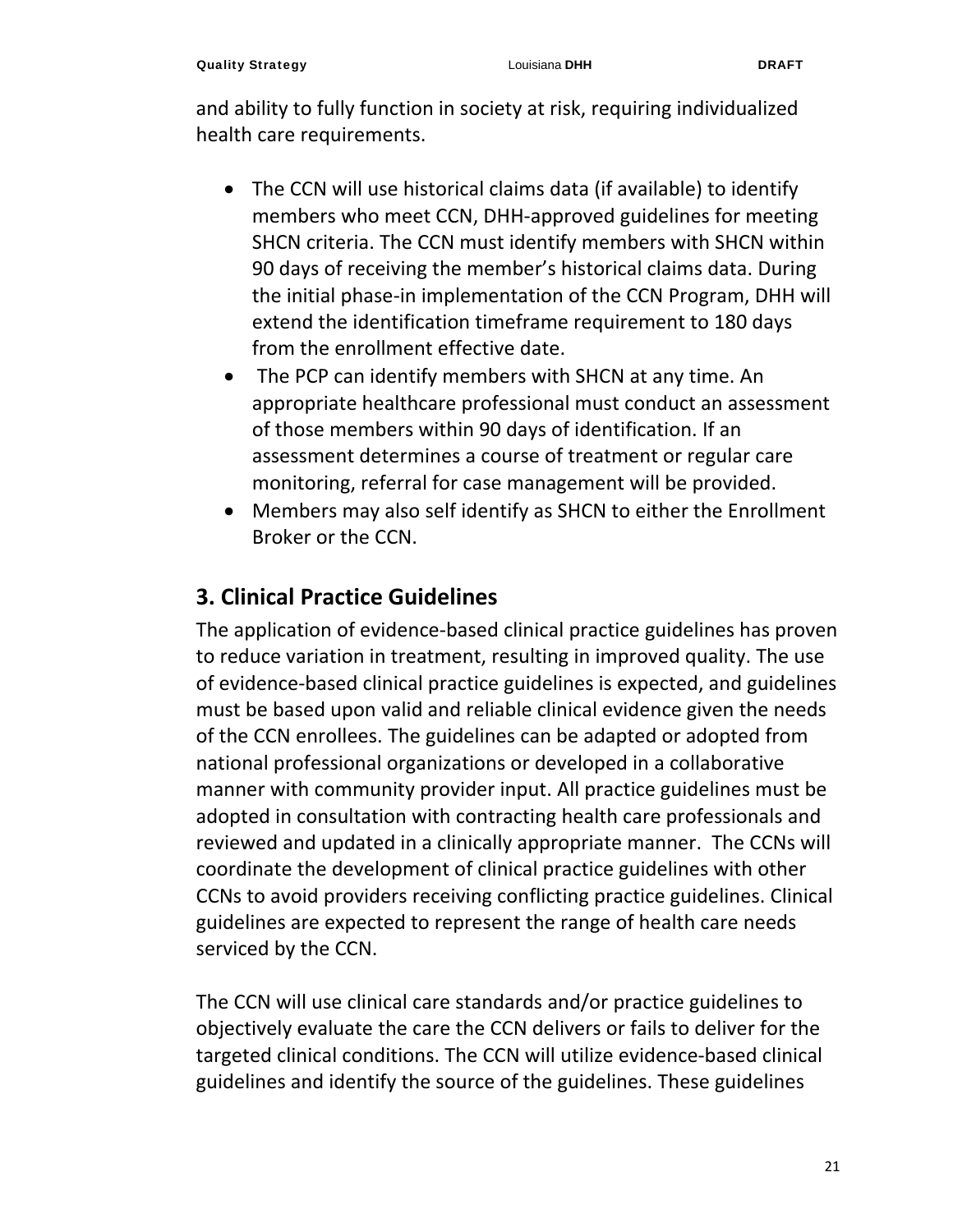and ability to fully function in society at risk, requiring individualized health care requirements.

- The CCN will use historical claims data (if available) to identify members who meet CCN, DHH-approved guidelines for meeting SHCN criteria. The CCN must identify members with SHCN within 90 days of receiving the member's historical claims data. During the initial phase-in implementation of the CCN Program, DHH will extend the identification timeframe requirement to 180 days from the enrollment effective date.
- The PCP can identify members with SHCN at any time. An appropriate healthcare professional must conduct an assessment of those members within 90 days of identification. If an assessment determines a course of treatment or regular care monitoring, referral for case management will be provided.
- Members may also self identify as SHCN to either the Enrollment Broker or the CCN.

## 3. Clinical Practice Guidelines

The application of evidence-based clinical practice guidelines has proven to reduce variation in treatment, resulting in improved quality. The use of evidence-based clinical practice guidelines is expected, and guidelines must be based upon valid and reliable clinical evidence given the needs of the CCN enrollees. The guidelines can be adapted or adopted from national professional organizations or developed in a collaborative manner with community provider input. All practice guidelines must be adopted in consultation with contracting health care professionals and reviewed and updated in a clinically appropriate manner. The CCNs will coordinate the development of clinical practice guidelines with other CCNs to avoid providers receiving conflicting practice guidelines. Clinical guidelines are expected to represent the range of health care needs serviced by the CCN.

The CCN will use clinical care standards and/or practice guidelines to objectively evaluate the care the CCN delivers or fails to deliver for the targeted clinical conditions. The CCN will utilize evidence-based clinical guidelines and identify the source of the guidelines. These guidelines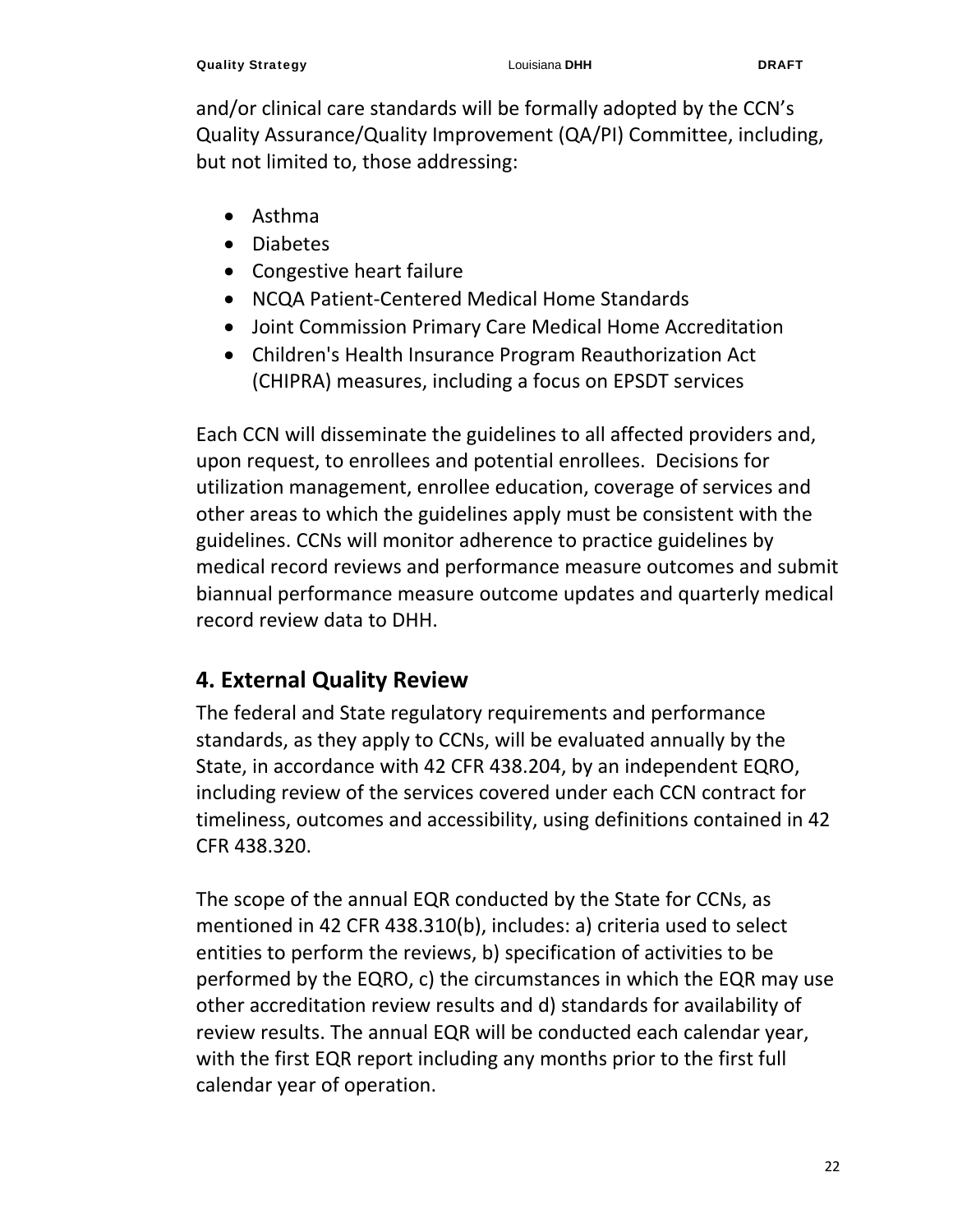and/or clinical care standards will be formally adopted by the CCN's Quality Assurance/Quality Improvement (QA/PI) Committee, including, but not limited to, those addressing:

- Asthma
- Diabetes
- Congestive heart failure
- NCQA Patient-Centered Medical Home Standards
- Joint Commission Primary Care Medical Home Accreditation
- Children's Health Insurance Program Reauthorization Act (CHIPRA) measures, including a focus on EPSDT services

Each CCN will disseminate the guidelines to all affected providers and, upon request, to enrollees and potential enrollees. Decisions for utilization management, enrollee education, coverage of services and other areas to which the guidelines apply must be consistent with the guidelines. CCNs will monitor adherence to practice guidelines by medical record reviews and performance measure outcomes and submit biannual performance measure outcome updates and quarterly medical record review data to DHH.

## 4. External Quality Review

The federal and State regulatory requirements and performance standards, as they apply to CCNs, will be evaluated annually by the State, in accordance with 42 CFR 438.204, by an independent EQRO, including review of the services covered under each CCN contract for timeliness, outcomes and accessibility, using definitions contained in 42 CFR 438.320.

The scope of the annual EQR conducted by the State for CCNs, as mentioned in 42 CFR 438.310(b), includes: a) criteria used to select entities to perform the reviews, b) specification of activities to be performed by the EQRO, c) the circumstances in which the EQR may use other accreditation review results and d) standards for availability of review results. The annual EQR will be conducted each calendar year, with the first EQR report including any months prior to the first full calendar year of operation.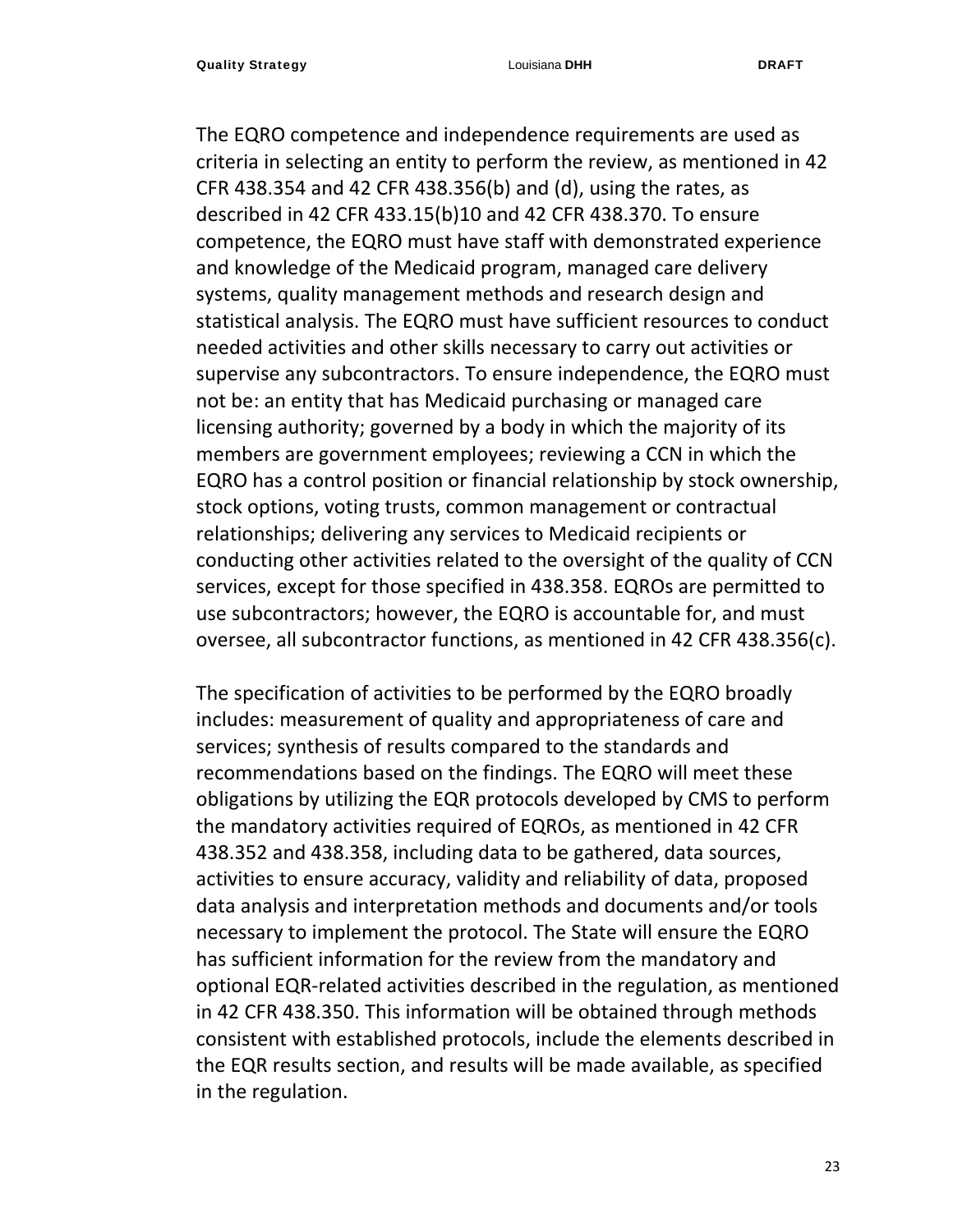The EQRO competence and independence requirements are used as criteria in selecting an entity to perform the review, as mentioned in 42 CFR 438.354 and 42 CFR 438.356(b) and (d), using the rates, as described in 42 CFR 433.15(b)10 and 42 CFR 438.370. To ensure competence, the EQRO must have staff with demonstrated experience and knowledge of the Medicaid program, managed care delivery systems, quality management methods and research design and statistical analysis. The EQRO must have sufficient resources to conduct needed activities and other skills necessary to carry out activities or supervise any subcontractors. To ensure independence, the EQRO must not be: an entity that has Medicaid purchasing or managed care licensing authority; governed by a body in which the majority of its members are government employees; reviewing a CCN in which the EQRO has a control position or financial relationship by stock ownership, stock options, voting trusts, common management or contractual relationships; delivering any services to Medicaid recipients or conducting other activities related to the oversight of the quality of CCN services, except for those specified in 438.358. EQROs are permitted to use subcontractors; however, the EQRO is accountable for, and must oversee, all subcontractor functions, as mentioned in 42 CFR 438.356(c).

The specification of activities to be performed by the EQRO broadly includes: measurement of quality and appropriateness of care and services; synthesis of results compared to the standards and recommendations based on the findings. The EQRO will meet these obligations by utilizing the EQR protocols developed by CMS to perform the mandatory activities required of EQROs, as mentioned in 42 CFR 438.352 and 438.358, including data to be gathered, data sources, activities to ensure accuracy, validity and reliability of data, proposed data analysis and interpretation methods and documents and/or tools necessary to implement the protocol. The State will ensure the EQRO has sufficient information for the review from the mandatory and optional EQR-related activities described in the regulation, as mentioned in 42 CFR 438.350. This information will be obtained through methods consistent with established protocols, include the elements described in the EQR results section, and results will be made available, as specified in the regulation.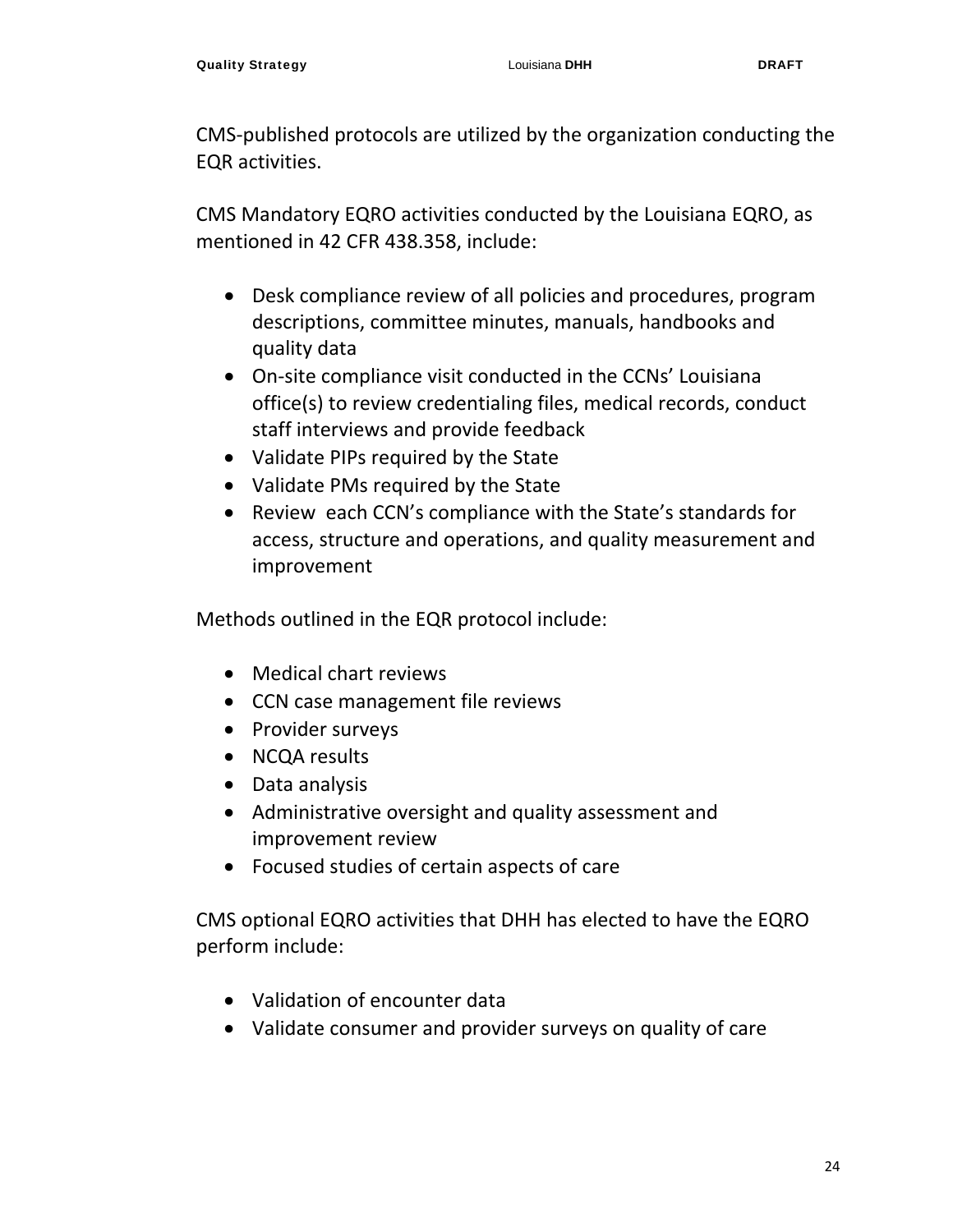CMS-published protocols are utilized by the organization conducting the EQR activities.

CMS Mandatory EQRO activities conducted by the Louisiana EQRO, as mentioned in 42 CFR 438.358, include:

- Desk compliance review of all policies and procedures, program descriptions, committee minutes, manuals, handbooks and quality data
- On-site compliance visit conducted in the CCNs' Louisiana office(s) to review credentialing files, medical records, conduct staff interviews and provide feedback
- Validate PIPs required by the State
- Validate PMs required by the State
- Review each CCN's compliance with the State's standards for access, structure and operations, and quality measurement and improvement

Methods outlined in the EQR protocol include:

- Medical chart reviews
- CCN case management file reviews
- Provider surveys
- NCQA results
- Data analysis
- Administrative oversight and quality assessment and improvement review
- Focused studies of certain aspects of care

CMS optional EQRO activities that DHH has elected to have the EQRO perform include:

- Validation of encounter data
- Validate consumer and provider surveys on quality of care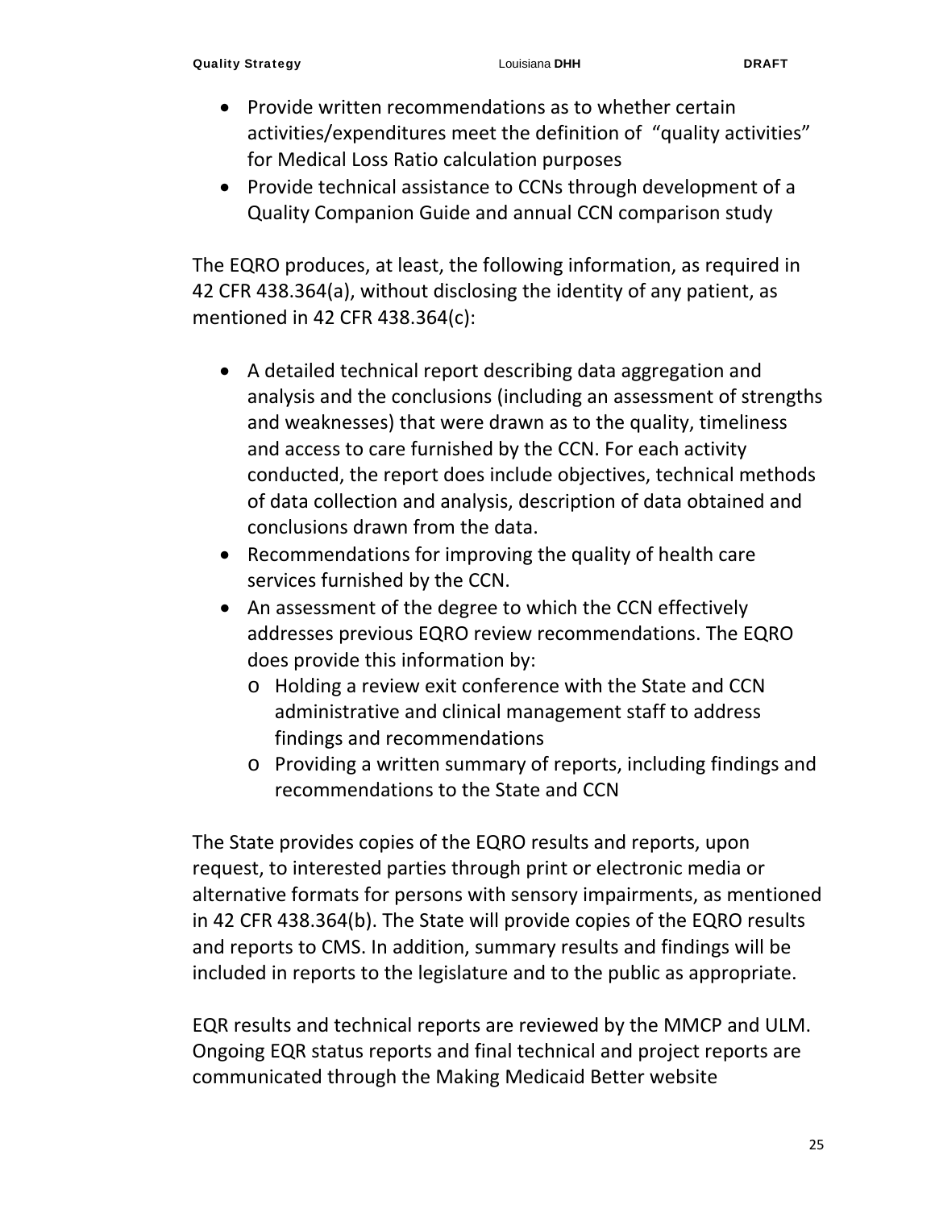- Provide written recommendations as to whether certain activities/expenditures meet the definition of "quality activities" for Medical Loss Ratio calculation purposes
- Provide technical assistance to CCNs through development of a Quality Companion Guide and annual CCN comparison study

The EQRO produces, at least, the following information, as required in 42 CFR 438.364(a), without disclosing the identity of any patient, as mentioned in 42 CFR 438.364(c):

- A detailed technical report describing data aggregation and analysis and the conclusions (including an assessment of strengths and weaknesses) that were drawn as to the quality, timeliness and access to care furnished by the CCN. For each activity conducted, the report does include objectives, technical methods of data collection and analysis, description of data obtained and conclusions drawn from the data.
- Recommendations for improving the quality of health care services furnished by the CCN.
- An assessment of the degree to which the CCN effectively addresses previous EQRO review recommendations. The EQRO does provide this information by:
    - Holding a review exit conference with the State and CCN administrative and clinical management staff to address findings and recommendations
    - Providing a written summary of reports, including findings and recommendations to the State and CCN

The State provides copies of the EQRO results and reports, upon request, to interested parties through print or electronic media or alternative formats for persons with sensory impairments, as mentioned in 42 CFR 438.364(b). The State will provide copies of the EQRO results and reports to CMS. In addition, summary results and findings will be included in reports to the legislature and to the public as appropriate.

EQR results and technical reports are reviewed by the MMCP and ULM. Ongoing EQR status reports and final technical and project reports are communicated through the Making Medicaid Better website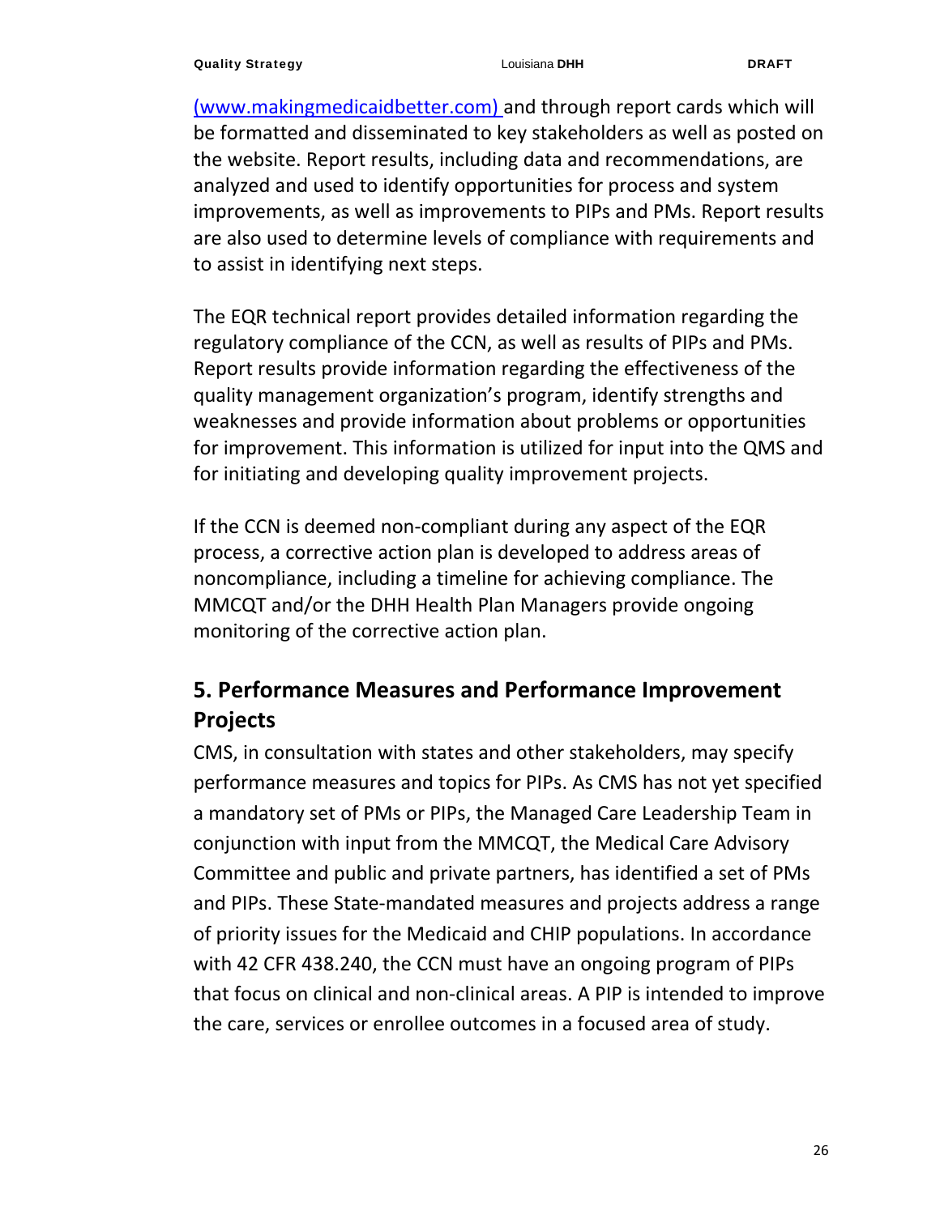(www.makingmedicaidbetter.com) and through report cards which will be formatted and disseminated to key stakeholders as well as posted on the website. Report results, including data and recommendations, are analyzed and used to identify opportunities for process and system improvements, as well as improvements to PIPs and PMs. Report results are also used to determine levels of compliance with requirements and to assist in identifying next steps.

The EQR technical report provides detailed information regarding the regulatory compliance of the CCN, as well as results of PIPs and PMs. Report results provide information regarding the effectiveness of the quality management organization's program, identify strengths and weaknesses and provide information about problems or opportunities for improvement. This information is utilized for input into the QMS and for initiating and developing quality improvement projects.

If the CCN is deemed non-compliant during any aspect of the EQR process, a corrective action plan is developed to address areas of noncompliance, including a timeline for achieving compliance. The MMCQT and/or the DHH Health Plan Managers provide ongoing monitoring of the corrective action plan.

## 5. Performance Measures and Performance Improvement Projects

CMS, in consultation with states and other stakeholders, may specify performance measures and topics for PIPs. As CMS has not yet specified a mandatory set of PMs or PIPs, the Managed Care Leadership Team in conjunction with input from the MMCQT, the Medical Care Advisory Committee and public and private partners, has identified a set of PMs and PIPs. These State-mandated measures and projects address a range of priority issues for the Medicaid and CHIP populations. In accordance with 42 CFR 438.240, the CCN must have an ongoing program of PIPs that focus on clinical and non-clinical areas. A PIP is intended to improve the care, services or enrollee outcomes in a focused area of study.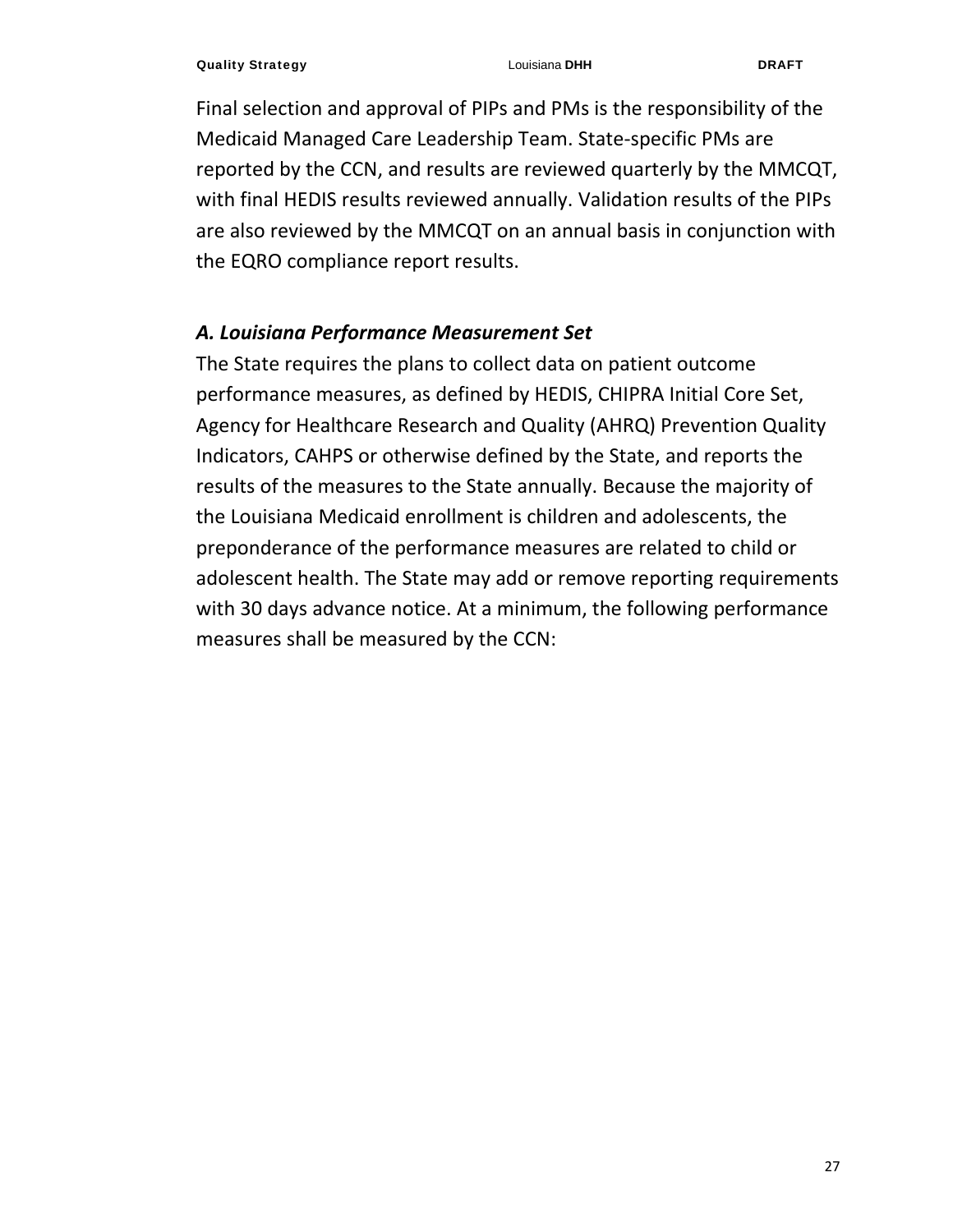Final selection and approval of PIPs and PMs is the responsibility of the Medicaid Managed Care Leadership Team. State-specific PMs are reported by the CCN, and results are reviewed quarterly by the MMCQT, with final HEDIS results reviewed annually. Validation results of the PIPs are also reviewed by the MMCQT on an annual basis in conjunction with the EQRO compliance report results.

### *A. Louisiana Performance Measurement Set*

The State requires the plans to collect data on patient outcome performance measures, as defined by HEDIS, CHIPRA Initial Core Set, Agency for Healthcare Research and Quality (AHRQ) Prevention Quality Indicators, CAHPS or otherwise defined by the State, and reports the results of the measures to the State annually. Because the majority of the Louisiana Medicaid enrollment is children and adolescents, the preponderance of the performance measures are related to child or adolescent health. The State may add or remove reporting requirements with 30 days advance notice. At a minimum, the following performance measures shall be measured by the CCN: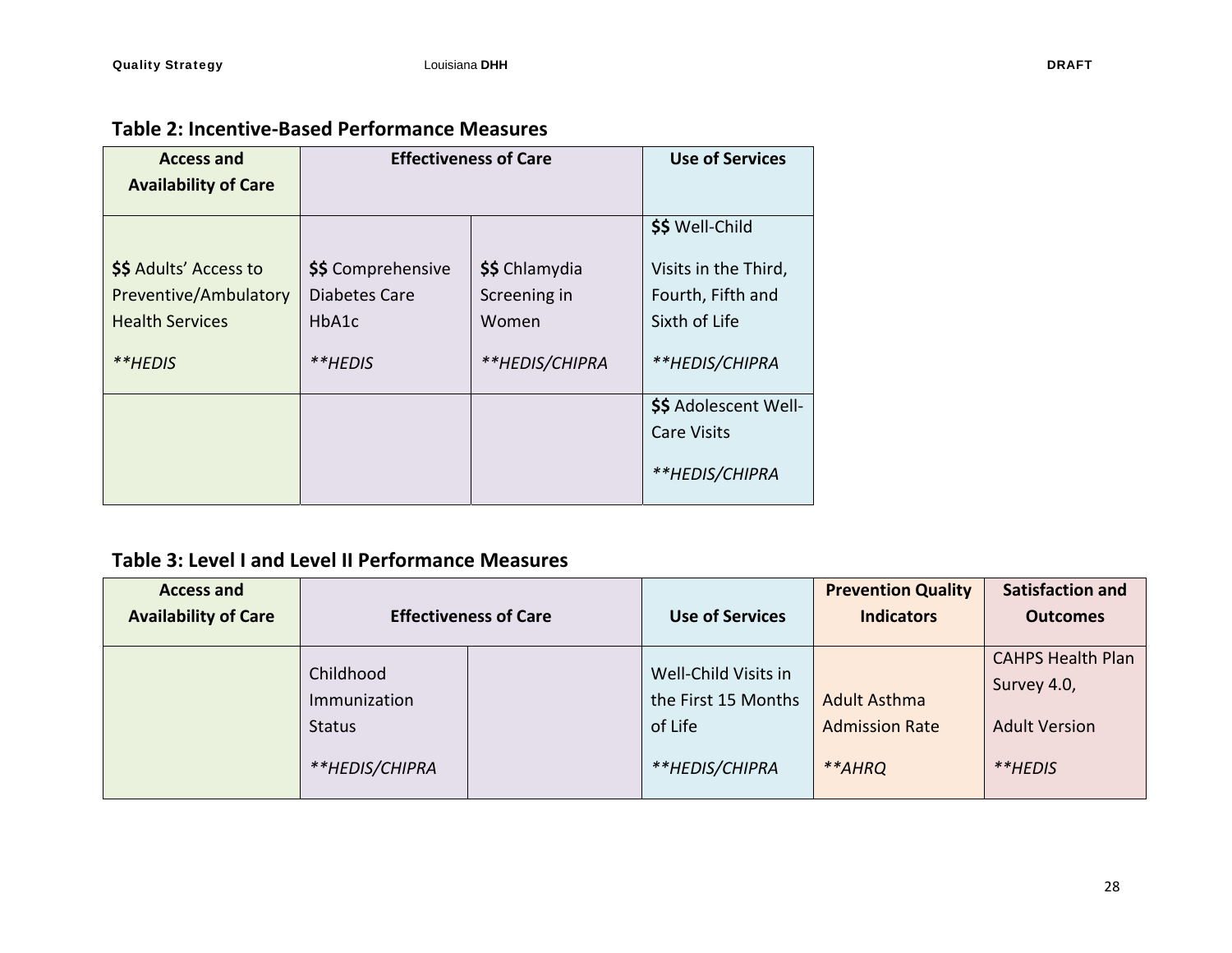## Table 2: Incentive-Based Performance Measures

| Access and Availability of Care | Effectiveness of Care | | Use of Services |
|---|---|---|---|
| **$$** Adults' Access to Preventive/Ambulatory Health Services *\*\*HEDIS* | **$$** Comprehensive Diabetes Care HbA1c *\*\*HEDIS* | **$$** Chlamydia Screening in Women *\*\*HEDIS/CHIPRA* | **$$** Well-Child Visits in the Third, Fourth, Fifth and Sixth of Life *\*\*HEDIS/CHIPRA* |
| | | | **$$** Adolescent Well-Care Visits *\*\*HEDIS/CHIPRA* |

## Table 3: Level I and Level II Performance Measures

| Access and Availability of Care | Effectiveness of Care | | Use of Services | Prevention Quality Indicators | Satisfaction and Outcomes |
|---|---|---|---|---|---|
| | Childhood Immunization Status *\*\*HEDIS/CHIPRA* | | Well-Child Visits in the First 15 Months of Life *\*\*HEDIS/CHIPRA* | Adult Asthma Admission Rate *\*\*AHRQ* | CAHPS Health Plan Survey 4.0, Adult Version *\*\*HEDIS* |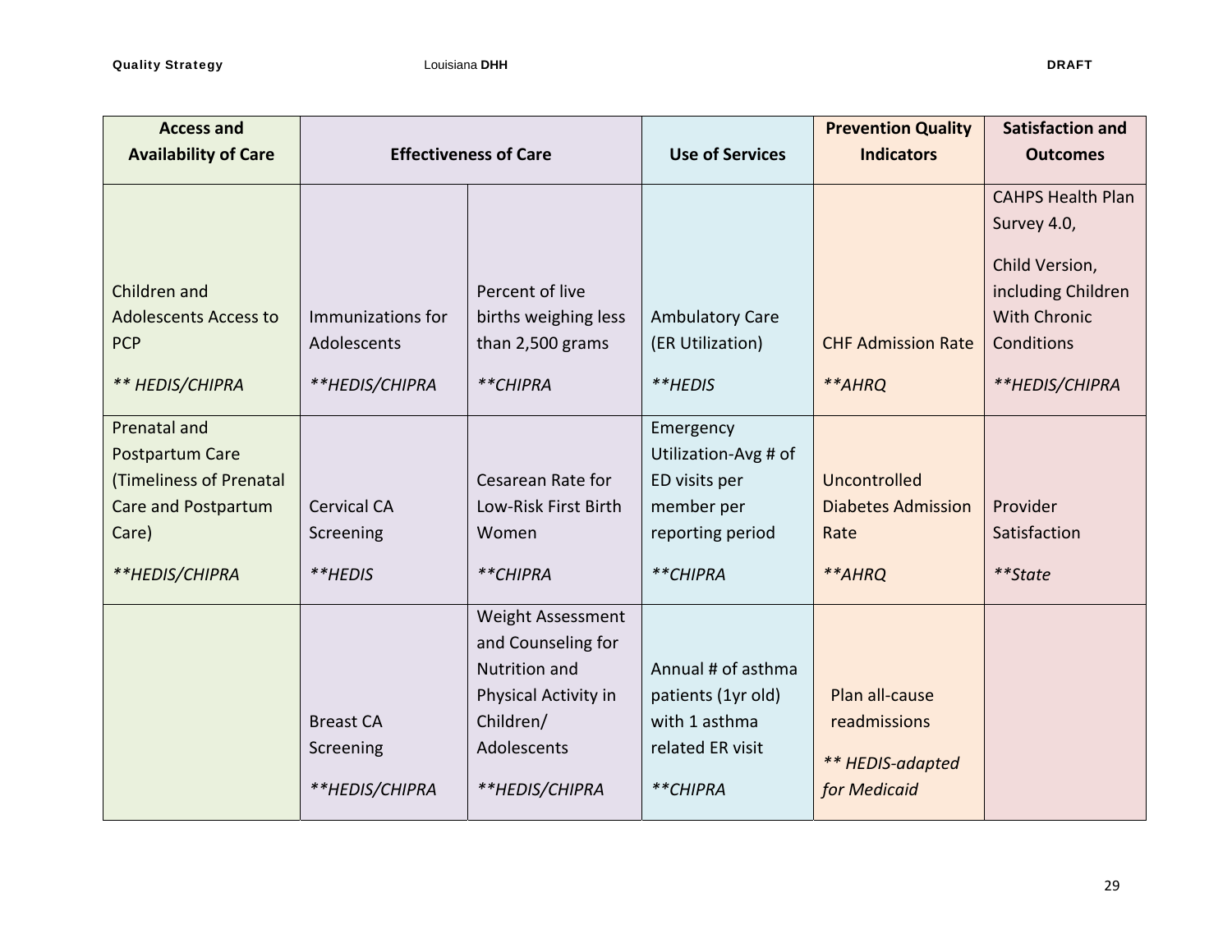| Access and Availability of Care | Effectiveness of Care | | Use of Services | Prevention Quality Indicators | Satisfaction and Outcomes |
|---|---|---|---|---|---|
| Children and Adolescents Access to PCP *** HEDIS/CHIPRA* | Immunizations for Adolescents ***HEDIS/CHIPRA* | Percent of live births weighing less than 2,500 grams ***CHIPRA* | Ambulatory Care (ER Utilization) ***HEDIS* | CHF Admission Rate ***AHRQ* | CAHPS Health Plan Survey 4.0, Child Version, including Children With Chronic Conditions ***HEDIS/CHIPRA* |
| Prenatal and Postpartum Care (Timeliness of Prenatal Care and Postpartum Care) ***HEDIS/CHIPRA* | Cervical CA Screening ***HEDIS* | Cesarean Rate for Low-Risk First Birth Women ***CHIPRA* | Emergency Utilization-Avg # of ED visits per member per reporting period ***CHIPRA* | Uncontrolled Diabetes Admission Rate ***AHRQ* | Provider Satisfaction ***State* |
| | Breast CA Screening ***HEDIS/CHIPRA* | Weight Assessment and Counseling for Nutrition and Physical Activity in Children/ Adolescents ***HEDIS/CHIPRA* | Annual # of asthma patients (1yr old) with 1 asthma related ER visit ***CHIPRA* | Plan all-cause readmissions *** HEDIS-adapted for Medicaid* | |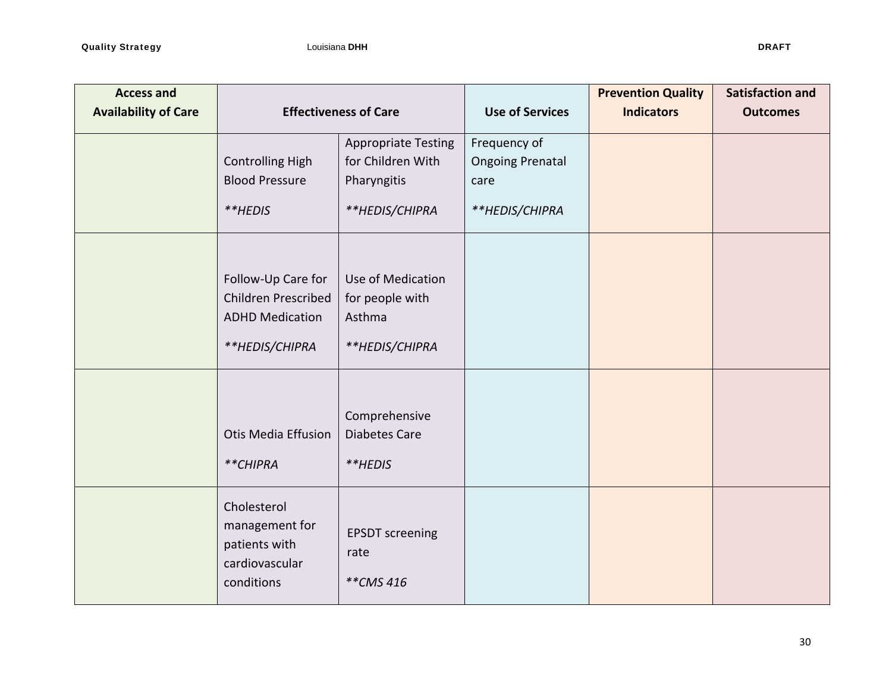| Access and Availability of Care | Effectiveness of Care | | Use of Services | Prevention Quality Indicators | Satisfaction and Outcomes |
|---|---|---|---|---|---|
| | Controlling High Blood Pressure<br><br>*\*\*HEDIS* | Appropriate Testing for Children With Pharyngitis<br><br>*\*\*HEDIS/CHIPRA* | Frequency of Ongoing Prenatal care<br><br>*\*\*HEDIS/CHIPRA* | | |
| | Follow-Up Care for Children Prescribed ADHD Medication<br><br>*\*\*HEDIS/CHIPRA* | Use of Medication for people with Asthma<br><br>*\*\*HEDIS/CHIPRA* | | | |
| | Otis Media Effusion<br><br>*\*\*CHIPRA* | Comprehensive Diabetes Care<br><br>*\*\*HEDIS* | | | |
| | Cholesterol management for patients with cardiovascular conditions | EPSDT screening rate<br><br>*\*\*CMS 416* | | | |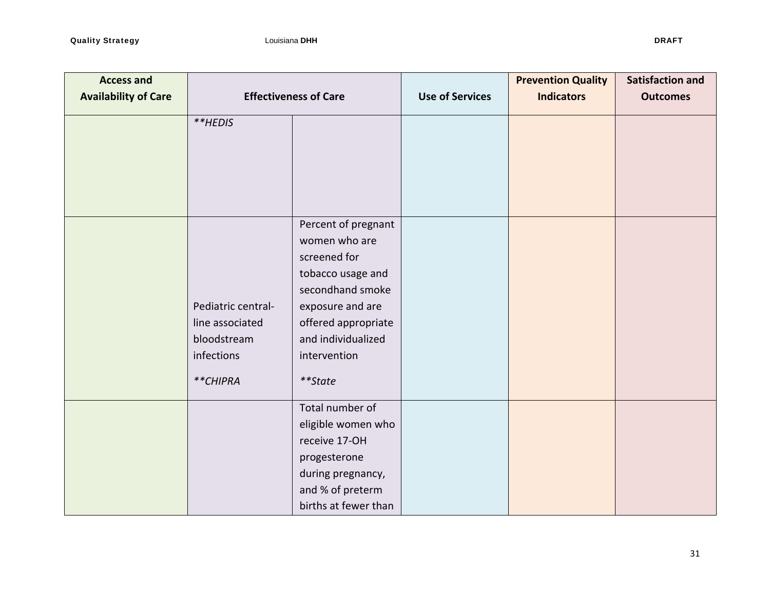| Access and Availability of Care | Effectiveness of Care | | Use of Services | Prevention Quality Indicators | Satisfaction and Outcomes |
|---|---|---|---|---|---|
| | *\*\*HEDIS* | | | | |
| | Pediatric central-line associated bloodstream infections *\*\*CHIPRA* | Percent of pregnant women who are screened for tobacco usage and secondhand smoke exposure and are offered appropriate and individualized intervention *\*\*State* | | | |
| | | Total number of eligible women who receive 17-OH progesterone during pregnancy, and % of preterm births at fewer than | | | |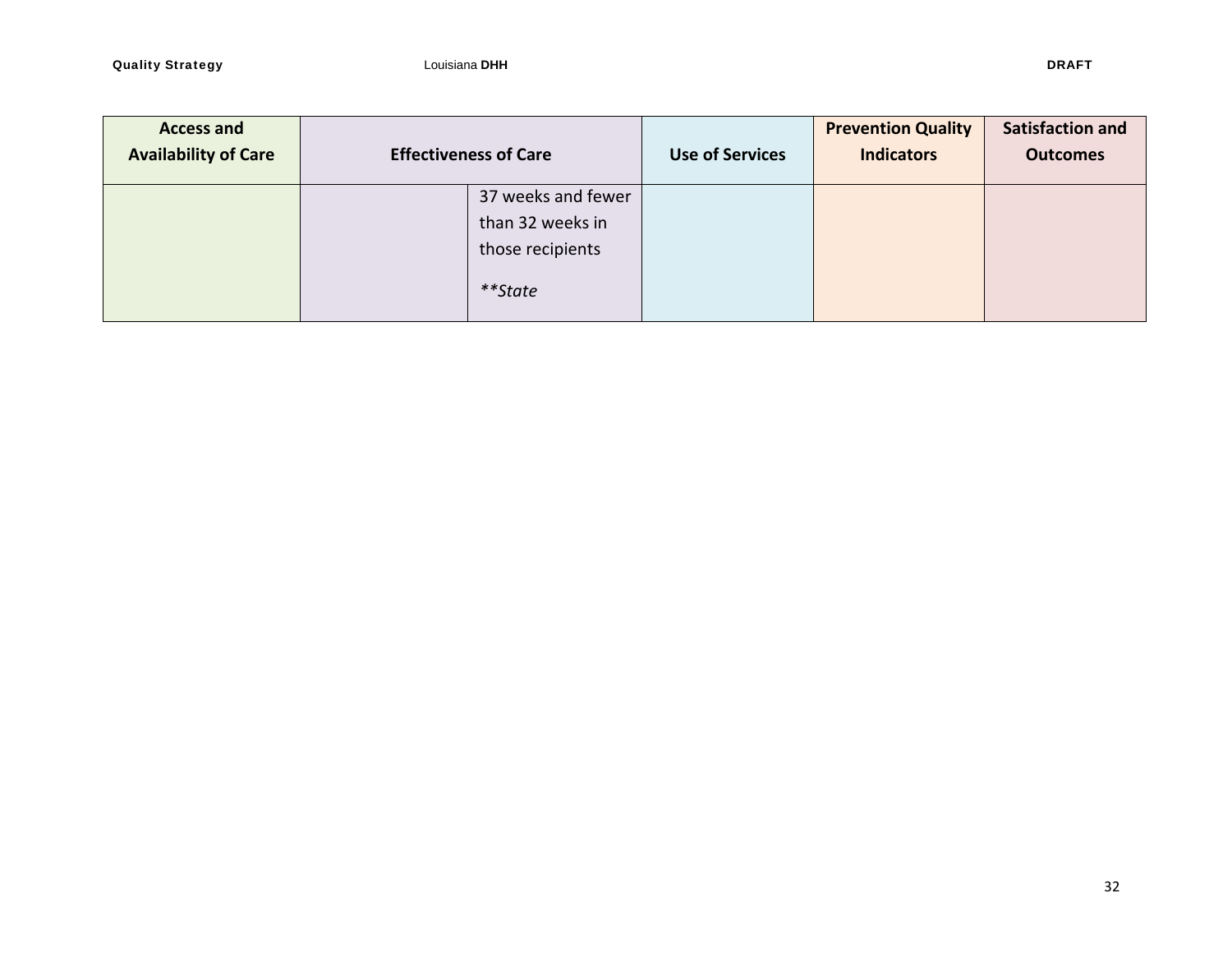| Access and Availability of Care | Effectiveness of Care | | Use of Services | Prevention Quality Indicators | Satisfaction and Outcomes |
|---|---|---|---|---|---|
| | | 37 weeks and fewer than 32 weeks in those recipients<br><br>*\*\*State* | | | |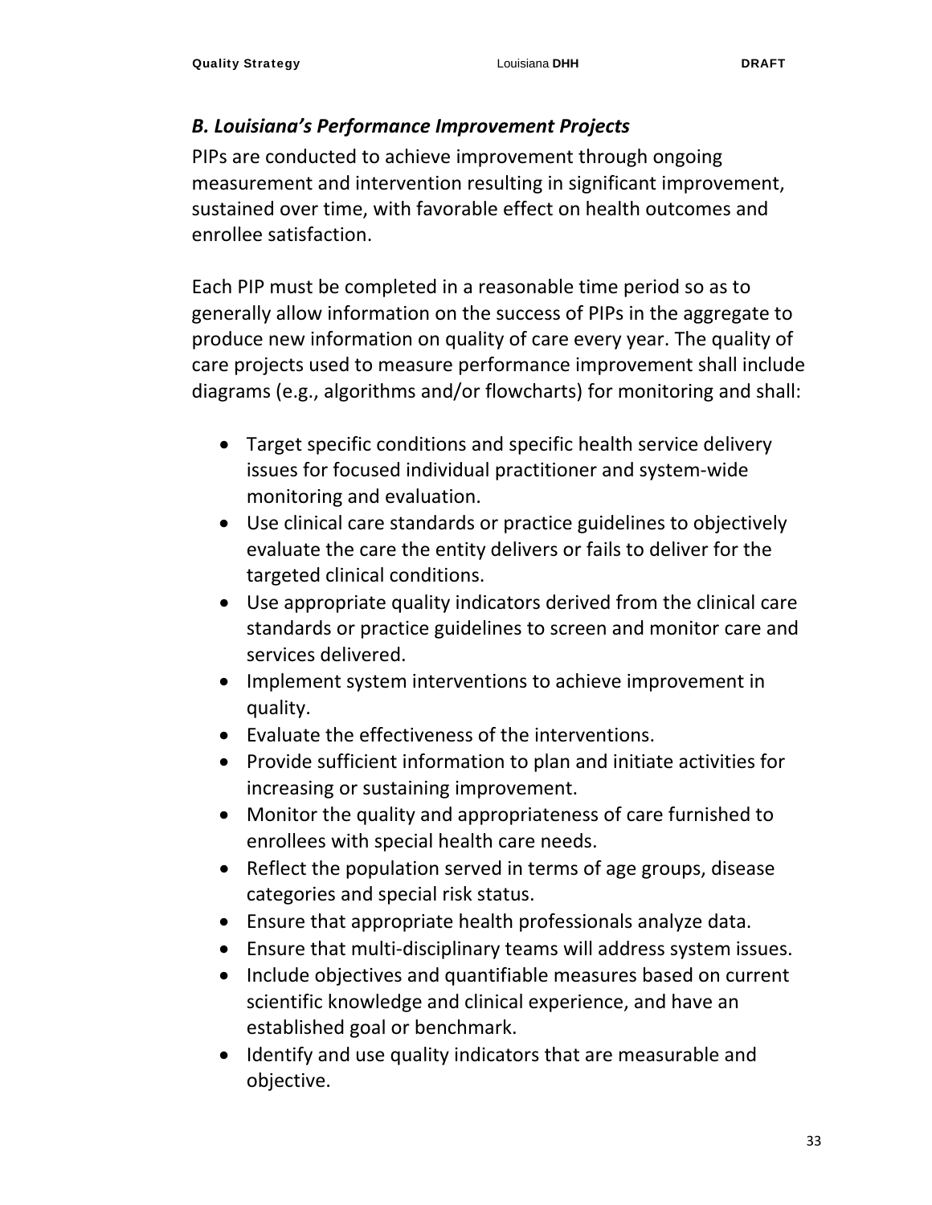### *B. Louisiana's Performance Improvement Projects*

PIPs are conducted to achieve improvement through ongoing measurement and intervention resulting in significant improvement, sustained over time, with favorable effect on health outcomes and enrollee satisfaction.

Each PIP must be completed in a reasonable time period so as to generally allow information on the success of PIPs in the aggregate to produce new information on quality of care every year. The quality of care projects used to measure performance improvement shall include diagrams (e.g., algorithms and/or flowcharts) for monitoring and shall:

- Target specific conditions and specific health service delivery issues for focused individual practitioner and system-wide monitoring and evaluation.
- Use clinical care standards or practice guidelines to objectively evaluate the care the entity delivers or fails to deliver for the targeted clinical conditions.
- Use appropriate quality indicators derived from the clinical care standards or practice guidelines to screen and monitor care and services delivered.
- Implement system interventions to achieve improvement in quality.
- Evaluate the effectiveness of the interventions.
- Provide sufficient information to plan and initiate activities for increasing or sustaining improvement.
- Monitor the quality and appropriateness of care furnished to enrollees with special health care needs.
- Reflect the population served in terms of age groups, disease categories and special risk status.
- Ensure that appropriate health professionals analyze data.
- Ensure that multi-disciplinary teams will address system issues.
- Include objectives and quantifiable measures based on current scientific knowledge and clinical experience, and have an established goal or benchmark.
- Identify and use quality indicators that are measurable and objective.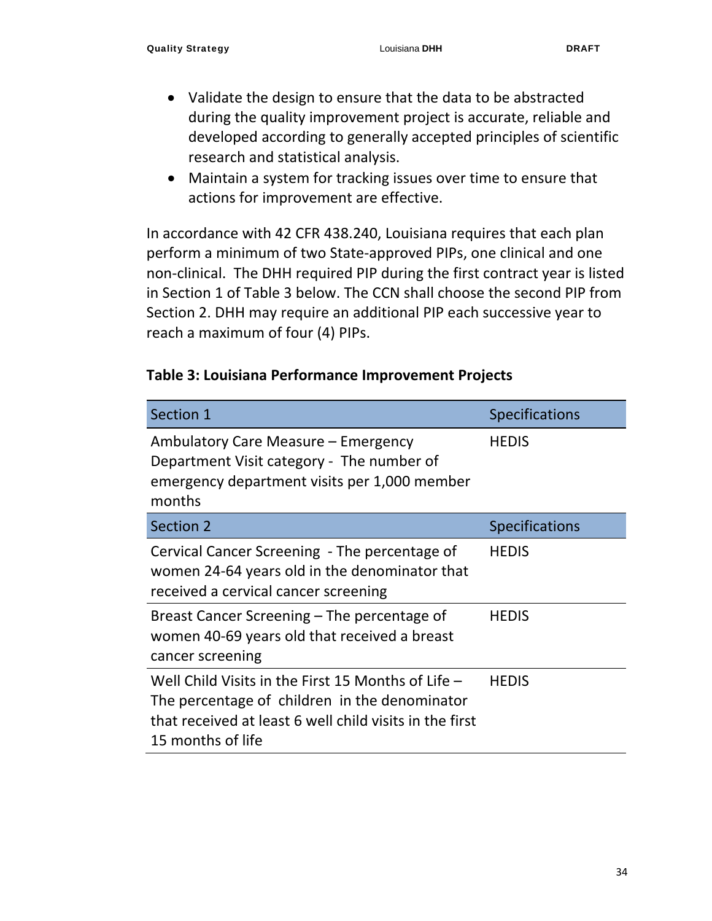- Validate the design to ensure that the data to be abstracted during the quality improvement project is accurate, reliable and developed according to generally accepted principles of scientific research and statistical analysis.
- Maintain a system for tracking issues over time to ensure that actions for improvement are effective.

In accordance with 42 CFR 438.240, Louisiana requires that each plan perform a minimum of two State-approved PIPs, one clinical and one non-clinical. The DHH required PIP during the first contract year is listed in Section 1 of Table 3 below. The CCN shall choose the second PIP from Section 2. DHH may require an additional PIP each successive year to reach a maximum of four (4) PIPs.

**Table 3: Louisiana Performance Improvement Projects**

| Section 1 | Specifications |
|---|---|
| Ambulatory Care Measure – Emergency Department Visit category - The number of emergency department visits per 1,000 member months | HEDIS |
| **Section 2** | **Specifications** |
| Cervical Cancer Screening - The percentage of women 24-64 years old in the denominator that received a cervical cancer screening | HEDIS |
| Breast Cancer Screening – The percentage of women 40-69 years old that received a breast cancer screening | HEDIS |
| Well Child Visits in the First 15 Months of Life – The percentage of children in the denominator that received at least 6 well child visits in the first 15 months of life | HEDIS |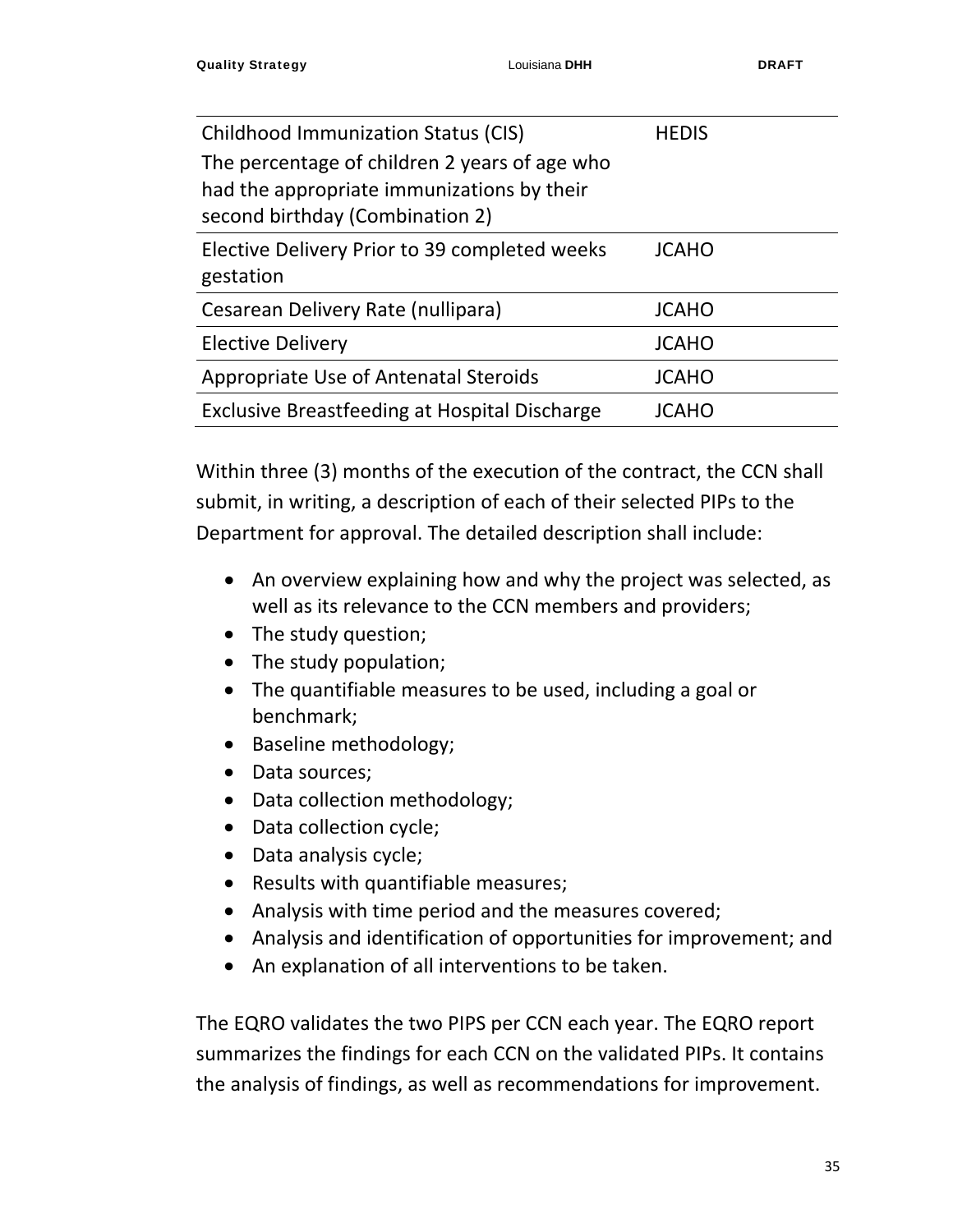| | |
|---|---|
| Childhood Immunization Status (CIS)<br>The percentage of children 2 years of age who had the appropriate immunizations by their second birthday (Combination 2) | HEDIS |
| Elective Delivery Prior to 39 completed weeks gestation | JCAHO |
| Cesarean Delivery Rate (nullipara) | JCAHO |
| Elective Delivery | JCAHO |
| Appropriate Use of Antenatal Steroids | JCAHO |
| Exclusive Breastfeeding at Hospital Discharge | JCAHO |

Within three (3) months of the execution of the contract, the CCN shall submit, in writing, a description of each of their selected PIPs to the Department for approval. The detailed description shall include:

- An overview explaining how and why the project was selected, as well as its relevance to the CCN members and providers;
- The study question;
- The study population;
- The quantifiable measures to be used, including a goal or benchmark;
- Baseline methodology;
- Data sources;
- Data collection methodology;
- Data collection cycle;
- Data analysis cycle;
- Results with quantifiable measures;
- Analysis with time period and the measures covered;
- Analysis and identification of opportunities for improvement; and
- An explanation of all interventions to be taken.

The EQRO validates the two PIPS per CCN each year. The EQRO report summarizes the findings for each CCN on the validated PIPs. It contains the analysis of findings, as well as recommendations for improvement.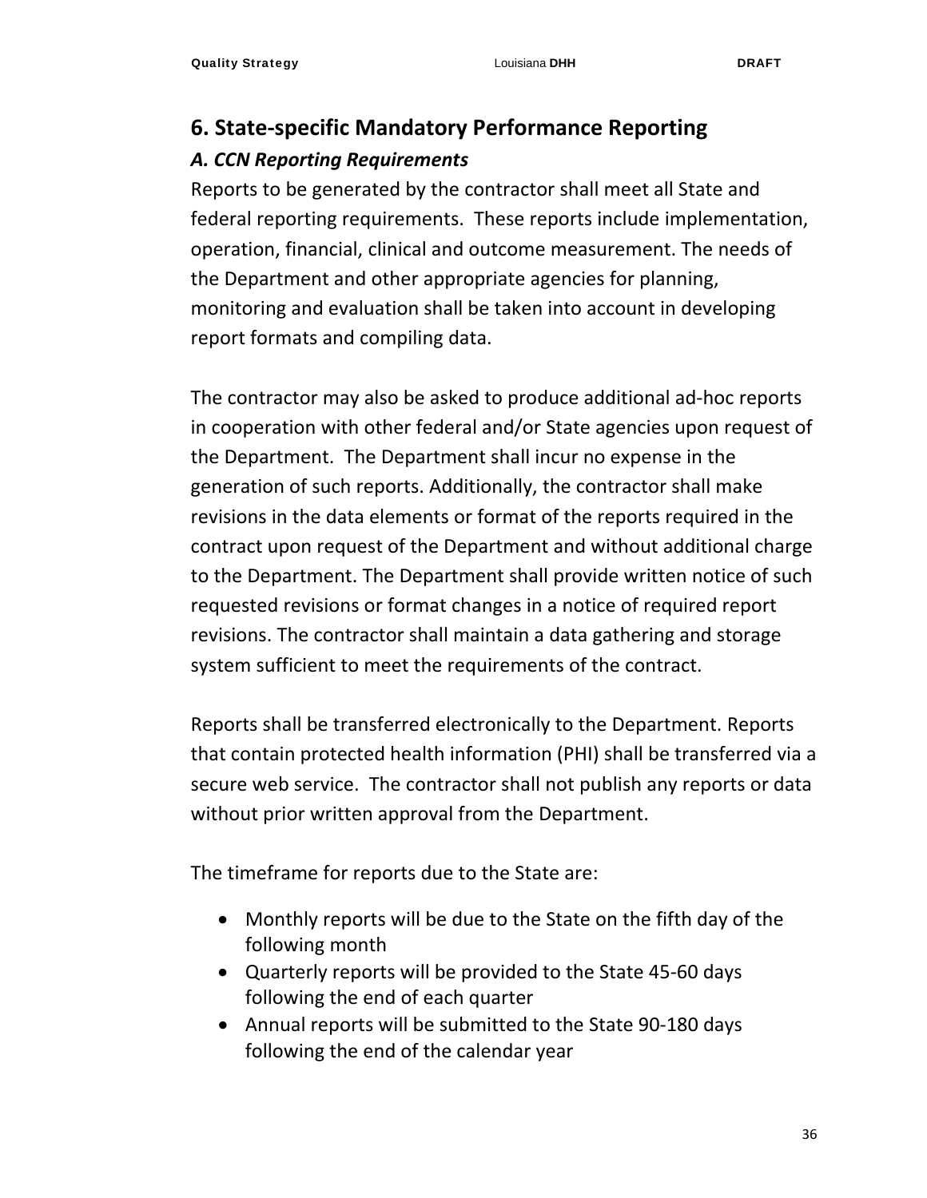## 6. State-specific Mandatory Performance Reporting

### *A. CCN Reporting Requirements*

Reports to be generated by the contractor shall meet all State and federal reporting requirements. These reports include implementation, operation, financial, clinical and outcome measurement. The needs of the Department and other appropriate agencies for planning, monitoring and evaluation shall be taken into account in developing report formats and compiling data.

The contractor may also be asked to produce additional ad-hoc reports in cooperation with other federal and/or State agencies upon request of the Department. The Department shall incur no expense in the generation of such reports. Additionally, the contractor shall make revisions in the data elements or format of the reports required in the contract upon request of the Department and without additional charge to the Department. The Department shall provide written notice of such requested revisions or format changes in a notice of required report revisions. The contractor shall maintain a data gathering and storage system sufficient to meet the requirements of the contract.

Reports shall be transferred electronically to the Department. Reports that contain protected health information (PHI) shall be transferred via a secure web service. The contractor shall not publish any reports or data without prior written approval from the Department.

The timeframe for reports due to the State are:

- Monthly reports will be due to the State on the fifth day of the following month
- Quarterly reports will be provided to the State 45-60 days following the end of each quarter
- Annual reports will be submitted to the State 90-180 days following the end of the calendar year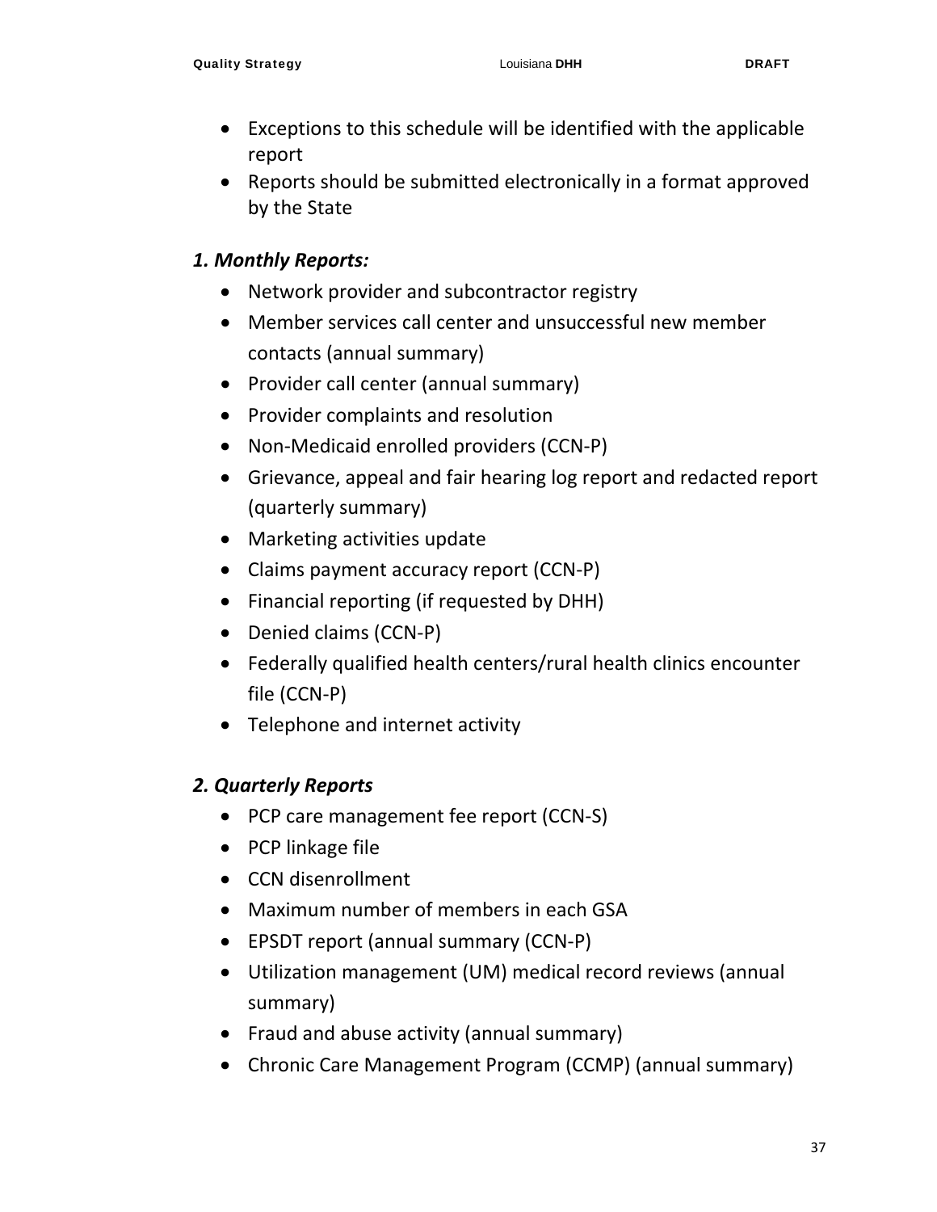- Exceptions to this schedule will be identified with the applicable report
- Reports should be submitted electronically in a format approved by the State

### *1. Monthly Reports:*

- Network provider and subcontractor registry
- Member services call center and unsuccessful new member contacts (annual summary)
- Provider call center (annual summary)
- Provider complaints and resolution
- Non-Medicaid enrolled providers (CCN-P)
- Grievance, appeal and fair hearing log report and redacted report (quarterly summary)
- Marketing activities update
- Claims payment accuracy report (CCN-P)
- Financial reporting (if requested by DHH)
- Denied claims (CCN-P)
- Federally qualified health centers/rural health clinics encounter file (CCN-P)
- Telephone and internet activity

### *2. Quarterly Reports*

- PCP care management fee report (CCN-S)
- PCP linkage file
- CCN disenrollment
- Maximum number of members in each GSA
- EPSDT report (annual summary (CCN-P)
- Utilization management (UM) medical record reviews (annual summary)
- Fraud and abuse activity (annual summary)
- Chronic Care Management Program (CCMP) (annual summary)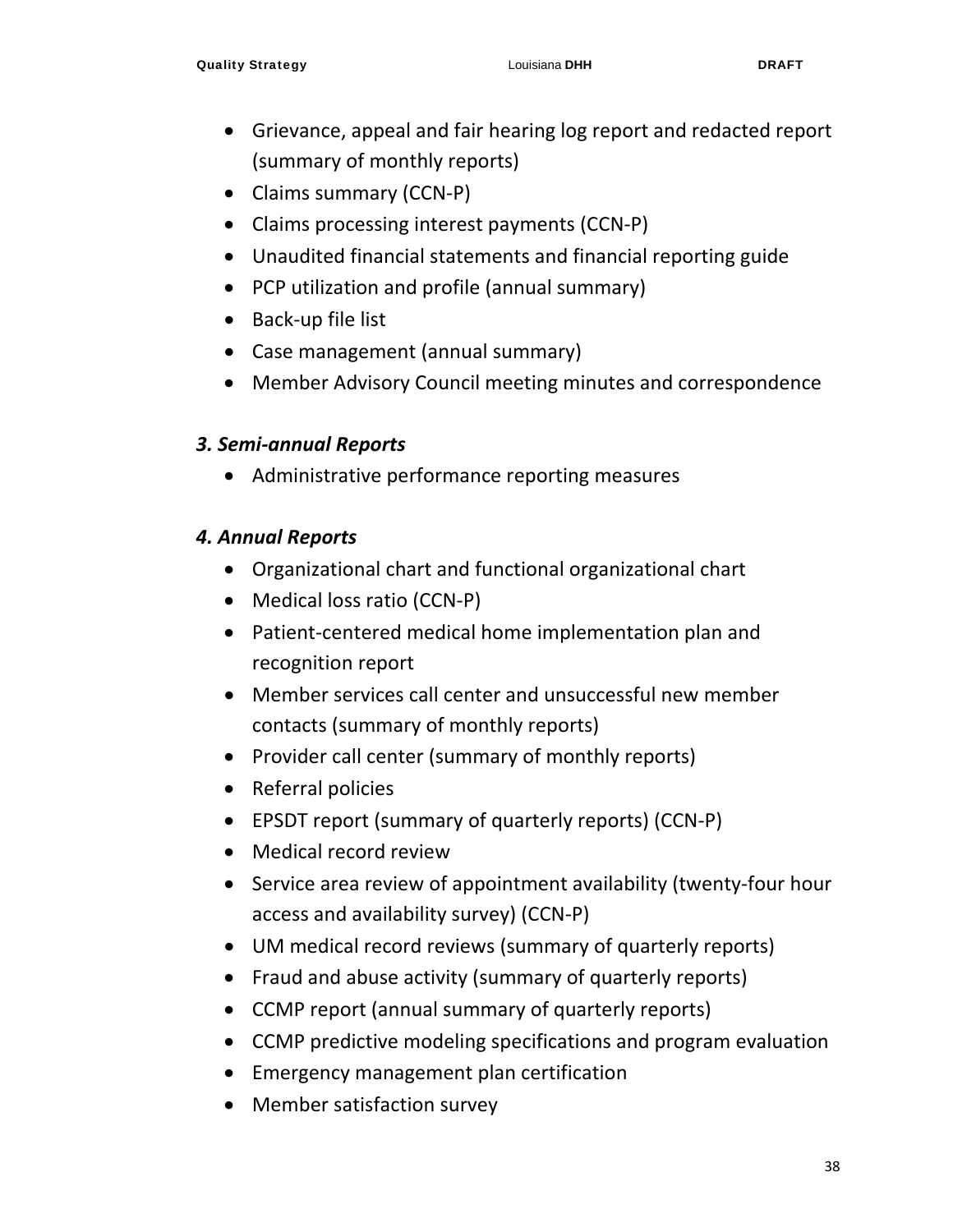- Grievance, appeal and fair hearing log report and redacted report (summary of monthly reports)
- Claims summary (CCN-P)
- Claims processing interest payments (CCN-P)
- Unaudited financial statements and financial reporting guide
- PCP utilization and profile (annual summary)
- Back-up file list
- Case management (annual summary)
- Member Advisory Council meeting minutes and correspondence

### *3. Semi-annual Reports*

- Administrative performance reporting measures

### *4. Annual Reports*

- Organizational chart and functional organizational chart
- Medical loss ratio (CCN-P)
- Patient-centered medical home implementation plan and recognition report
- Member services call center and unsuccessful new member contacts (summary of monthly reports)
- Provider call center (summary of monthly reports)
- Referral policies
- EPSDT report (summary of quarterly reports) (CCN-P)
- Medical record review
- Service area review of appointment availability (twenty-four hour access and availability survey) (CCN-P)
- UM medical record reviews (summary of quarterly reports)
- Fraud and abuse activity (summary of quarterly reports)
- CCMP report (annual summary of quarterly reports)
- CCMP predictive modeling specifications and program evaluation
- Emergency management plan certification
- Member satisfaction survey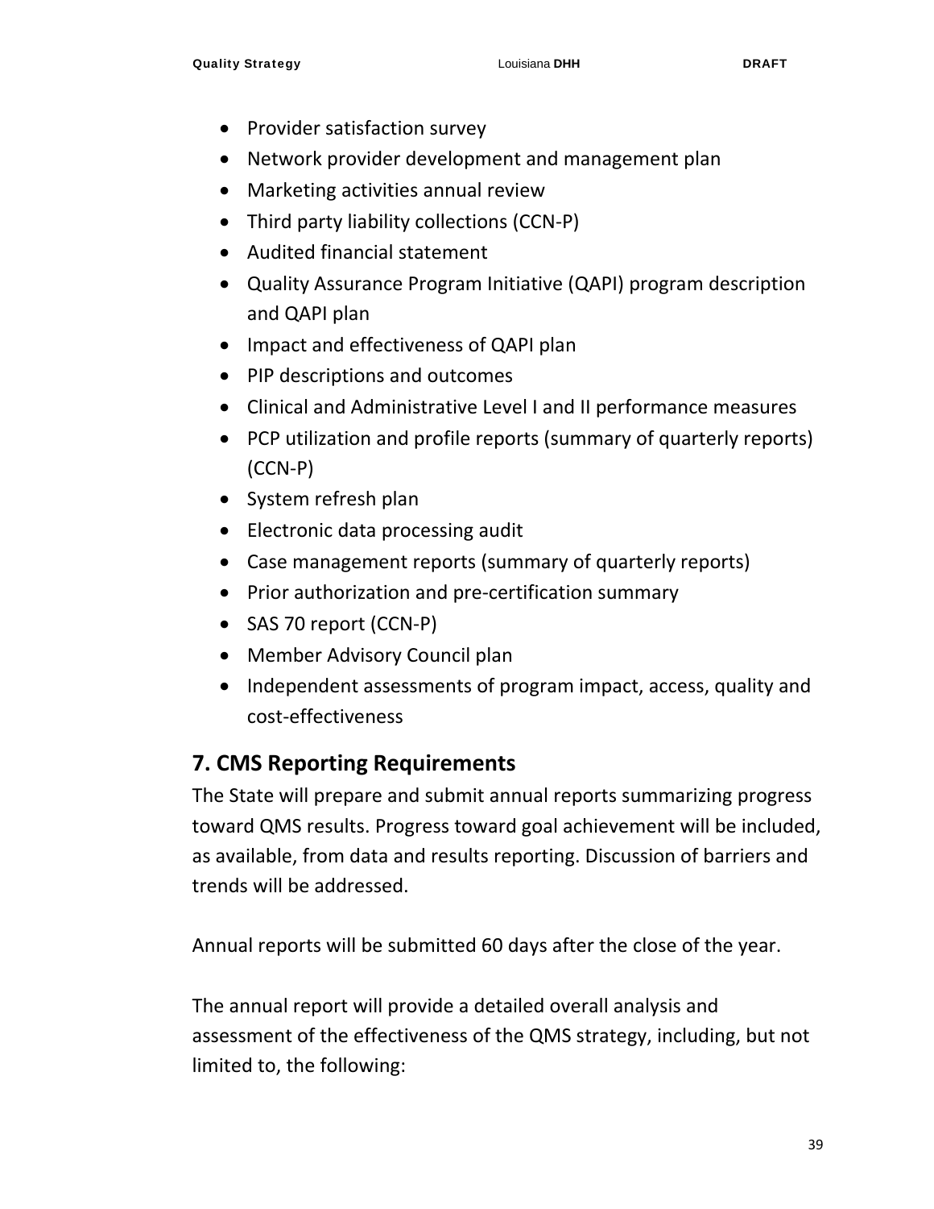- Provider satisfaction survey
- Network provider development and management plan
- Marketing activities annual review
- Third party liability collections (CCN-P)
- Audited financial statement
- Quality Assurance Program Initiative (QAPI) program description and QAPI plan
- Impact and effectiveness of QAPI plan
- PIP descriptions and outcomes
- Clinical and Administrative Level I and II performance measures
- PCP utilization and profile reports (summary of quarterly reports) (CCN-P)
- System refresh plan
- Electronic data processing audit
- Case management reports (summary of quarterly reports)
- Prior authorization and pre-certification summary
- SAS 70 report (CCN-P)
- Member Advisory Council plan
- Independent assessments of program impact, access, quality and cost-effectiveness

## 7. CMS Reporting Requirements

The State will prepare and submit annual reports summarizing progress toward QMS results. Progress toward goal achievement will be included, as available, from data and results reporting. Discussion of barriers and trends will be addressed.

Annual reports will be submitted 60 days after the close of the year.

The annual report will provide a detailed overall analysis and assessment of the effectiveness of the QMS strategy, including, but not limited to, the following: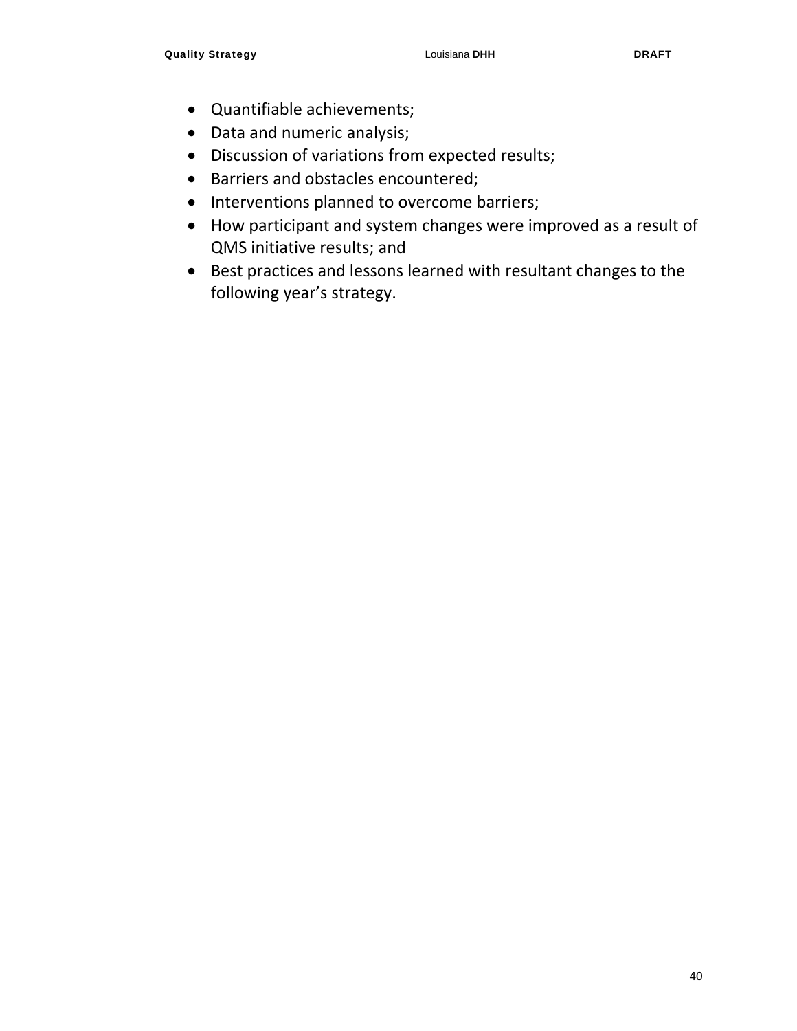- Quantifiable achievements;
- Data and numeric analysis;
- Discussion of variations from expected results;
- Barriers and obstacles encountered;
- Interventions planned to overcome barriers;
- How participant and system changes were improved as a result of QMS initiative results; and
- Best practices and lessons learned with resultant changes to the following year's strategy.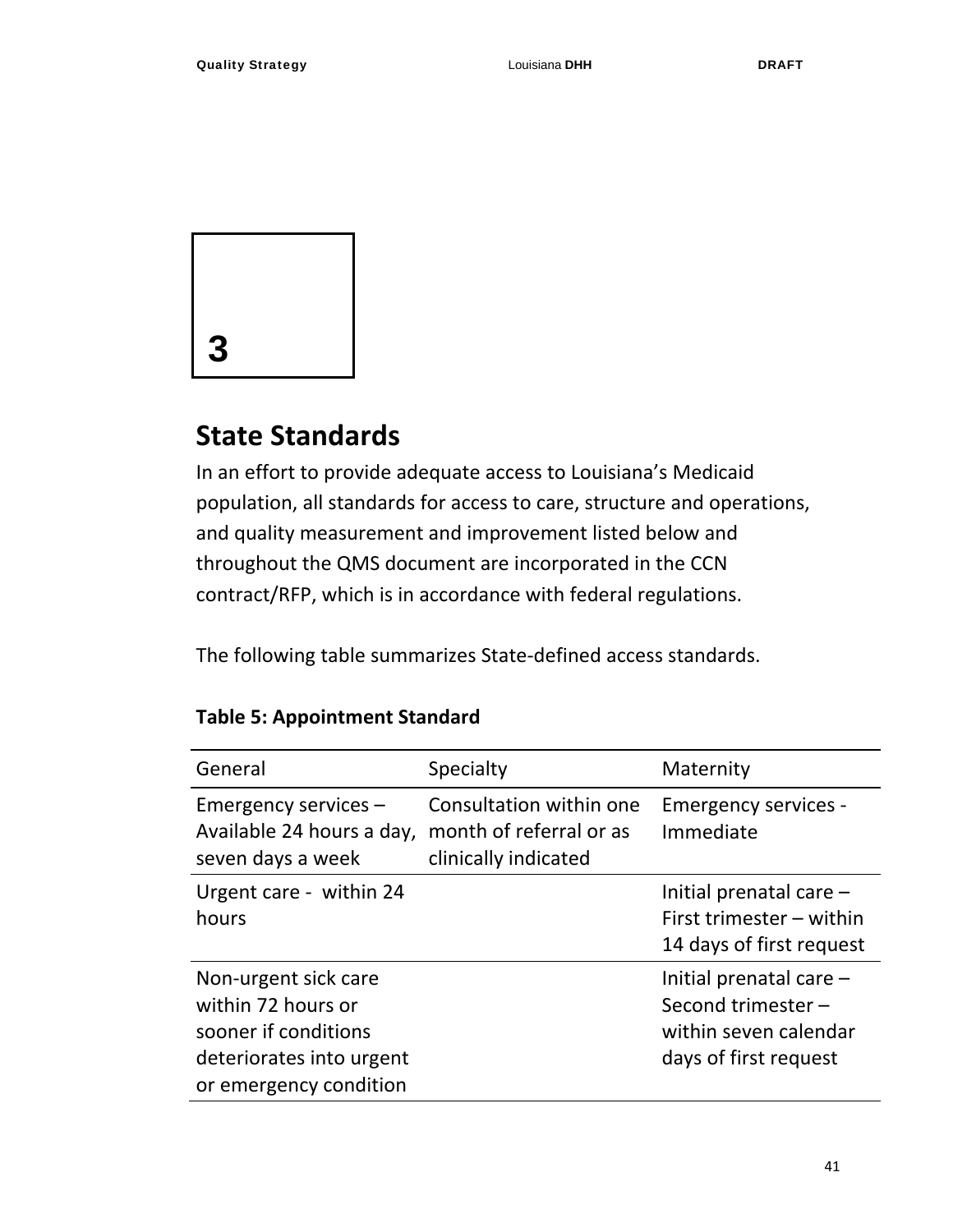3

## State Standards

In an effort to provide adequate access to Louisiana's Medicaid population, all standards for access to care, structure and operations, and quality measurement and improvement listed below and throughout the QMS document are incorporated in the CCN contract/RFP, which is in accordance with federal regulations.

The following table summarizes State-defined access standards.

**Table 5: Appointment Standard**

| General | Specialty | Maternity |
|---|---|---|
| Emergency services – Available 24 hours a day, seven days a week | Consultation within one month of referral or as clinically indicated | Emergency services - Immediate |
| Urgent care - within 24 hours | | Initial prenatal care – First trimester – within 14 days of first request |
| Non-urgent sick care within 72 hours or sooner if conditions deteriorates into urgent or emergency condition | | Initial prenatal care – Second trimester – within seven calendar days of first request |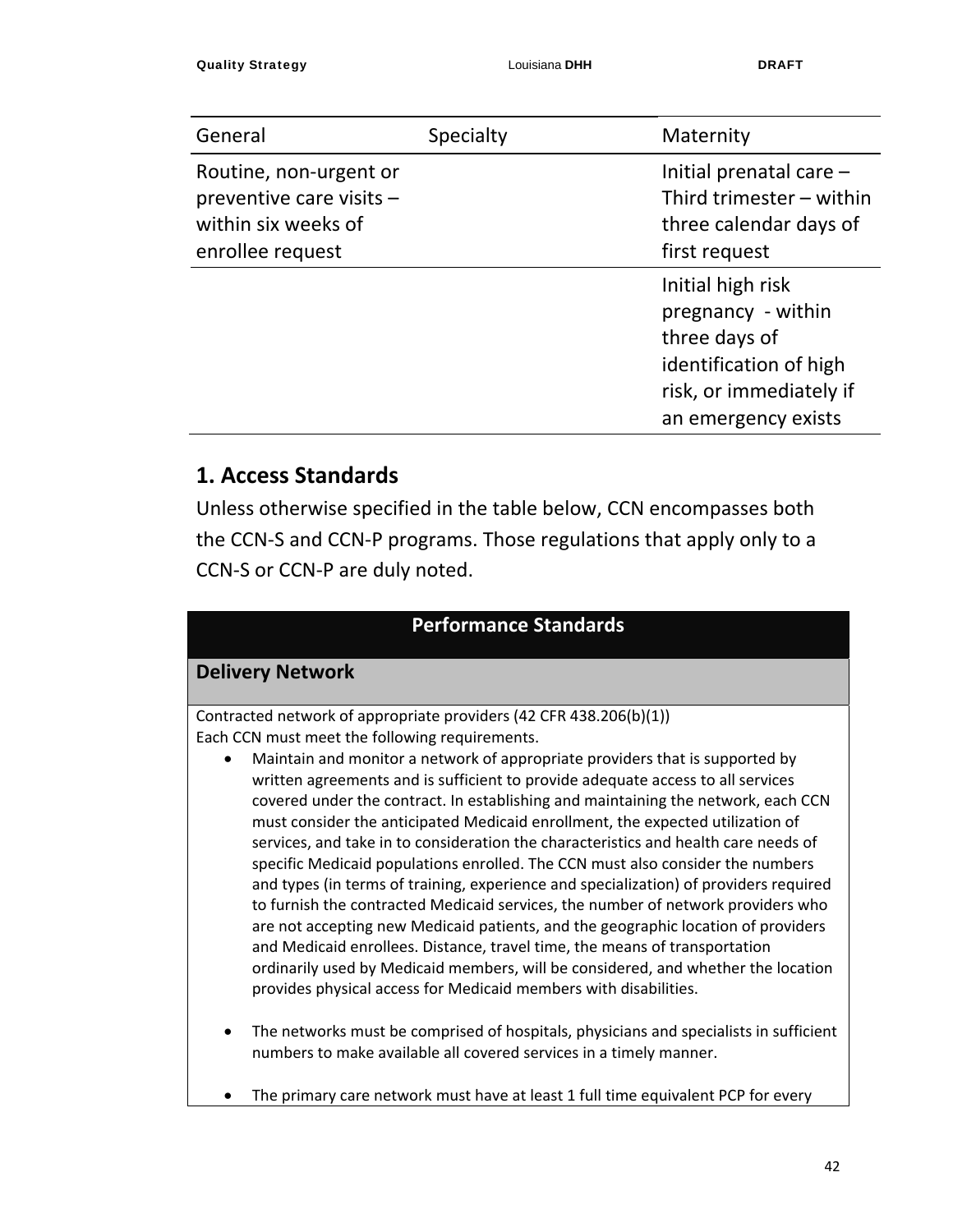| General | Specialty | Maternity |
| --- | --- | --- |
| Routine, non-urgent or preventive care visits – within six weeks of enrollee request | | Initial prenatal care – Third trimester – within three calendar days of first request |
| | | Initial high risk pregnancy - within three days of identification of high risk, or immediately if an emergency exists |

## 1. Access Standards

Unless otherwise specified in the table below, CCN encompasses both the CCN-S and CCN-P programs. Those regulations that apply only to a CCN-S or CCN-P are duly noted.

| Performance Standards |
| --- |
| **Delivery Network** |
| Contracted network of appropriate providers (42 CFR 438.206(b)(1))<br>Each CCN must meet the following requirements.<br>• Maintain and monitor a network of appropriate providers that is supported by written agreements and is sufficient to provide adequate access to all services covered under the contract. In establishing and maintaining the network, each CCN must consider the anticipated Medicaid enrollment, the expected utilization of services, and take in to consideration the characteristics and health care needs of specific Medicaid populations enrolled. The CCN must also consider the numbers and types (in terms of training, experience and specialization) of providers required to furnish the contracted Medicaid services, the number of network providers who are not accepting new Medicaid patients, and the geographic location of providers and Medicaid enrollees. Distance, travel time, the means of transportation ordinarily used by Medicaid members, will be considered, and whether the location provides physical access for Medicaid members with disabilities.<br>• The networks must be comprised of hospitals, physicians and specialists in sufficient numbers to make available all covered services in a timely manner.<br>• The primary care network must have at least 1 full time equivalent PCP for every |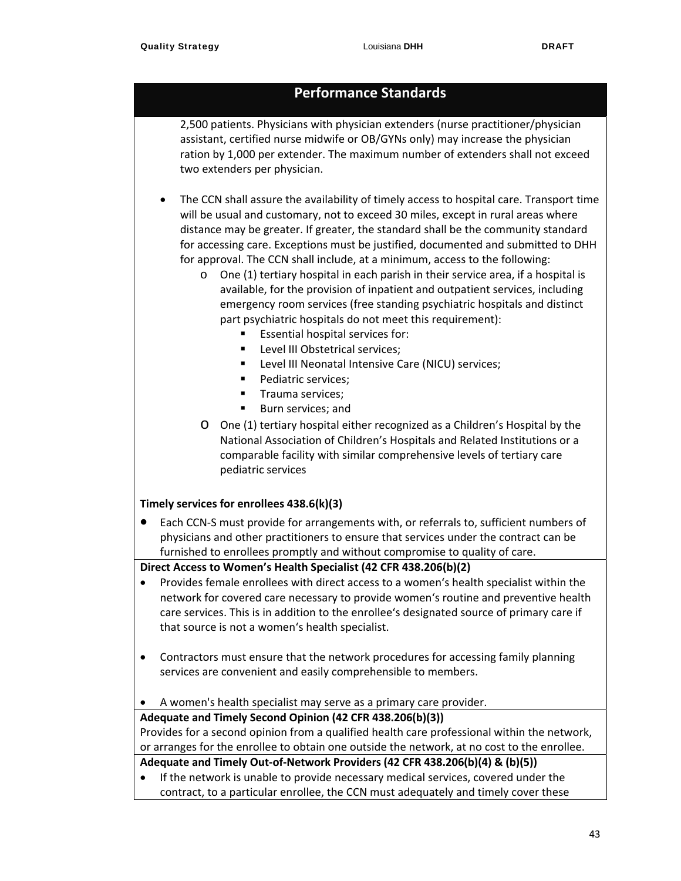## Performance Standards

2,500 patients. Physicians with physician extenders (nurse practitioner/physician assistant, certified nurse midwife or OB/GYNs only) may increase the physician ration by 1,000 per extender. The maximum number of extenders shall not exceed two extenders per physician.

- The CCN shall assure the availability of timely access to hospital care. Transport time will be usual and customary, not to exceed 30 miles, except in rural areas where distance may be greater. If greater, the standard shall be the community standard for accessing care. Exceptions must be justified, documented and submitted to DHH for approval. The CCN shall include, at a minimum, access to the following:
  - One (1) tertiary hospital in each parish in their service area, if a hospital is available, for the provision of inpatient and outpatient services, including emergency room services (free standing psychiatric hospitals and distinct part psychiatric hospitals do not meet this requirement):
    - Essential hospital services for:
    - Level III Obstetrical services;
    - Level III Neonatal Intensive Care (NICU) services;
    - Pediatric services;
    - Trauma services;
    - Burn services; and
  - One (1) tertiary hospital either recognized as a Children's Hospital by the National Association of Children's Hospitals and Related Institutions or a comparable facility with similar comprehensive levels of tertiary care pediatric services

**Timely services for enrollees 438.6(k)(3)**

- Each CCN-S must provide for arrangements with, or referrals to, sufficient numbers of physicians and other practitioners to ensure that services under the contract can be furnished to enrollees promptly and without compromise to quality of care.

**Direct Access to Women's Health Specialist (42 CFR 438.206(b)(2)**

- Provides female enrollees with direct access to a women's health specialist within the network for covered care necessary to provide women's routine and preventive health care services. This is in addition to the enrollee's designated source of primary care if that source is not a women's health specialist.
- Contractors must ensure that the network procedures for accessing family planning services are convenient and easily comprehensible to members.
- A women's health specialist may serve as a primary care provider.

**Adequate and Timely Second Opinion (42 CFR 438.206(b)(3))**

Provides for a second opinion from a qualified health care professional within the network, or arranges for the enrollee to obtain one outside the network, at no cost to the enrollee.

**Adequate and Timely Out-of-Network Providers (42 CFR 438.206(b)(4) & (b)(5))**

- If the network is unable to provide necessary medical services, covered under the contract, to a particular enrollee, the CCN must adequately and timely cover these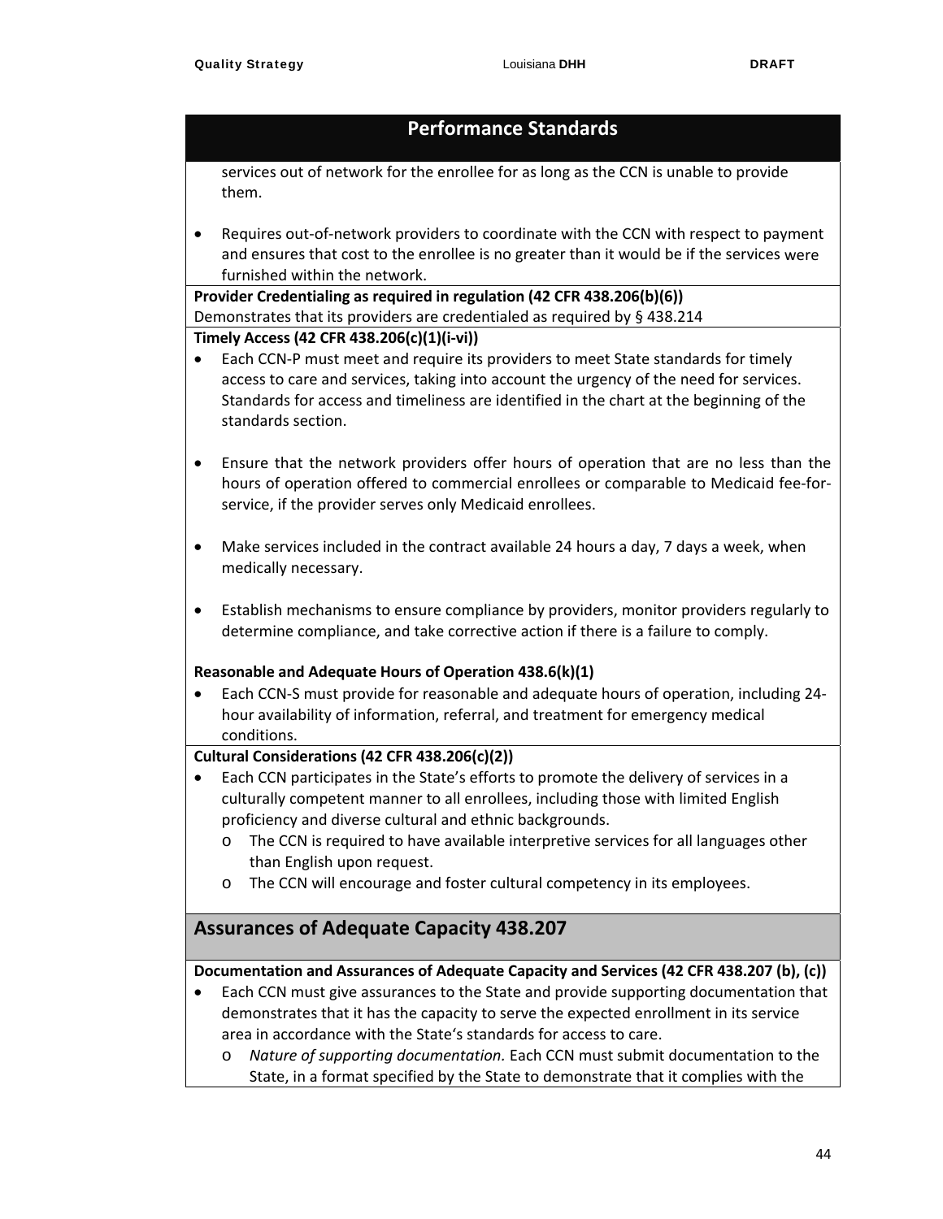## Performance Standards

services out of network for the enrollee for as long as the CCN is unable to provide them.

- Requires out-of-network providers to coordinate with the CCN with respect to payment and ensures that cost to the enrollee is no greater than it would be if the services were furnished within the network.

**Provider Credentialing as required in regulation (42 CFR 438.206(b)(6))**

Demonstrates that its providers are credentialed as required by § 438.214

**Timely Access (42 CFR 438.206(c)(1)(i-vi))**

- Each CCN-P must meet and require its providers to meet State standards for timely access to care and services, taking into account the urgency of the need for services. Standards for access and timeliness are identified in the chart at the beginning of the standards section.
- Ensure that the network providers offer hours of operation that are no less than the hours of operation offered to commercial enrollees or comparable to Medicaid fee-for-service, if the provider serves only Medicaid enrollees.
- Make services included in the contract available 24 hours a day, 7 days a week, when medically necessary.
- Establish mechanisms to ensure compliance by providers, monitor providers regularly to determine compliance, and take corrective action if there is a failure to comply.

**Reasonable and Adequate Hours of Operation 438.6(k)(1)**

- Each CCN-S must provide for reasonable and adequate hours of operation, including 24-hour availability of information, referral, and treatment for emergency medical conditions.

**Cultural Considerations (42 CFR 438.206(c)(2))**

- Each CCN participates in the State's efforts to promote the delivery of services in a culturally competent manner to all enrollees, including those with limited English proficiency and diverse cultural and ethnic backgrounds.
  - The CCN is required to have available interpretive services for all languages other than English upon request.
  - The CCN will encourage and foster cultural competency in its employees.

## Assurances of Adequate Capacity 438.207

**Documentation and Assurances of Adequate Capacity and Services (42 CFR 438.207 (b), (c))**

- Each CCN must give assurances to the State and provide supporting documentation that demonstrates that it has the capacity to serve the expected enrollment in its service area in accordance with the State's standards for access to care.
  - *Nature of supporting documentation.* Each CCN must submit documentation to the State, in a format specified by the State to demonstrate that it complies with the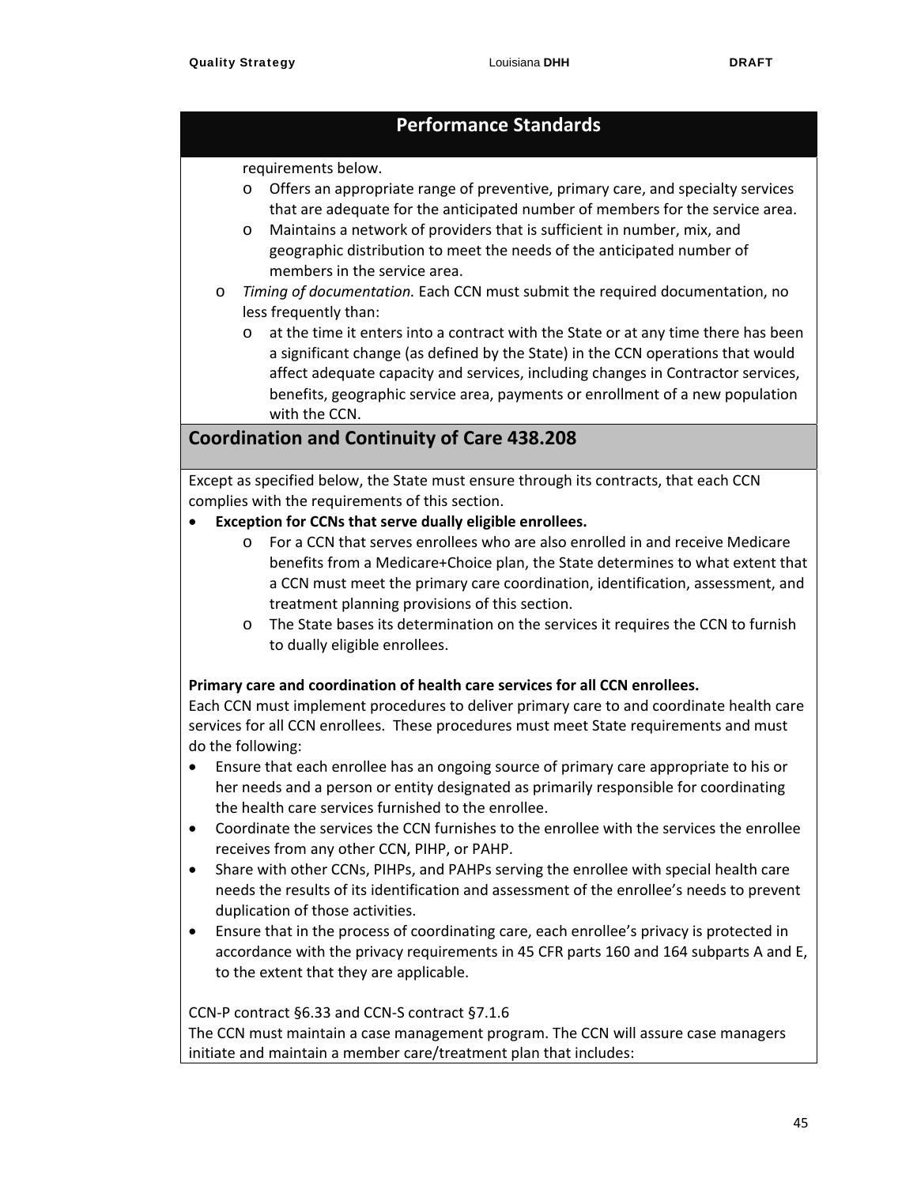## Performance Standards

requirements below.

- Offers an appropriate range of preventive, primary care, and specialty services that are adequate for the anticipated number of members for the service area.
- Maintains a network of providers that is sufficient in number, mix, and geographic distribution to meet the needs of the anticipated number of members in the service area.

- *Timing of documentation.* Each CCN must submit the required documentation, no less frequently than:
  - at the time it enters into a contract with the State or at any time there has been a significant change (as defined by the State) in the CCN operations that would affect adequate capacity and services, including changes in Contractor services, benefits, geographic service area, payments or enrollment of a new population with the CCN.

## Coordination and Continuity of Care 438.208

Except as specified below, the State must ensure through its contracts, that each CCN complies with the requirements of this section.

- **Exception for CCNs that serve dually eligible enrollees.**
  - For a CCN that serves enrollees who are also enrolled in and receive Medicare benefits from a Medicare+Choice plan, the State determines to what extent that a CCN must meet the primary care coordination, identification, assessment, and treatment planning provisions of this section.
  - The State bases its determination on the services it requires the CCN to furnish to dually eligible enrollees.

**Primary care and coordination of health care services for all CCN enrollees.**
Each CCN must implement procedures to deliver primary care to and coordinate health care services for all CCN enrollees. These procedures must meet State requirements and must do the following:

- Ensure that each enrollee has an ongoing source of primary care appropriate to his or her needs and a person or entity designated as primarily responsible for coordinating the health care services furnished to the enrollee.
- Coordinate the services the CCN furnishes to the enrollee with the services the enrollee receives from any other CCN, PIHP, or PAHP.
- Share with other CCNs, PIHPs, and PAHPs serving the enrollee with special health care needs the results of its identification and assessment of the enrollee's needs to prevent duplication of those activities.
- Ensure that in the process of coordinating care, each enrollee's privacy is protected in accordance with the privacy requirements in 45 CFR parts 160 and 164 subparts A and E, to the extent that they are applicable.

CCN-P contract §6.33 and CCN-S contract §7.1.6
The CCN must maintain a case management program. The CCN will assure case managers initiate and maintain a member care/treatment plan that includes: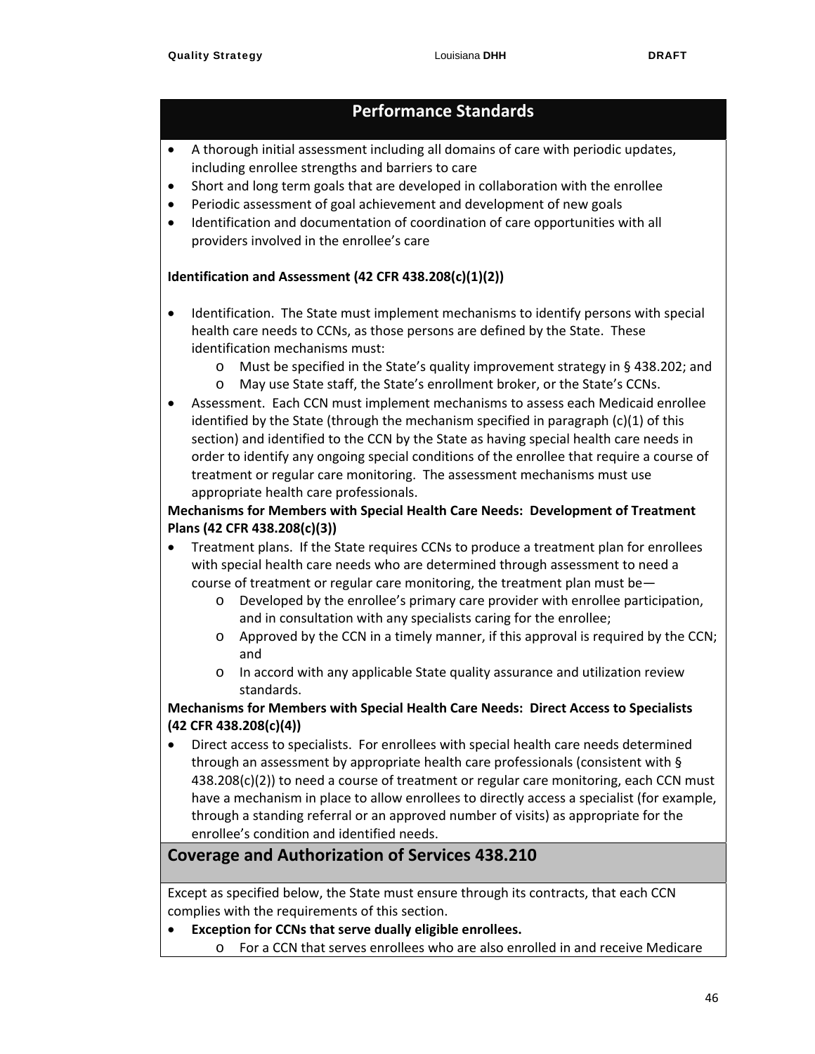## Performance Standards

- A thorough initial assessment including all domains of care with periodic updates, including enrollee strengths and barriers to care
- Short and long term goals that are developed in collaboration with the enrollee
- Periodic assessment of goal achievement and development of new goals
- Identification and documentation of coordination of care opportunities with all providers involved in the enrollee's care

**Identification and Assessment (42 CFR 438.208(c)(1)(2))**

- Identification. The State must implement mechanisms to identify persons with special health care needs to CCNs, as those persons are defined by the State. These identification mechanisms must:
  - Must be specified in the State's quality improvement strategy in § 438.202; and
  - May use State staff, the State's enrollment broker, or the State's CCNs.
- Assessment. Each CCN must implement mechanisms to assess each Medicaid enrollee identified by the State (through the mechanism specified in paragraph (c)(1) of this section) and identified to the CCN by the State as having special health care needs in order to identify any ongoing special conditions of the enrollee that require a course of treatment or regular care monitoring. The assessment mechanisms must use appropriate health care professionals.

**Mechanisms for Members with Special Health Care Needs: Development of Treatment Plans (42 CFR 438.208(c)(3))**

- Treatment plans. If the State requires CCNs to produce a treatment plan for enrollees with special health care needs who are determined through assessment to need a course of treatment or regular care monitoring, the treatment plan must be—
  - Developed by the enrollee's primary care provider with enrollee participation, and in consultation with any specialists caring for the enrollee;
  - Approved by the CCN in a timely manner, if this approval is required by the CCN; and
  - In accord with any applicable State quality assurance and utilization review standards.

**Mechanisms for Members with Special Health Care Needs: Direct Access to Specialists (42 CFR 438.208(c)(4))**

- Direct access to specialists. For enrollees with special health care needs determined through an assessment by appropriate health care professionals (consistent with § 438.208(c)(2)) to need a course of treatment or regular care monitoring, each CCN must have a mechanism in place to allow enrollees to directly access a specialist (for example, through a standing referral or an approved number of visits) as appropriate for the enrollee's condition and identified needs.

## Coverage and Authorization of Services 438.210

Except as specified below, the State must ensure through its contracts, that each CCN complies with the requirements of this section.

- **Exception for CCNs that serve dually eligible enrollees.**
  - For a CCN that serves enrollees who are also enrolled in and receive Medicare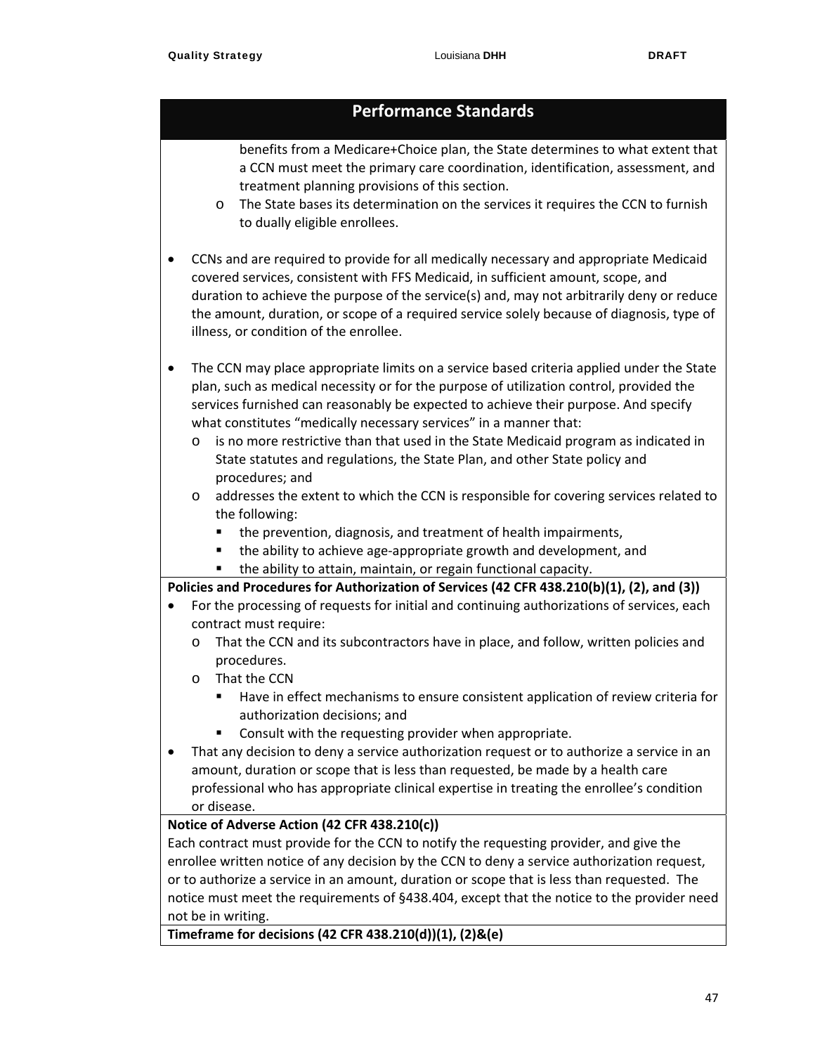## Performance Standards

    benefits from a Medicare+Choice plan, the State determines to what extent that a CCN must meet the primary care coordination, identification, assessment, and treatment planning provisions of this section.
  - The State bases its determination on the services it requires the CCN to furnish to dually eligible enrollees.

- CCNs and are required to provide for all medically necessary and appropriate Medicaid covered services, consistent with FFS Medicaid, in sufficient amount, scope, and duration to achieve the purpose of the service(s) and, may not arbitrarily deny or reduce the amount, duration, or scope of a required service solely because of diagnosis, type of illness, or condition of the enrollee.

- The CCN may place appropriate limits on a service based criteria applied under the State plan, such as medical necessity or for the purpose of utilization control, provided the services furnished can reasonably be expected to achieve their purpose. And specify what constitutes "medically necessary services" in a manner that:
  - is no more restrictive than that used in the State Medicaid program as indicated in State statutes and regulations, the State Plan, and other State policy and procedures; and
  - addresses the extent to which the CCN is responsible for covering services related to the following:
    - the prevention, diagnosis, and treatment of health impairments,
    - the ability to achieve age-appropriate growth and development, and
    - the ability to attain, maintain, or regain functional capacity.

**Policies and Procedures for Authorization of Services (42 CFR 438.210(b)(1), (2), and (3))**

- For the processing of requests for initial and continuing authorizations of services, each contract must require:
  - That the CCN and its subcontractors have in place, and follow, written policies and procedures.
  - That the CCN
    - Have in effect mechanisms to ensure consistent application of review criteria for authorization decisions; and
    - Consult with the requesting provider when appropriate.
- That any decision to deny a service authorization request or to authorize a service in an amount, duration or scope that is less than requested, be made by a health care professional who has appropriate clinical expertise in treating the enrollee's condition or disease.

**Notice of Adverse Action (42 CFR 438.210(c))**

Each contract must provide for the CCN to notify the requesting provider, and give the enrollee written notice of any decision by the CCN to deny a service authorization request, or to authorize a service in an amount, duration or scope that is less than requested. The notice must meet the requirements of §438.404, except that the notice to the provider need not be in writing.

**Timeframe for decisions (42 CFR 438.210(d))(1), (2)&(e)**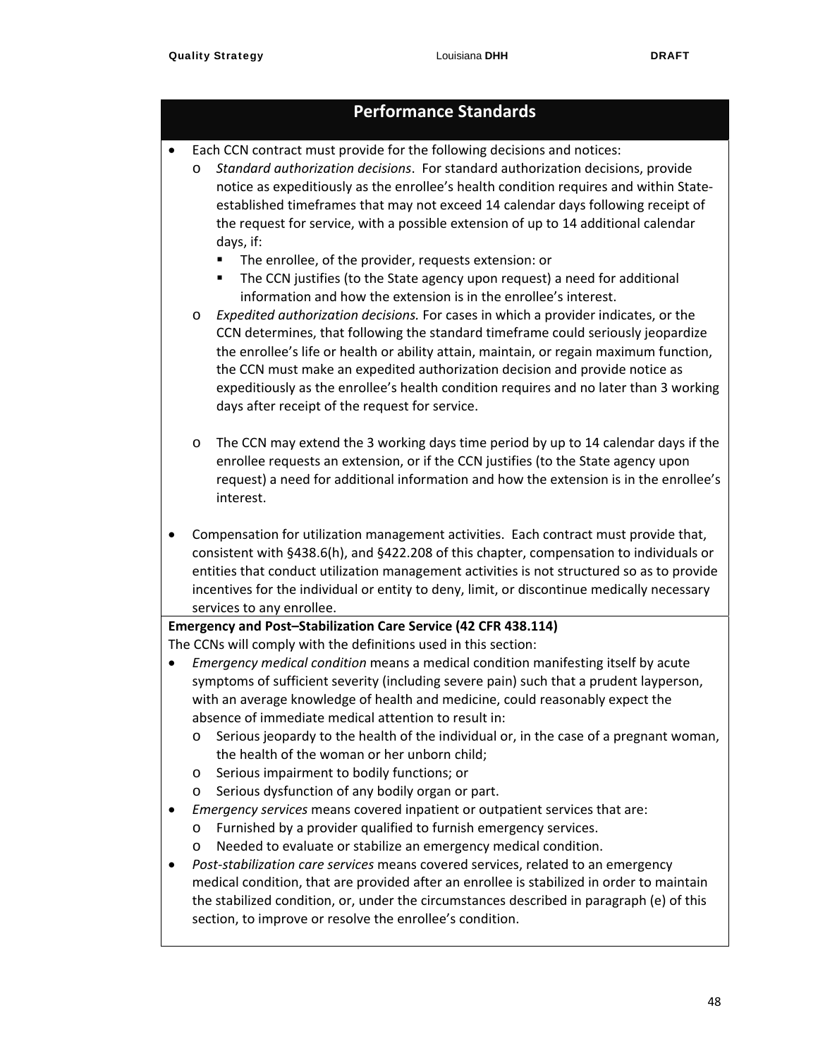## Performance Standards

- Each CCN contract must provide for the following decisions and notices:
  - *Standard authorization decisions*. For standard authorization decisions, provide notice as expeditiously as the enrollee's health condition requires and within State-established timeframes that may not exceed 14 calendar days following receipt of the request for service, with a possible extension of up to 14 additional calendar days, if:
    - The enrollee, of the provider, requests extension: or
    - The CCN justifies (to the State agency upon request) a need for additional information and how the extension is in the enrollee's interest.
  - *Expedited authorization decisions.* For cases in which a provider indicates, or the CCN determines, that following the standard timeframe could seriously jeopardize the enrollee's life or health or ability attain, maintain, or regain maximum function, the CCN must make an expedited authorization decision and provide notice as expeditiously as the enrollee's health condition requires and no later than 3 working days after receipt of the request for service.

  - The CCN may extend the 3 working days time period by up to 14 calendar days if the enrollee requests an extension, or if the CCN justifies (to the State agency upon request) a need for additional information and how the extension is in the enrollee's interest.

- Compensation for utilization management activities. Each contract must provide that, consistent with §438.6(h), and §422.208 of this chapter, compensation to individuals or entities that conduct utilization management activities is not structured so as to provide incentives for the individual or entity to deny, limit, or discontinue medically necessary services to any enrollee.

**Emergency and Post–Stabilization Care Service (42 CFR 438.114)**

The CCNs will comply with the definitions used in this section:

- *Emergency medical condition* means a medical condition manifesting itself by acute symptoms of sufficient severity (including severe pain) such that a prudent layperson, with an average knowledge of health and medicine, could reasonably expect the absence of immediate medical attention to result in:
  - Serious jeopardy to the health of the individual or, in the case of a pregnant woman, the health of the woman or her unborn child;
  - Serious impairment to bodily functions; or
  - Serious dysfunction of any bodily organ or part.
- *Emergency services* means covered inpatient or outpatient services that are:
  - Furnished by a provider qualified to furnish emergency services.
  - Needed to evaluate or stabilize an emergency medical condition.
- *Post-stabilization care services* means covered services, related to an emergency medical condition, that are provided after an enrollee is stabilized in order to maintain the stabilized condition, or, under the circumstances described in paragraph (e) of this section, to improve or resolve the enrollee's condition.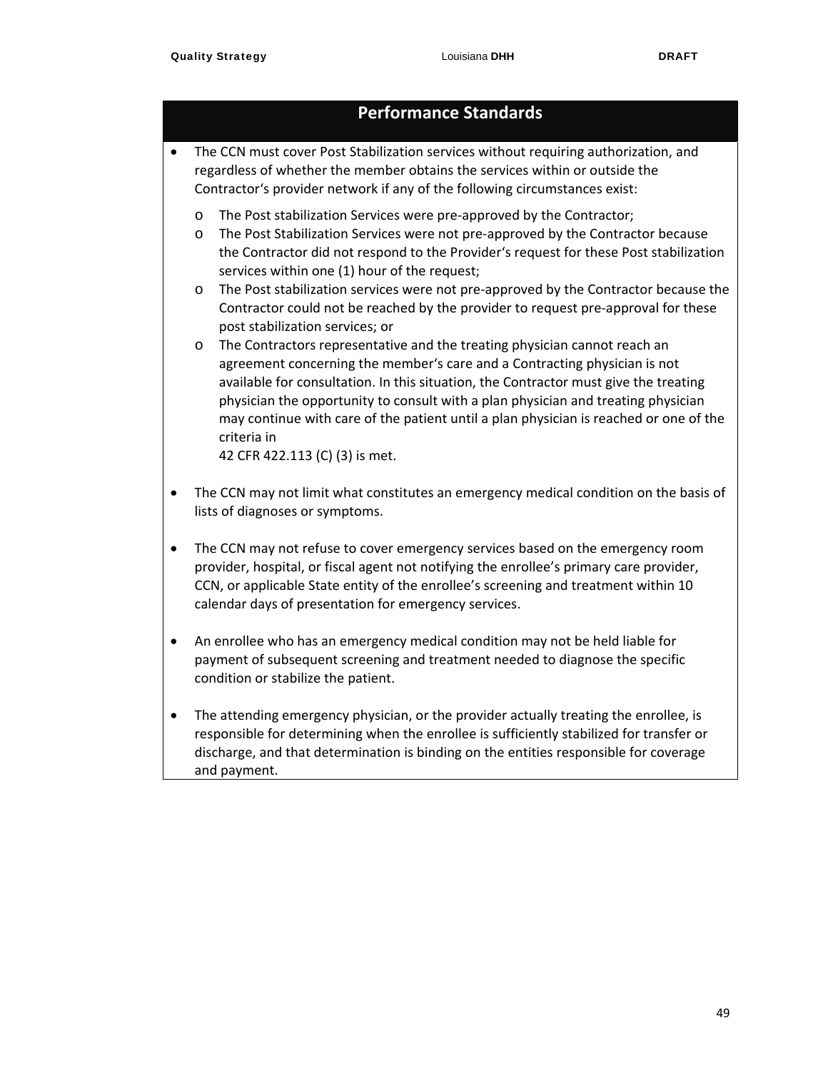## Performance Standards

- The CCN must cover Post Stabilization services without requiring authorization, and regardless of whether the member obtains the services within or outside the Contractor's provider network if any of the following circumstances exist:
  - The Post stabilization Services were pre-approved by the Contractor;
  - The Post Stabilization Services were not pre-approved by the Contractor because the Contractor did not respond to the Provider's request for these Post stabilization services within one (1) hour of the request;
  - The Post stabilization services were not pre-approved by the Contractor because the Contractor could not be reached by the provider to request pre-approval for these post stabilization services; or
  - The Contractors representative and the treating physician cannot reach an agreement concerning the member's care and a Contracting physician is not available for consultation. In this situation, the Contractor must give the treating physician the opportunity to consult with a plan physician and treating physician may continue with care of the patient until a plan physician is reached or one of the criteria in 42 CFR 422.113 (C) (3) is met.

- The CCN may not limit what constitutes an emergency medical condition on the basis of lists of diagnoses or symptoms.

- The CCN may not refuse to cover emergency services based on the emergency room provider, hospital, or fiscal agent not notifying the enrollee's primary care provider, CCN, or applicable State entity of the enrollee's screening and treatment within 10 calendar days of presentation for emergency services.

- An enrollee who has an emergency medical condition may not be held liable for payment of subsequent screening and treatment needed to diagnose the specific condition or stabilize the patient.

- The attending emergency physician, or the provider actually treating the enrollee, is responsible for determining when the enrollee is sufficiently stabilized for transfer or discharge, and that determination is binding on the entities responsible for coverage and payment.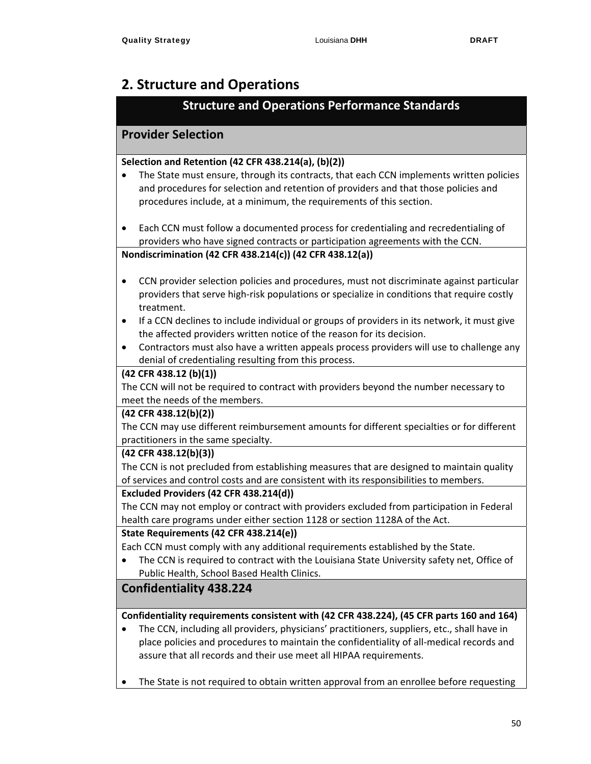## 2. Structure and Operations

| Structure and Operations Performance Standards |
|---|
| **Provider Selection** |
| **Selection and Retention (42 CFR 438.214(a), (b)(2))**<br>• The State must ensure, through its contracts, that each CCN implements written policies and procedures for selection and retention of providers and that those policies and procedures include, at a minimum, the requirements of this section.<br><br>• Each CCN must follow a documented process for credentialing and recredentialing of providers who have signed contracts or participation agreements with the CCN. |
| **Nondiscrimination (42 CFR 438.214(c)) (42 CFR 438.12(a))**<br><br>• CCN provider selection policies and procedures, must not discriminate against particular providers that serve high-risk populations or specialize in conditions that require costly treatment.<br>• If a CCN declines to include individual or groups of providers in its network, it must give the affected providers written notice of the reason for its decision.<br>• Contractors must also have a written appeals process providers will use to challenge any denial of credentialing resulting from this process. |
| **(42 CFR 438.12 (b)(1))**<br>The CCN will not be required to contract with providers beyond the number necessary to meet the needs of the members. |
| **(42 CFR 438.12(b)(2))**<br>The CCN may use different reimbursement amounts for different specialties or for different practitioners in the same specialty. |
| **(42 CFR 438.12(b)(3))**<br>The CCN is not precluded from establishing measures that are designed to maintain quality of services and control costs and are consistent with its responsibilities to members. |
| **Excluded Providers (42 CFR 438.214(d))**<br>The CCN may not employ or contract with providers excluded from participation in Federal health care programs under either section 1128 or section 1128A of the Act. |
| **State Requirements (42 CFR 438.214(e))**<br>Each CCN must comply with any additional requirements established by the State.<br>• The CCN is required to contract with the Louisiana State University safety net, Office of Public Health, School Based Health Clinics. |
| **Confidentiality 438.224** |
| **Confidentiality requirements consistent with (42 CFR 438.224), (45 CFR parts 160 and 164)**<br>• The CCN, including all providers, physicians' practitioners, suppliers, etc., shall have in place policies and procedures to maintain the confidentiality of all-medical records and assure that all records and their use meet all HIPAA requirements.<br><br>• The State is not required to obtain written approval from an enrollee before requesting |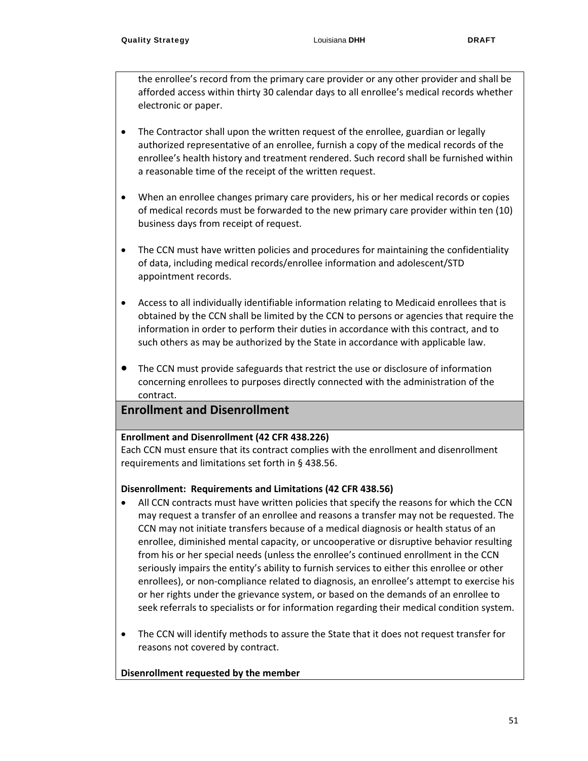the enrollee's record from the primary care provider or any other provider and shall be afforded access within thirty 30 calendar days to all enrollee's medical records whether electronic or paper.

- The Contractor shall upon the written request of the enrollee, guardian or legally authorized representative of an enrollee, furnish a copy of the medical records of the enrollee's health history and treatment rendered. Such record shall be furnished within a reasonable time of the receipt of the written request.
- When an enrollee changes primary care providers, his or her medical records or copies of medical records must be forwarded to the new primary care provider within ten (10) business days from receipt of request.
- The CCN must have written policies and procedures for maintaining the confidentiality of data, including medical records/enrollee information and adolescent/STD appointment records.
- Access to all individually identifiable information relating to Medicaid enrollees that is obtained by the CCN shall be limited by the CCN to persons or agencies that require the information in order to perform their duties in accordance with this contract, and to such others as may be authorized by the State in accordance with applicable law.
- The CCN must provide safeguards that restrict the use or disclosure of information concerning enrollees to purposes directly connected with the administration of the contract.

## Enrollment and Disenrollment

**Enrollment and Disenrollment (42 CFR 438.226)**

Each CCN must ensure that its contract complies with the enrollment and disenrollment requirements and limitations set forth in § 438.56.

**Disenrollment: Requirements and Limitations (42 CFR 438.56)**

- All CCN contracts must have written policies that specify the reasons for which the CCN may request a transfer of an enrollee and reasons a transfer may not be requested. The CCN may not initiate transfers because of a medical diagnosis or health status of an enrollee, diminished mental capacity, or uncooperative or disruptive behavior resulting from his or her special needs (unless the enrollee's continued enrollment in the CCN seriously impairs the entity's ability to furnish services to either this enrollee or other enrollees), or non-compliance related to diagnosis, an enrollee's attempt to exercise his or her rights under the grievance system, or based on the demands of an enrollee to seek referrals to specialists or for information regarding their medical condition system.
- The CCN will identify methods to assure the State that it does not request transfer for reasons not covered by contract.

**Disenrollment requested by the member**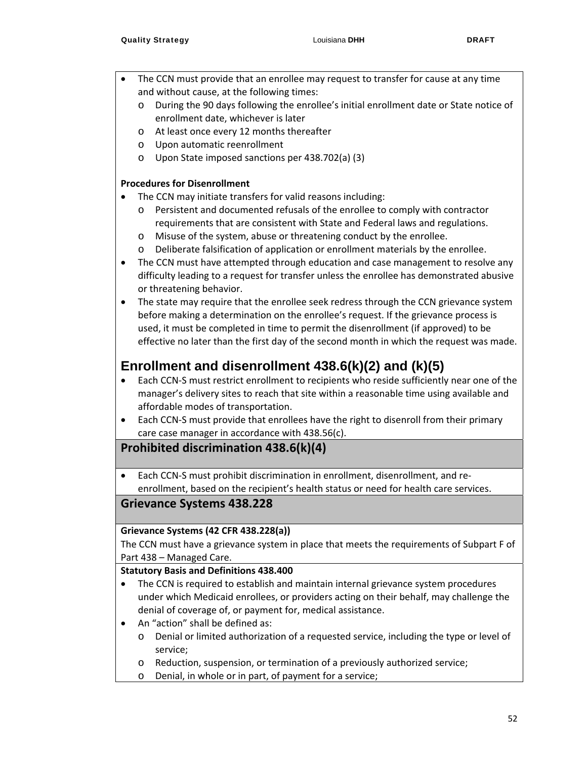- The CCN must provide that an enrollee may request to transfer for cause at any time and without cause, at the following times:
  - During the 90 days following the enrollee's initial enrollment date or State notice of enrollment date, whichever is later
  - At least once every 12 months thereafter
  - Upon automatic reenrollment
  - Upon State imposed sanctions per 438.702(a) (3)

**Procedures for Disenrollment**

- The CCN may initiate transfers for valid reasons including:
  - Persistent and documented refusals of the enrollee to comply with contractor requirements that are consistent with State and Federal laws and regulations.
  - Misuse of the system, abuse or threatening conduct by the enrollee.
  - Deliberate falsification of application or enrollment materials by the enrollee.
- The CCN must have attempted through education and case management to resolve any difficulty leading to a request for transfer unless the enrollee has demonstrated abusive or threatening behavior.
- The state may require that the enrollee seek redress through the CCN grievance system before making a determination on the enrollee's request. If the grievance process is used, it must be completed in time to permit the disenrollment (if approved) to be effective no later than the first day of the second month in which the request was made.

## Enrollment and disenrollment 438.6(k)(2) and (k)(5)

- Each CCN-S must restrict enrollment to recipients who reside sufficiently near one of the manager's delivery sites to reach that site within a reasonable time using available and affordable modes of transportation.
- Each CCN-S must provide that enrollees have the right to disenroll from their primary care case manager in accordance with 438.56(c).

## Prohibited discrimination 438.6(k)(4)

- Each CCN-S must prohibit discrimination in enrollment, disenrollment, and re-enrollment, based on the recipient's health status or need for health care services.

## Grievance Systems 438.228

**Grievance Systems (42 CFR 438.228(a))**

The CCN must have a grievance system in place that meets the requirements of Subpart F of Part 438 – Managed Care.

**Statutory Basis and Definitions 438.400**

- The CCN is required to establish and maintain internal grievance system procedures under which Medicaid enrollees, or providers acting on their behalf, may challenge the denial of coverage of, or payment for, medical assistance.
- An "action" shall be defined as:
  - Denial or limited authorization of a requested service, including the type or level of service;
  - Reduction, suspension, or termination of a previously authorized service;
  - Denial, in whole or in part, of payment for a service;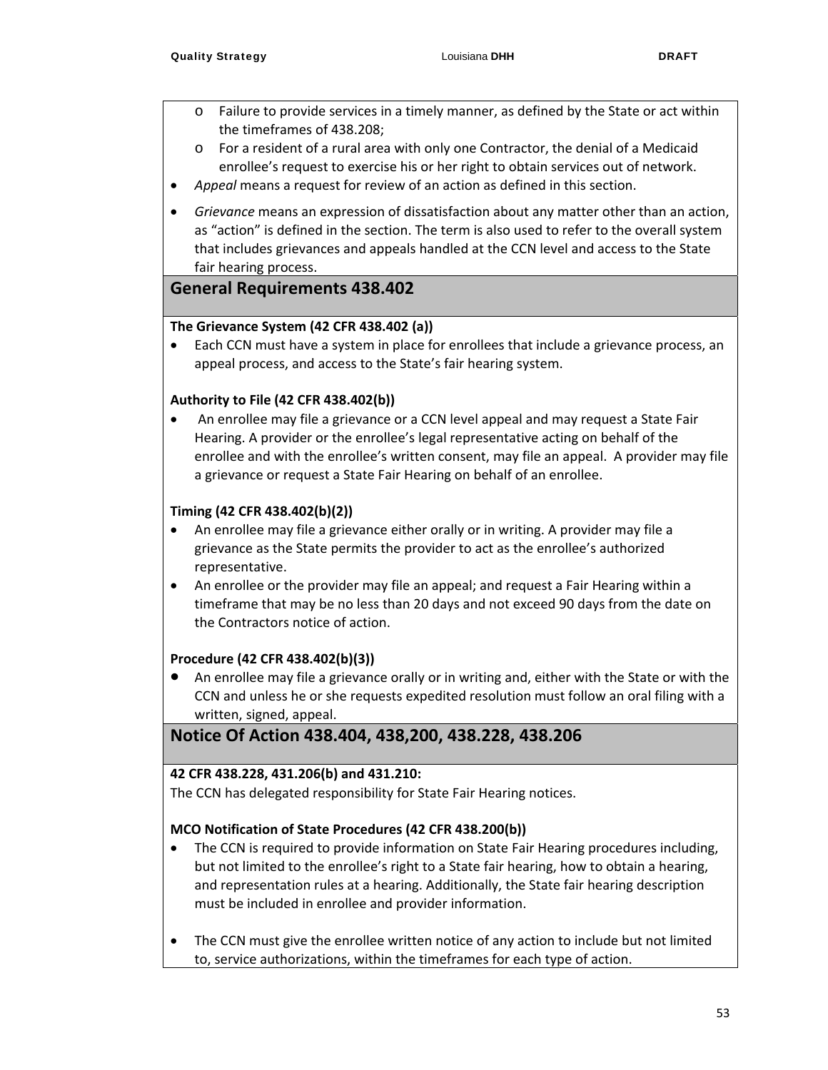- Failure to provide services in a timely manner, as defined by the State or act within the timeframes of 438.208;
  - For a resident of a rural area with only one Contractor, the denial of a Medicaid enrollee's request to exercise his or her right to obtain services out of network.
- *Appeal* means a request for review of an action as defined in this section.
- *Grievance* means an expression of dissatisfaction about any matter other than an action, as "action" is defined in the section. The term is also used to refer to the overall system that includes grievances and appeals handled at the CCN level and access to the State fair hearing process.

## General Requirements 438.402

**The Grievance System (42 CFR 438.402 (a))**

- Each CCN must have a system in place for enrollees that include a grievance process, an appeal process, and access to the State's fair hearing system.

**Authority to File (42 CFR 438.402(b))**

- An enrollee may file a grievance or a CCN level appeal and may request a State Fair Hearing. A provider or the enrollee's legal representative acting on behalf of the enrollee and with the enrollee's written consent, may file an appeal. A provider may file a grievance or request a State Fair Hearing on behalf of an enrollee.

**Timing (42 CFR 438.402(b)(2))**

- An enrollee may file a grievance either orally or in writing. A provider may file a grievance as the State permits the provider to act as the enrollee's authorized representative.
- An enrollee or the provider may file an appeal; and request a Fair Hearing within a timeframe that may be no less than 20 days and not exceed 90 days from the date on the Contractors notice of action.

**Procedure (42 CFR 438.402(b)(3))**

- An enrollee may file a grievance orally or in writing and, either with the State or with the CCN and unless he or she requests expedited resolution must follow an oral filing with a written, signed, appeal.

## Notice Of Action 438.404, 438,200, 438.228, 438.206

**42 CFR 438.228, 431.206(b) and 431.210:**

The CCN has delegated responsibility for State Fair Hearing notices.

**MCO Notification of State Procedures (42 CFR 438.200(b))**

- The CCN is required to provide information on State Fair Hearing procedures including, but not limited to the enrollee's right to a State fair hearing, how to obtain a hearing, and representation rules at a hearing. Additionally, the State fair hearing description must be included in enrollee and provider information.

- The CCN must give the enrollee written notice of any action to include but not limited to, service authorizations, within the timeframes for each type of action.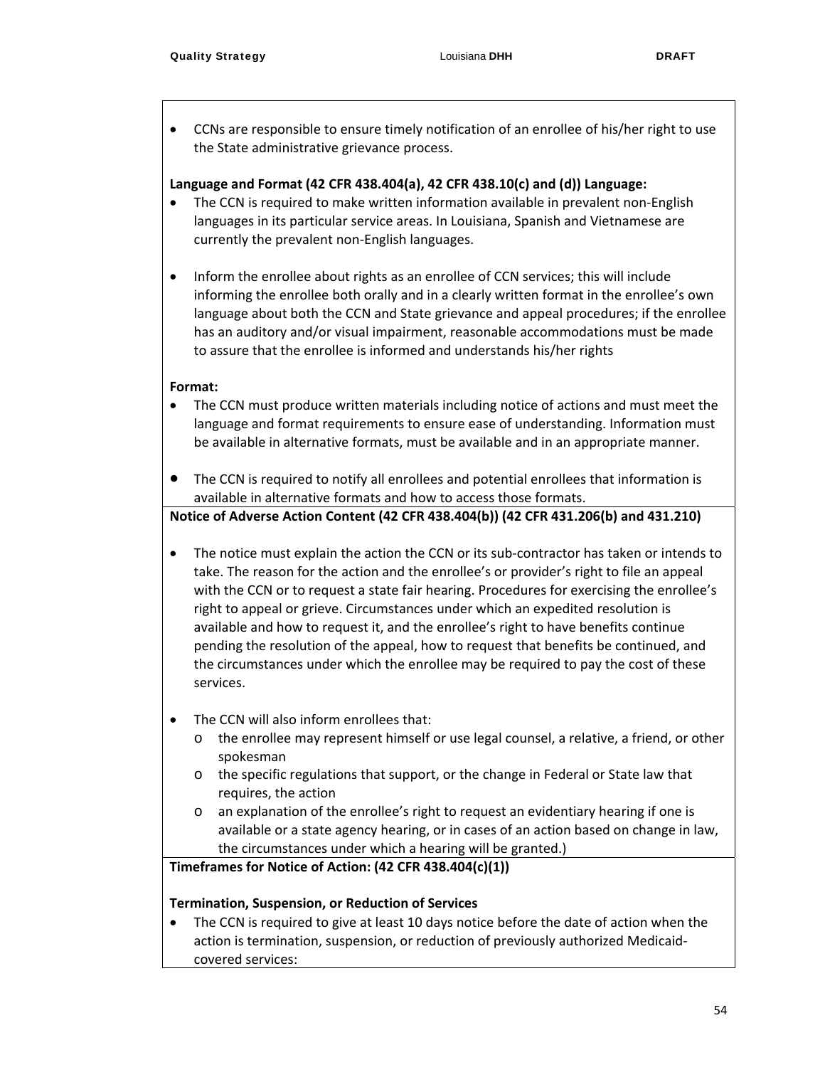- CCNs are responsible to ensure timely notification of an enrollee of his/her right to use the State administrative grievance process.

**Language and Format (42 CFR 438.404(a), 42 CFR 438.10(c) and (d)) Language:**

- The CCN is required to make written information available in prevalent non-English languages in its particular service areas. In Louisiana, Spanish and Vietnamese are currently the prevalent non-English languages.
- Inform the enrollee about rights as an enrollee of CCN services; this will include informing the enrollee both orally and in a clearly written format in the enrollee's own language about both the CCN and State grievance and appeal procedures; if the enrollee has an auditory and/or visual impairment, reasonable accommodations must be made to assure that the enrollee is informed and understands his/her rights

**Format:**

- The CCN must produce written materials including notice of actions and must meet the language and format requirements to ensure ease of understanding. Information must be available in alternative formats, must be available and in an appropriate manner.
- The CCN is required to notify all enrollees and potential enrollees that information is available in alternative formats and how to access those formats.

**Notice of Adverse Action Content (42 CFR 438.404(b)) (42 CFR 431.206(b) and 431.210)**

- The notice must explain the action the CCN or its sub-contractor has taken or intends to take. The reason for the action and the enrollee's or provider's right to file an appeal with the CCN or to request a state fair hearing. Procedures for exercising the enrollee's right to appeal or grieve. Circumstances under which an expedited resolution is available and how to request it, and the enrollee's right to have benefits continue pending the resolution of the appeal, how to request that benefits be continued, and the circumstances under which the enrollee may be required to pay the cost of these services.
- The CCN will also inform enrollees that:
  - the enrollee may represent himself or use legal counsel, a relative, a friend, or other spokesman
  - the specific regulations that support, or the change in Federal or State law that requires, the action
  - an explanation of the enrollee's right to request an evidentiary hearing if one is available or a state agency hearing, or in cases of an action based on change in law, the circumstances under which a hearing will be granted.)

**Timeframes for Notice of Action: (42 CFR 438.404(c)(1))**

**Termination, Suspension, or Reduction of Services**

- The CCN is required to give at least 10 days notice before the date of action when the action is termination, suspension, or reduction of previously authorized Medicaid-covered services: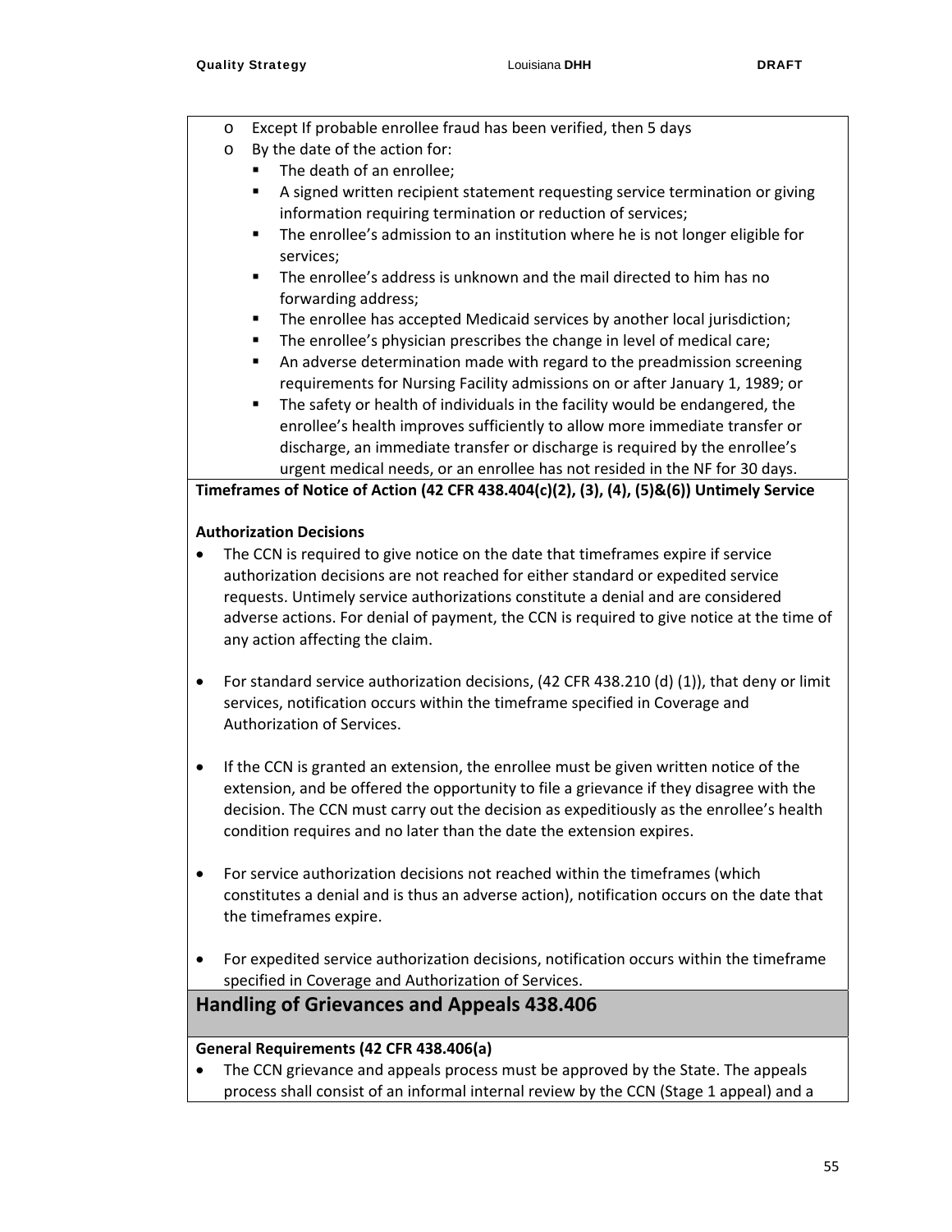- Except If probable enrollee fraud has been verified, then 5 days
- By the date of the action for:
    - The death of an enrollee;
    - A signed written recipient statement requesting service termination or giving information requiring termination or reduction of services;
    - The enrollee's admission to an institution where he is not longer eligible for services;
    - The enrollee's address is unknown and the mail directed to him has no forwarding address;
    - The enrollee has accepted Medicaid services by another local jurisdiction;
    - The enrollee's physician prescribes the change in level of medical care;
    - An adverse determination made with regard to the preadmission screening requirements for Nursing Facility admissions on or after January 1, 1989; or
    - The safety or health of individuals in the facility would be endangered, the enrollee's health improves sufficiently to allow more immediate transfer or discharge, an immediate transfer or discharge is required by the enrollee's urgent medical needs, or an enrollee has not resided in the NF for 30 days.

**Timeframes of Notice of Action (42 CFR 438.404(c)(2), (3), (4), (5)&(6)) Untimely Service**

**Authorization Decisions**

- The CCN is required to give notice on the date that timeframes expire if service authorization decisions are not reached for either standard or expedited service requests. Untimely service authorizations constitute a denial and are considered adverse actions. For denial of payment, the CCN is required to give notice at the time of any action affecting the claim.

- For standard service authorization decisions, (42 CFR 438.210 (d) (1)), that deny or limit services, notification occurs within the timeframe specified in Coverage and Authorization of Services.

- If the CCN is granted an extension, the enrollee must be given written notice of the extension, and be offered the opportunity to file a grievance if they disagree with the decision. The CCN must carry out the decision as expeditiously as the enrollee's health condition requires and no later than the date the extension expires.

- For service authorization decisions not reached within the timeframes (which constitutes a denial and is thus an adverse action), notification occurs on the date that the timeframes expire.

- For expedited service authorization decisions, notification occurs within the timeframe specified in Coverage and Authorization of Services.

## Handling of Grievances and Appeals 438.406

**General Requirements (42 CFR 438.406(a)**

- The CCN grievance and appeals process must be approved by the State. The appeals process shall consist of an informal internal review by the CCN (Stage 1 appeal) and a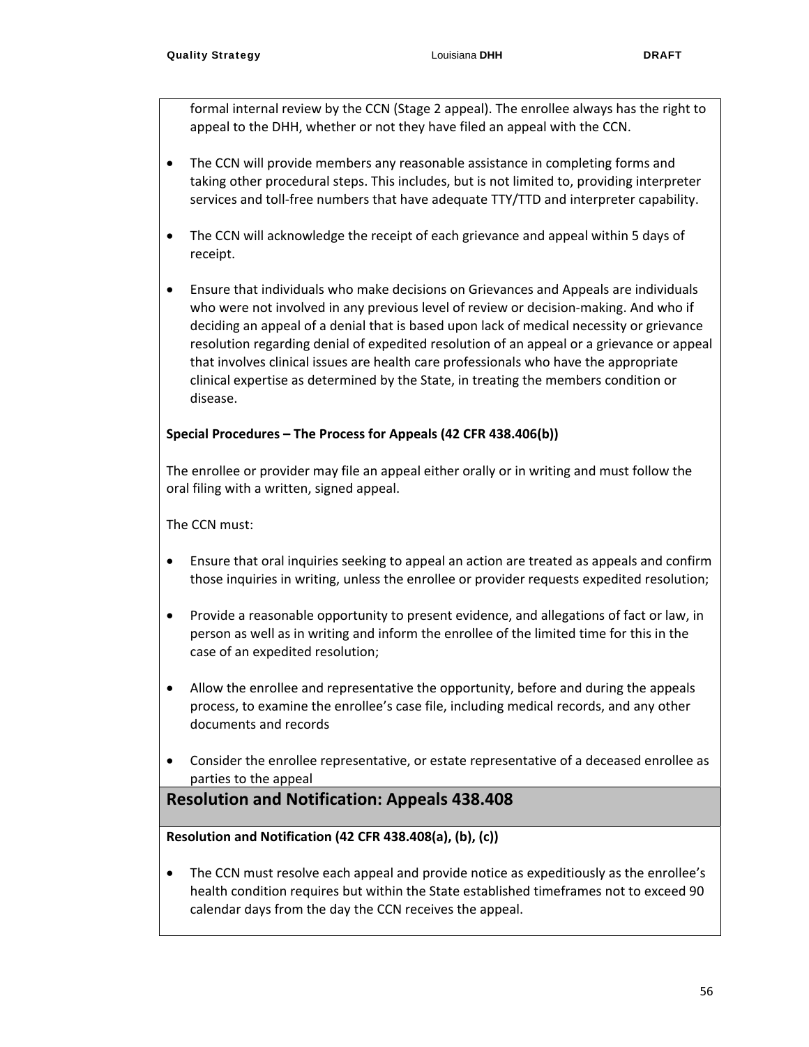formal internal review by the CCN (Stage 2 appeal). The enrollee always has the right to appeal to the DHH, whether or not they have filed an appeal with the CCN.

- The CCN will provide members any reasonable assistance in completing forms and taking other procedural steps. This includes, but is not limited to, providing interpreter services and toll-free numbers that have adequate TTY/TTD and interpreter capability.

- The CCN will acknowledge the receipt of each grievance and appeal within 5 days of receipt.

- Ensure that individuals who make decisions on Grievances and Appeals are individuals who were not involved in any previous level of review or decision-making. And who if deciding an appeal of a denial that is based upon lack of medical necessity or grievance resolution regarding denial of expedited resolution of an appeal or a grievance or appeal that involves clinical issues are health care professionals who have the appropriate clinical expertise as determined by the State, in treating the members condition or disease.

**Special Procedures – The Process for Appeals (42 CFR 438.406(b))**

The enrollee or provider may file an appeal either orally or in writing and must follow the oral filing with a written, signed appeal.

The CCN must:

- Ensure that oral inquiries seeking to appeal an action are treated as appeals and confirm those inquiries in writing, unless the enrollee or provider requests expedited resolution;

- Provide a reasonable opportunity to present evidence, and allegations of fact or law, in person as well as in writing and inform the enrollee of the limited time for this in the case of an expedited resolution;

- Allow the enrollee and representative the opportunity, before and during the appeals process, to examine the enrollee's case file, including medical records, and any other documents and records

- Consider the enrollee representative, or estate representative of a deceased enrollee as parties to the appeal

## Resolution and Notification: Appeals 438.408

**Resolution and Notification (42 CFR 438.408(a), (b), (c))**

- The CCN must resolve each appeal and provide notice as expeditiously as the enrollee's health condition requires but within the State established timeframes not to exceed 90 calendar days from the day the CCN receives the appeal.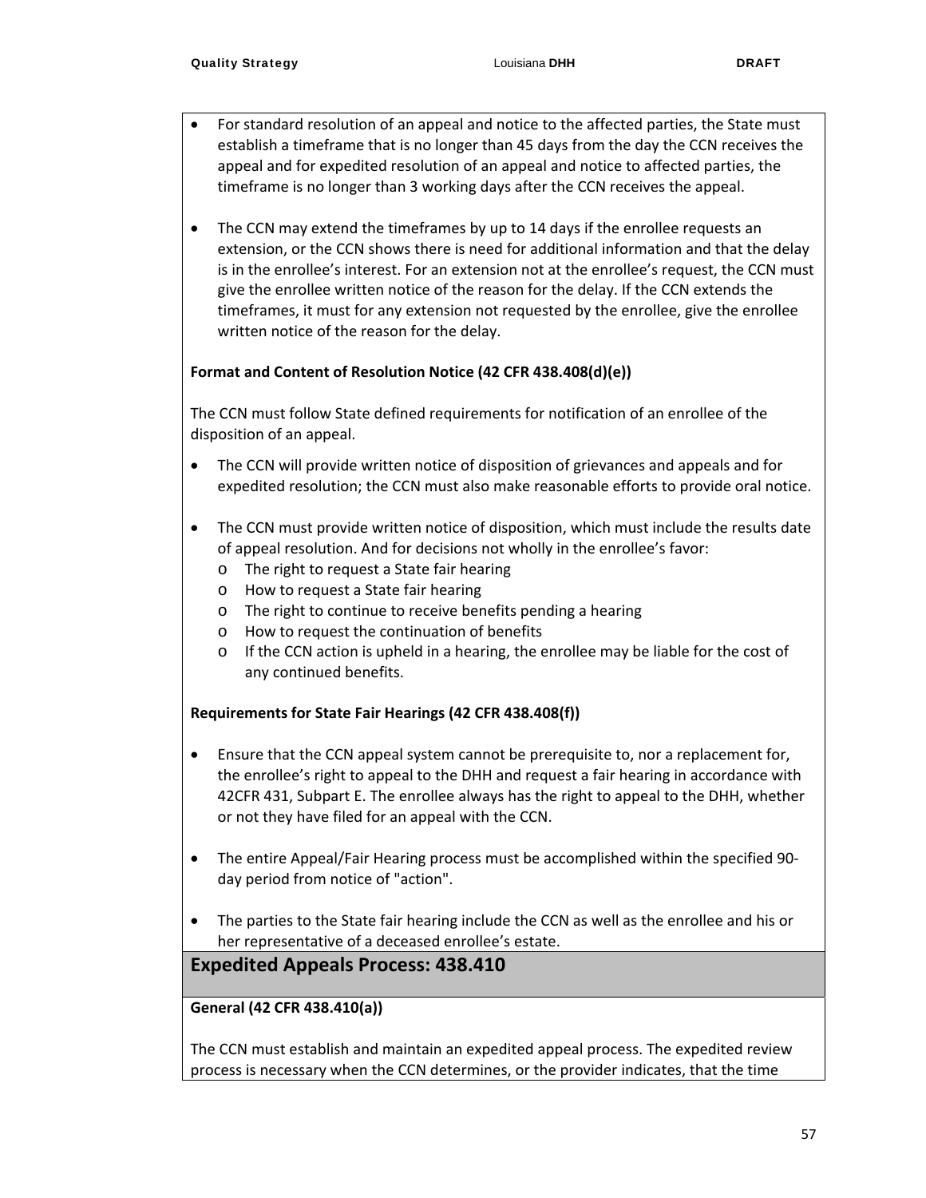- For standard resolution of an appeal and notice to the affected parties, the State must establish a timeframe that is no longer than 45 days from the day the CCN receives the appeal and for expedited resolution of an appeal and notice to affected parties, the timeframe is no longer than 3 working days after the CCN receives the appeal.

- The CCN may extend the timeframes by up to 14 days if the enrollee requests an extension, or the CCN shows there is need for additional information and that the delay is in the enrollee's interest. For an extension not at the enrollee's request, the CCN must give the enrollee written notice of the reason for the delay. If the CCN extends the timeframes, it must for any extension not requested by the enrollee, give the enrollee written notice of the reason for the delay.

**Format and Content of Resolution Notice (42 CFR 438.408(d)(e))**

The CCN must follow State defined requirements for notification of an enrollee of the disposition of an appeal.

- The CCN will provide written notice of disposition of grievances and appeals and for expedited resolution; the CCN must also make reasonable efforts to provide oral notice.

- The CCN must provide written notice of disposition, which must include the results date of appeal resolution. And for decisions not wholly in the enrollee's favor:
  - The right to request a State fair hearing
  - How to request a State fair hearing
  - The right to continue to receive benefits pending a hearing
  - How to request the continuation of benefits
  - If the CCN action is upheld in a hearing, the enrollee may be liable for the cost of any continued benefits.

**Requirements for State Fair Hearings (42 CFR 438.408(f))**

- Ensure that the CCN appeal system cannot be prerequisite to, nor a replacement for, the enrollee's right to appeal to the DHH and request a fair hearing in accordance with 42CFR 431, Subpart E. The enrollee always has the right to appeal to the DHH, whether or not they have filed for an appeal with the CCN.

- The entire Appeal/Fair Hearing process must be accomplished within the specified 90-day period from notice of "action".

- The parties to the State fair hearing include the CCN as well as the enrollee and his or her representative of a deceased enrollee's estate.

## Expedited Appeals Process: 438.410

**General (42 CFR 438.410(a))**

The CCN must establish and maintain an expedited appeal process. The expedited review process is necessary when the CCN determines, or the provider indicates, that the time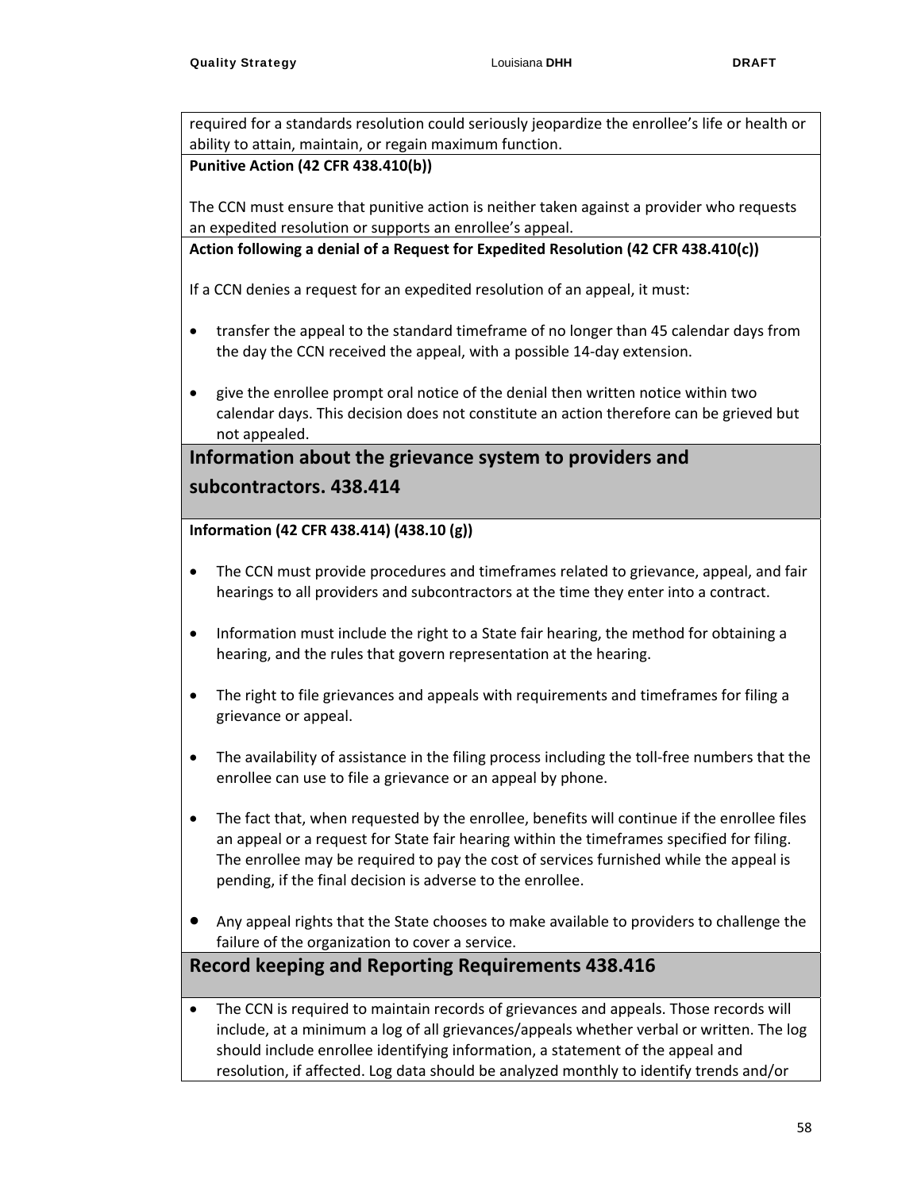required for a standards resolution could seriously jeopardize the enrollee's life or health or ability to attain, maintain, or regain maximum function.

**Punitive Action (42 CFR 438.410(b))**

The CCN must ensure that punitive action is neither taken against a provider who requests an expedited resolution or supports an enrollee's appeal.

**Action following a denial of a Request for Expedited Resolution (42 CFR 438.410(c))**

If a CCN denies a request for an expedited resolution of an appeal, it must:

- transfer the appeal to the standard timeframe of no longer than 45 calendar days from the day the CCN received the appeal, with a possible 14-day extension.

- give the enrollee prompt oral notice of the denial then written notice within two calendar days. This decision does not constitute an action therefore can be grieved but not appealed.

## Information about the grievance system to providers and subcontractors. 438.414

**Information (42 CFR 438.414) (438.10 (g))**

- The CCN must provide procedures and timeframes related to grievance, appeal, and fair hearings to all providers and subcontractors at the time they enter into a contract.

- Information must include the right to a State fair hearing, the method for obtaining a hearing, and the rules that govern representation at the hearing.

- The right to file grievances and appeals with requirements and timeframes for filing a grievance or appeal.

- The availability of assistance in the filing process including the toll-free numbers that the enrollee can use to file a grievance or an appeal by phone.

- The fact that, when requested by the enrollee, benefits will continue if the enrollee files an appeal or a request for State fair hearing within the timeframes specified for filing. The enrollee may be required to pay the cost of services furnished while the appeal is pending, if the final decision is adverse to the enrollee.

- Any appeal rights that the State chooses to make available to providers to challenge the failure of the organization to cover a service.

## Record keeping and Reporting Requirements 438.416

- The CCN is required to maintain records of grievances and appeals. Those records will include, at a minimum a log of all grievances/appeals whether verbal or written. The log should include enrollee identifying information, a statement of the appeal and resolution, if affected. Log data should be analyzed monthly to identify trends and/or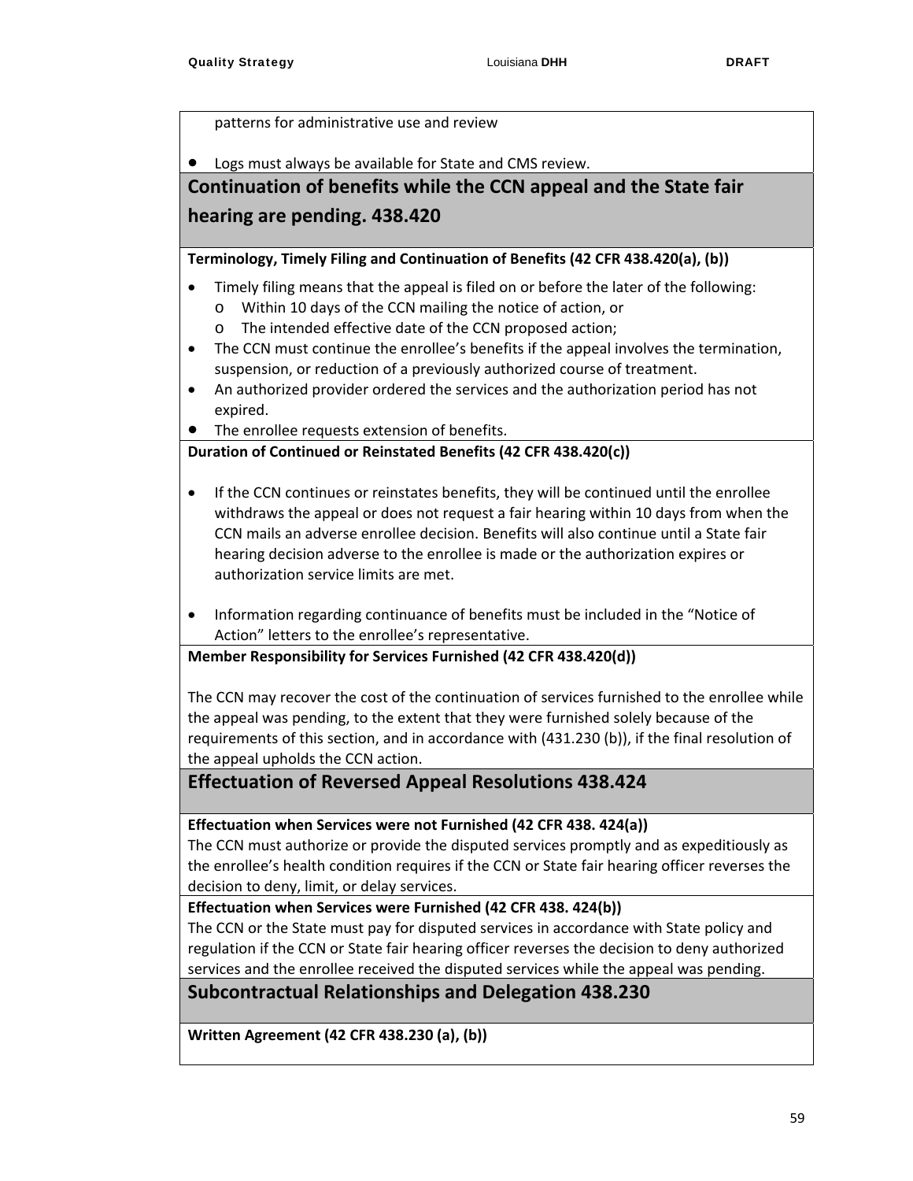patterns for administrative use and review

- Logs must always be available for State and CMS review.

## Continuation of benefits while the CCN appeal and the State fair hearing are pending. 438.420

**Terminology, Timely Filing and Continuation of Benefits (42 CFR 438.420(a), (b))**

- Timely filing means that the appeal is filed on or before the later of the following:
  - Within 10 days of the CCN mailing the notice of action, or
  - The intended effective date of the CCN proposed action;
- The CCN must continue the enrollee's benefits if the appeal involves the termination, suspension, or reduction of a previously authorized course of treatment.
- An authorized provider ordered the services and the authorization period has not expired.
- The enrollee requests extension of benefits.

**Duration of Continued or Reinstated Benefits (42 CFR 438.420(c))**

- If the CCN continues or reinstates benefits, they will be continued until the enrollee withdraws the appeal or does not request a fair hearing within 10 days from when the CCN mails an adverse enrollee decision. Benefits will also continue until a State fair hearing decision adverse to the enrollee is made or the authorization expires or authorization service limits are met.

- Information regarding continuance of benefits must be included in the "Notice of Action" letters to the enrollee's representative.

**Member Responsibility for Services Furnished (42 CFR 438.420(d))**

The CCN may recover the cost of the continuation of services furnished to the enrollee while the appeal was pending, to the extent that they were furnished solely because of the requirements of this section, and in accordance with (431.230 (b)), if the final resolution of the appeal upholds the CCN action.

## Effectuation of Reversed Appeal Resolutions 438.424

**Effectuation when Services were not Furnished (42 CFR 438. 424(a))**

The CCN must authorize or provide the disputed services promptly and as expeditiously as the enrollee's health condition requires if the CCN or State fair hearing officer reverses the decision to deny, limit, or delay services.

**Effectuation when Services were Furnished (42 CFR 438. 424(b))**

The CCN or the State must pay for disputed services in accordance with State policy and regulation if the CCN or State fair hearing officer reverses the decision to deny authorized services and the enrollee received the disputed services while the appeal was pending.

## Subcontractual Relationships and Delegation 438.230

**Written Agreement (42 CFR 438.230 (a), (b))**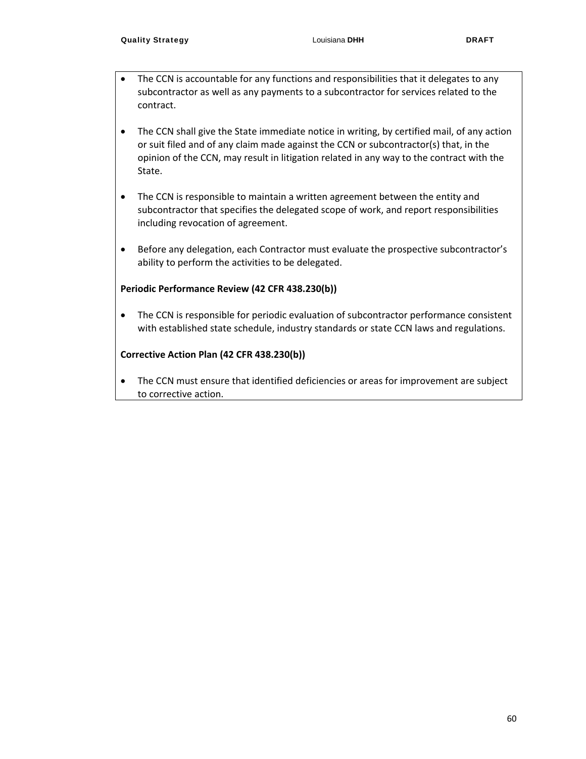- The CCN is accountable for any functions and responsibilities that it delegates to any subcontractor as well as any payments to a subcontractor for services related to the contract.

- The CCN shall give the State immediate notice in writing, by certified mail, of any action or suit filed and of any claim made against the CCN or subcontractor(s) that, in the opinion of the CCN, may result in litigation related in any way to the contract with the State.

- The CCN is responsible to maintain a written agreement between the entity and subcontractor that specifies the delegated scope of work, and report responsibilities including revocation of agreement.

- Before any delegation, each Contractor must evaluate the prospective subcontractor's ability to perform the activities to be delegated.

**Periodic Performance Review (42 CFR 438.230(b))**

- The CCN is responsible for periodic evaluation of subcontractor performance consistent with established state schedule, industry standards or state CCN laws and regulations.

**Corrective Action Plan (42 CFR 438.230(b))**

- The CCN must ensure that identified deficiencies or areas for improvement are subject to corrective action.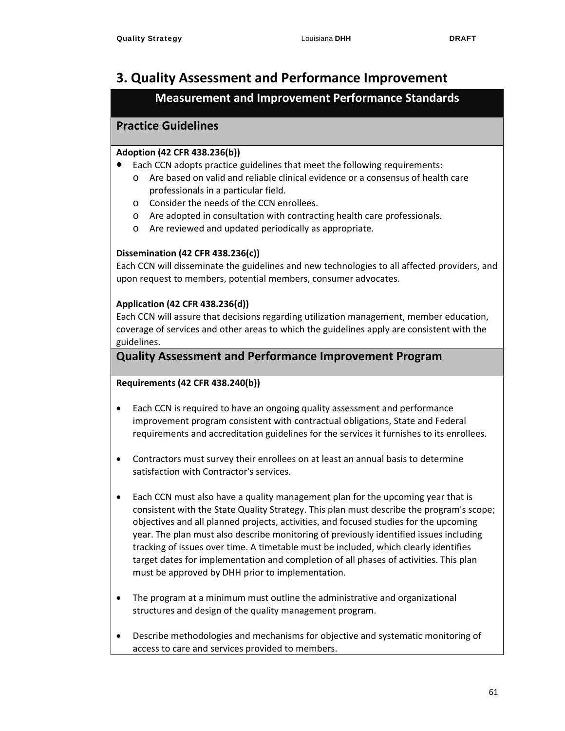# 3. Quality Assessment and Performance Improvement

## Measurement and Improvement Performance Standards

### Practice Guidelines

**Adoption (42 CFR 438.236(b))**

- Each CCN adopts practice guidelines that meet the following requirements:
  - Are based on valid and reliable clinical evidence or a consensus of health care professionals in a particular field.
  - Consider the needs of the CCN enrollees.
  - Are adopted in consultation with contracting health care professionals.
  - Are reviewed and updated periodically as appropriate.

**Dissemination (42 CFR 438.236(c))**

Each CCN will disseminate the guidelines and new technologies to all affected providers, and upon request to members, potential members, consumer advocates.

**Application (42 CFR 438.236(d))**

Each CCN will assure that decisions regarding utilization management, member education, coverage of services and other areas to which the guidelines apply are consistent with the guidelines.

### Quality Assessment and Performance Improvement Program

**Requirements (42 CFR 438.240(b))**

- Each CCN is required to have an ongoing quality assessment and performance improvement program consistent with contractual obligations, State and Federal requirements and accreditation guidelines for the services it furnishes to its enrollees.

- Contractors must survey their enrollees on at least an annual basis to determine satisfaction with Contractor's services.

- Each CCN must also have a quality management plan for the upcoming year that is consistent with the State Quality Strategy. This plan must describe the program's scope; objectives and all planned projects, activities, and focused studies for the upcoming year. The plan must also describe monitoring of previously identified issues including tracking of issues over time. A timetable must be included, which clearly identifies target dates for implementation and completion of all phases of activities. This plan must be approved by DHH prior to implementation.

- The program at a minimum must outline the administrative and organizational structures and design of the quality management program.

- Describe methodologies and mechanisms for objective and systematic monitoring of access to care and services provided to members.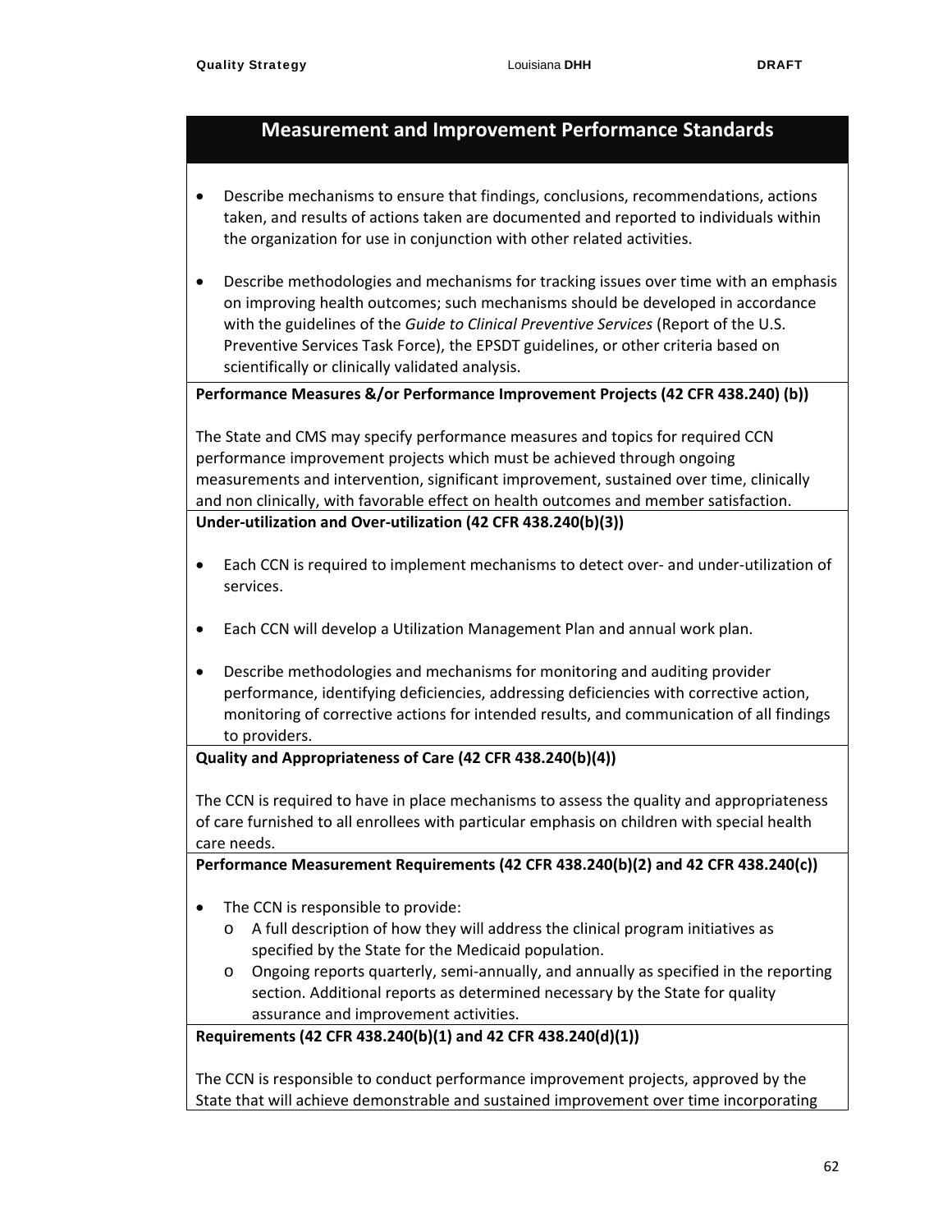## Measurement and Improvement Performance Standards

- Describe mechanisms to ensure that findings, conclusions, recommendations, actions taken, and results of actions taken are documented and reported to individuals within the organization for use in conjunction with other related activities.

- Describe methodologies and mechanisms for tracking issues over time with an emphasis on improving health outcomes; such mechanisms should be developed in accordance with the guidelines of the *Guide to Clinical Preventive Services* (Report of the U.S. Preventive Services Task Force), the EPSDT guidelines, or other criteria based on scientifically or clinically validated analysis.

**Performance Measures &/or Performance Improvement Projects (42 CFR 438.240) (b))**

The State and CMS may specify performance measures and topics for required CCN performance improvement projects which must be achieved through ongoing measurements and intervention, significant improvement, sustained over time, clinically and non clinically, with favorable effect on health outcomes and member satisfaction.

**Under-utilization and Over-utilization (42 CFR 438.240(b)(3))**

- Each CCN is required to implement mechanisms to detect over- and under-utilization of services.

- Each CCN will develop a Utilization Management Plan and annual work plan.

- Describe methodologies and mechanisms for monitoring and auditing provider performance, identifying deficiencies, addressing deficiencies with corrective action, monitoring of corrective actions for intended results, and communication of all findings to providers.

**Quality and Appropriateness of Care (42 CFR 438.240(b)(4))**

The CCN is required to have in place mechanisms to assess the quality and appropriateness of care furnished to all enrollees with particular emphasis on children with special health care needs.

**Performance Measurement Requirements (42 CFR 438.240(b)(2) and 42 CFR 438.240(c))**

- The CCN is responsible to provide:
  - A full description of how they will address the clinical program initiatives as specified by the State for the Medicaid population.
  - Ongoing reports quarterly, semi-annually, and annually as specified in the reporting section. Additional reports as determined necessary by the State for quality assurance and improvement activities.

**Requirements (42 CFR 438.240(b)(1) and 42 CFR 438.240(d)(1))**

The CCN is responsible to conduct performance improvement projects, approved by the State that will achieve demonstrable and sustained improvement over time incorporating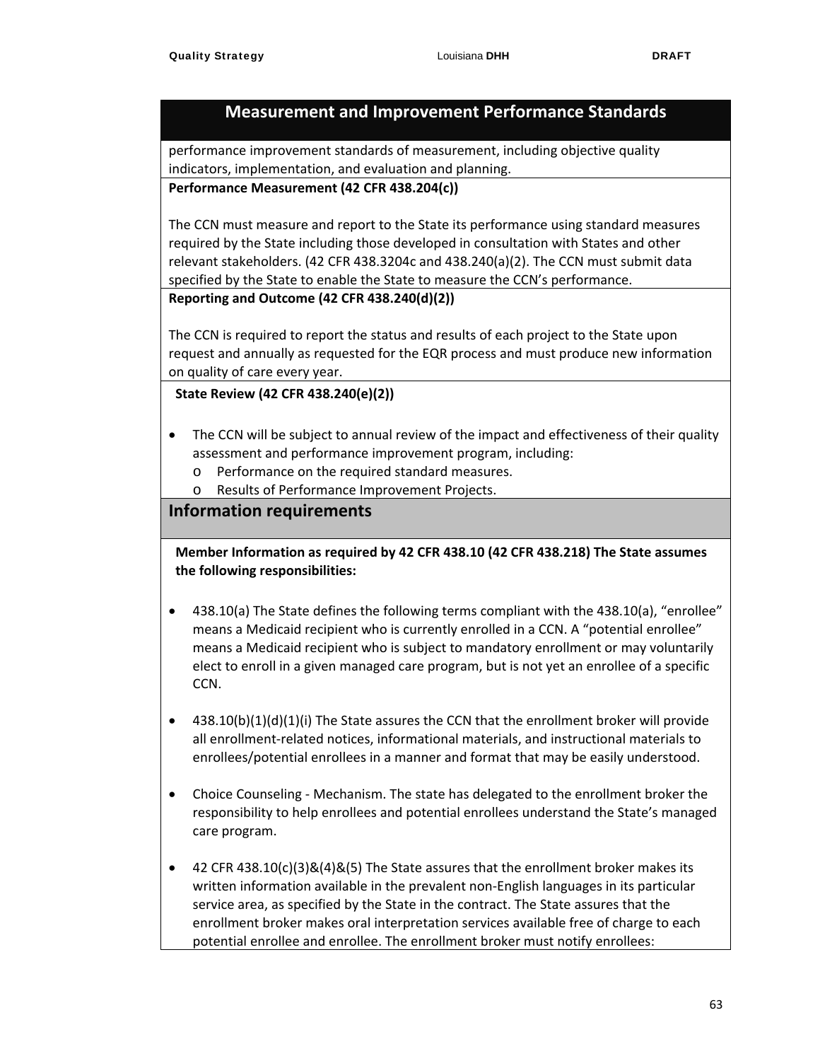## Measurement and Improvement Performance Standards

performance improvement standards of measurement, including objective quality indicators, implementation, and evaluation and planning.

**Performance Measurement (42 CFR 438.204(c))**

The CCN must measure and report to the State its performance using standard measures required by the State including those developed in consultation with States and other relevant stakeholders. (42 CFR 438.3204c and 438.240(a)(2). The CCN must submit data specified by the State to enable the State to measure the CCN's performance.

**Reporting and Outcome (42 CFR 438.240(d)(2))**

The CCN is required to report the status and results of each project to the State upon request and annually as requested for the EQR process and must produce new information on quality of care every year.

**State Review (42 CFR 438.240(e)(2))**

- The CCN will be subject to annual review of the impact and effectiveness of their quality assessment and performance improvement program, including:
  - Performance on the required standard measures.
  - Results of Performance Improvement Projects.

## Information requirements

**Member Information as required by 42 CFR 438.10 (42 CFR 438.218) The State assumes the following responsibilities:**

- 438.10(a) The State defines the following terms compliant with the 438.10(a), "enrollee" means a Medicaid recipient who is currently enrolled in a CCN. A "potential enrollee" means a Medicaid recipient who is subject to mandatory enrollment or may voluntarily elect to enroll in a given managed care program, but is not yet an enrollee of a specific CCN.

- 438.10(b)(1)(d)(1)(i) The State assures the CCN that the enrollment broker will provide all enrollment-related notices, informational materials, and instructional materials to enrollees/potential enrollees in a manner and format that may be easily understood.

- Choice Counseling - Mechanism. The state has delegated to the enrollment broker the responsibility to help enrollees and potential enrollees understand the State's managed care program.

- 42 CFR 438.10(c)(3)&(4)&(5) The State assures that the enrollment broker makes its written information available in the prevalent non-English languages in its particular service area, as specified by the State in the contract. The State assures that the enrollment broker makes oral interpretation services available free of charge to each potential enrollee and enrollee. The enrollment broker must notify enrollees: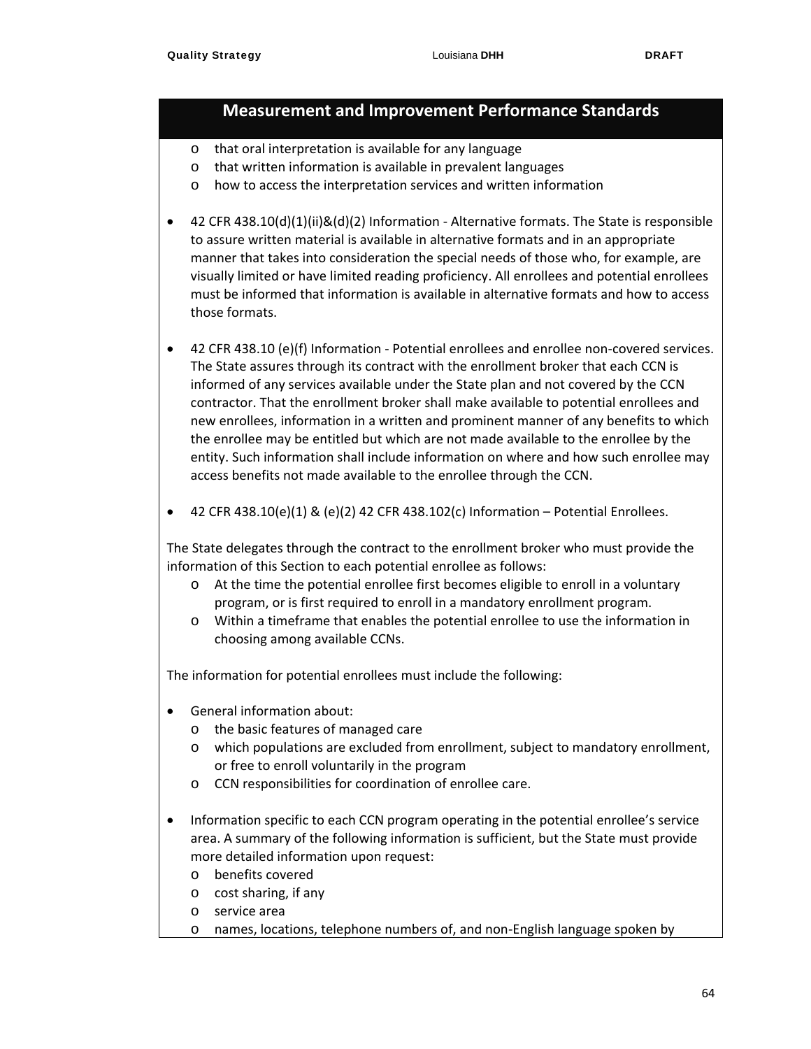## Measurement and Improvement Performance Standards

- that oral interpretation is available for any language
- that written information is available in prevalent languages
- how to access the interpretation services and written information

- 42 CFR 438.10(d)(1)(ii)&(d)(2) Information - Alternative formats. The State is responsible to assure written material is available in alternative formats and in an appropriate manner that takes into consideration the special needs of those who, for example, are visually limited or have limited reading proficiency. All enrollees and potential enrollees must be informed that information is available in alternative formats and how to access those formats.

- 42 CFR 438.10 (e)(f) Information - Potential enrollees and enrollee non-covered services. The State assures through its contract with the enrollment broker that each CCN is informed of any services available under the State plan and not covered by the CCN contractor. That the enrollment broker shall make available to potential enrollees and new enrollees, information in a written and prominent manner of any benefits to which the enrollee may be entitled but which are not made available to the enrollee by the entity. Such information shall include information on where and how such enrollee may access benefits not made available to the enrollee through the CCN.

- 42 CFR 438.10(e)(1) & (e)(2) 42 CFR 438.102(c) Information – Potential Enrollees.

The State delegates through the contract to the enrollment broker who must provide the information of this Section to each potential enrollee as follows:

- At the time the potential enrollee first becomes eligible to enroll in a voluntary program, or is first required to enroll in a mandatory enrollment program.
- Within a timeframe that enables the potential enrollee to use the information in choosing among available CCNs.

The information for potential enrollees must include the following:

- General information about:
  - the basic features of managed care
  - which populations are excluded from enrollment, subject to mandatory enrollment, or free to enroll voluntarily in the program
  - CCN responsibilities for coordination of enrollee care.

- Information specific to each CCN program operating in the potential enrollee's service area. A summary of the following information is sufficient, but the State must provide more detailed information upon request:
  - benefits covered
  - cost sharing, if any
  - service area
  - names, locations, telephone numbers of, and non-English language spoken by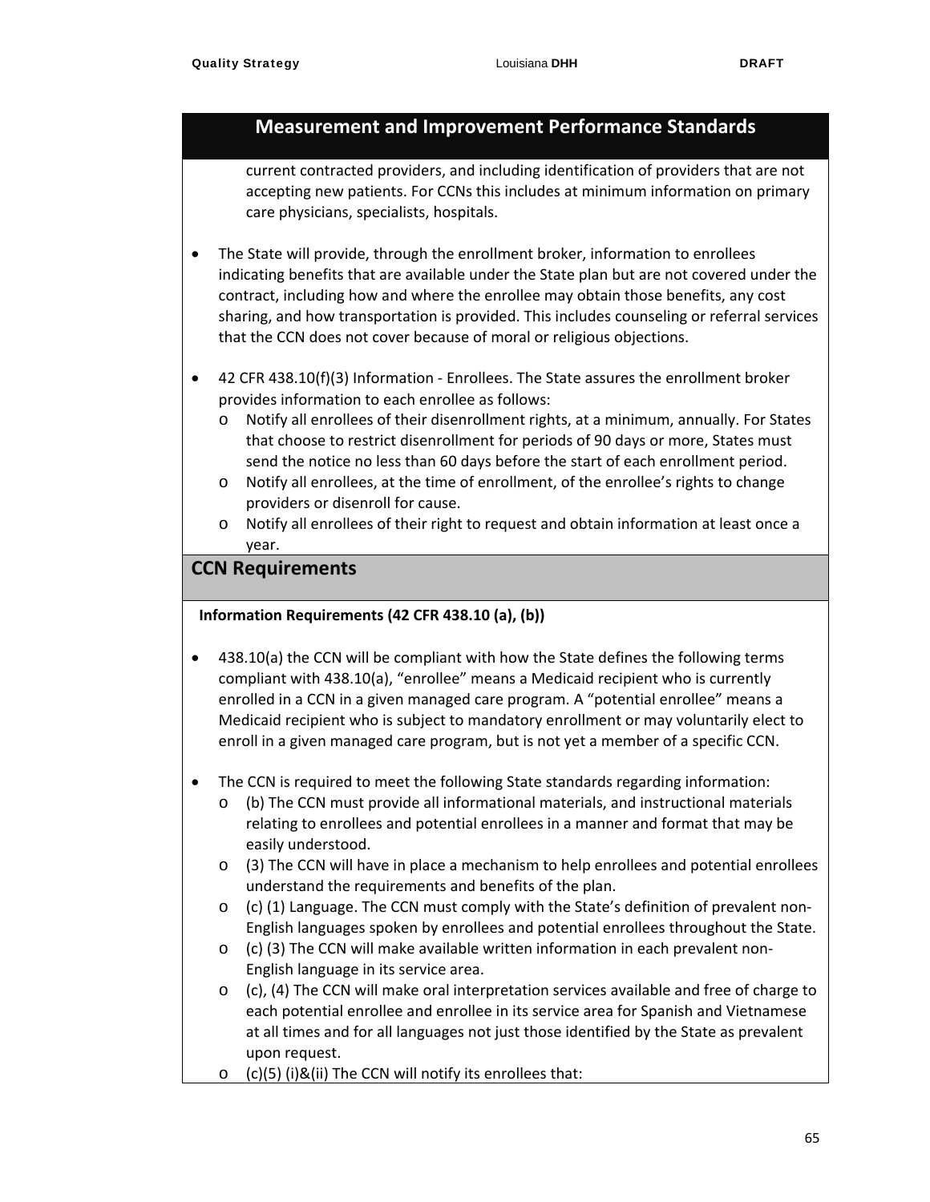## Measurement and Improvement Performance Standards

current contracted providers, and including identification of providers that are not accepting new patients. For CCNs this includes at minimum information on primary care physicians, specialists, hospitals.

- The State will provide, through the enrollment broker, information to enrollees indicating benefits that are available under the State plan but are not covered under the contract, including how and where the enrollee may obtain those benefits, any cost sharing, and how transportation is provided. This includes counseling or referral services that the CCN does not cover because of moral or religious objections.

- 42 CFR 438.10(f)(3) Information - Enrollees. The State assures the enrollment broker provides information to each enrollee as follows:
  - Notify all enrollees of their disenrollment rights, at a minimum, annually. For States that choose to restrict disenrollment for periods of 90 days or more, States must send the notice no less than 60 days before the start of each enrollment period.
  - Notify all enrollees, at the time of enrollment, of the enrollee's rights to change providers or disenroll for cause.
  - Notify all enrollees of their right to request and obtain information at least once a year.

## CCN Requirements

**Information Requirements (42 CFR 438.10 (a), (b))**

- 438.10(a) the CCN will be compliant with how the State defines the following terms compliant with 438.10(a), "enrollee" means a Medicaid recipient who is currently enrolled in a CCN in a given managed care program. A "potential enrollee" means a Medicaid recipient who is subject to mandatory enrollment or may voluntarily elect to enroll in a given managed care program, but is not yet a member of a specific CCN.

- The CCN is required to meet the following State standards regarding information:
  - (b) The CCN must provide all informational materials, and instructional materials relating to enrollees and potential enrollees in a manner and format that may be easily understood.
  - (3) The CCN will have in place a mechanism to help enrollees and potential enrollees understand the requirements and benefits of the plan.
  - (c) (1) Language. The CCN must comply with the State's definition of prevalent non-English languages spoken by enrollees and potential enrollees throughout the State.
  - (c) (3) The CCN will make available written information in each prevalent non-English language in its service area.
  - (c), (4) The CCN will make oral interpretation services available and free of charge to each potential enrollee and enrollee in its service area for Spanish and Vietnamese at all times and for all languages not just those identified by the State as prevalent upon request.
  - (c)(5) (i)&(ii) The CCN will notify its enrollees that: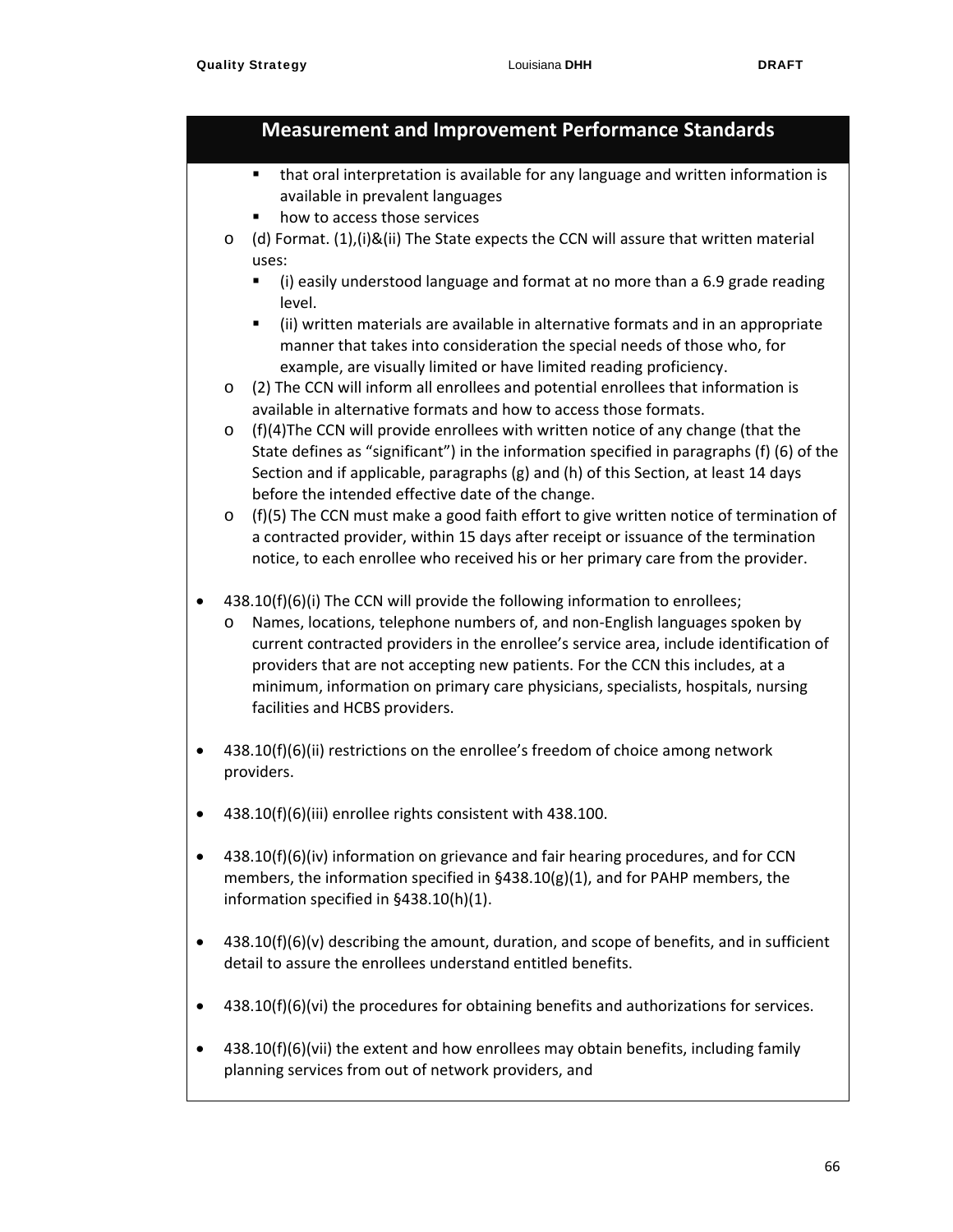## Measurement and Improvement Performance Standards

        - that oral interpretation is available for any language and written information is available in prevalent languages
        - how to access those services
    - (d) Format. (1),(i)&(ii) The State expects the CCN will assure that written material uses:
        - (i) easily understood language and format at no more than a 6.9 grade reading level.
        - (ii) written materials are available in alternative formats and in an appropriate manner that takes into consideration the special needs of those who, for example, are visually limited or have limited reading proficiency.
    - (2) The CCN will inform all enrollees and potential enrollees that information is available in alternative formats and how to access those formats.
    - (f)(4)The CCN will provide enrollees with written notice of any change (that the State defines as "significant") in the information specified in paragraphs (f) (6) of the Section and if applicable, paragraphs (g) and (h) of this Section, at least 14 days before the intended effective date of the change.
    - (f)(5) The CCN must make a good faith effort to give written notice of termination of a contracted provider, within 15 days after receipt or issuance of the termination notice, to each enrollee who received his or her primary care from the provider.

- 438.10(f)(6)(i) The CCN will provide the following information to enrollees;
    - Names, locations, telephone numbers of, and non-English languages spoken by current contracted providers in the enrollee's service area, include identification of providers that are not accepting new patients. For the CCN this includes, at a minimum, information on primary care physicians, specialists, hospitals, nursing facilities and HCBS providers.

- 438.10(f)(6)(ii) restrictions on the enrollee's freedom of choice among network providers.

- 438.10(f)(6)(iii) enrollee rights consistent with 438.100.

- 438.10(f)(6)(iv) information on grievance and fair hearing procedures, and for CCN members, the information specified in §438.10(g)(1), and for PAHP members, the information specified in §438.10(h)(1).

- 438.10(f)(6)(v) describing the amount, duration, and scope of benefits, and in sufficient detail to assure the enrollees understand entitled benefits.

- 438.10(f)(6)(vi) the procedures for obtaining benefits and authorizations for services.

- 438.10(f)(6)(vii) the extent and how enrollees may obtain benefits, including family planning services from out of network providers, and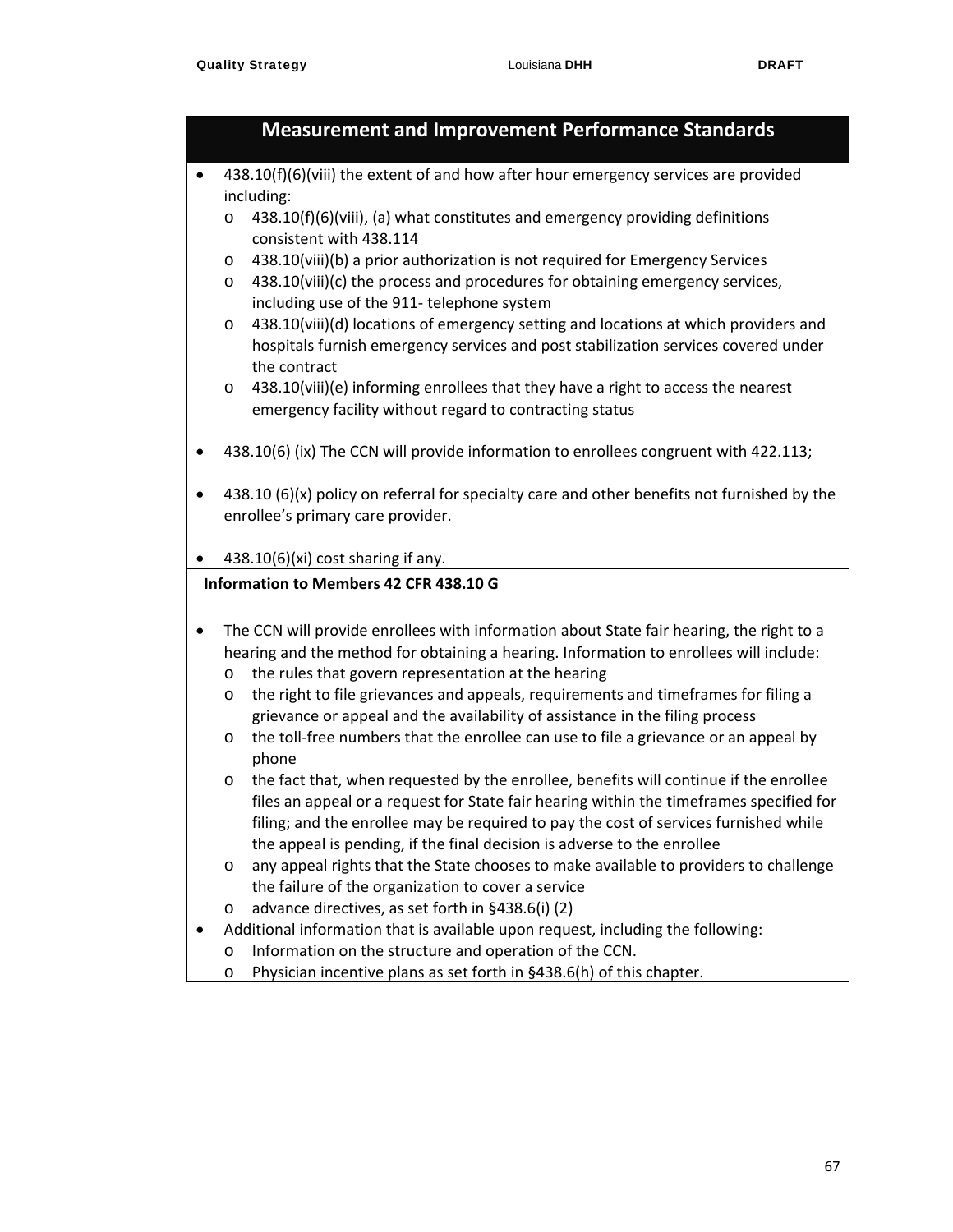## Measurement and Improvement Performance Standards

- 438.10(f)(6)(viii) the extent of and how after hour emergency services are provided including:
  - 438.10(f)(6)(viii), (a) what constitutes and emergency providing definitions consistent with 438.114
  - 438.10(viii)(b) a prior authorization is not required for Emergency Services
  - 438.10(viii)(c) the process and procedures for obtaining emergency services, including use of the 911- telephone system
  - 438.10(viii)(d) locations of emergency setting and locations at which providers and hospitals furnish emergency services and post stabilization services covered under the contract
  - 438.10(viii)(e) informing enrollees that they have a right to access the nearest emergency facility without regard to contracting status

- 438.10(6) (ix) The CCN will provide information to enrollees congruent with 422.113;

- 438.10 (6)(x) policy on referral for specialty care and other benefits not furnished by the enrollee's primary care provider.

- 438.10(6)(xi) cost sharing if any.

**Information to Members 42 CFR 438.10 G**

- The CCN will provide enrollees with information about State fair hearing, the right to a hearing and the method for obtaining a hearing. Information to enrollees will include:
  - the rules that govern representation at the hearing
  - the right to file grievances and appeals, requirements and timeframes for filing a grievance or appeal and the availability of assistance in the filing process
  - the toll-free numbers that the enrollee can use to file a grievance or an appeal by phone
  - the fact that, when requested by the enrollee, benefits will continue if the enrollee files an appeal or a request for State fair hearing within the timeframes specified for filing; and the enrollee may be required to pay the cost of services furnished while the appeal is pending, if the final decision is adverse to the enrollee
  - any appeal rights that the State chooses to make available to providers to challenge the failure of the organization to cover a service
  - advance directives, as set forth in §438.6(i) (2)
- Additional information that is available upon request, including the following:
  - Information on the structure and operation of the CCN.
  - Physician incentive plans as set forth in §438.6(h) of this chapter.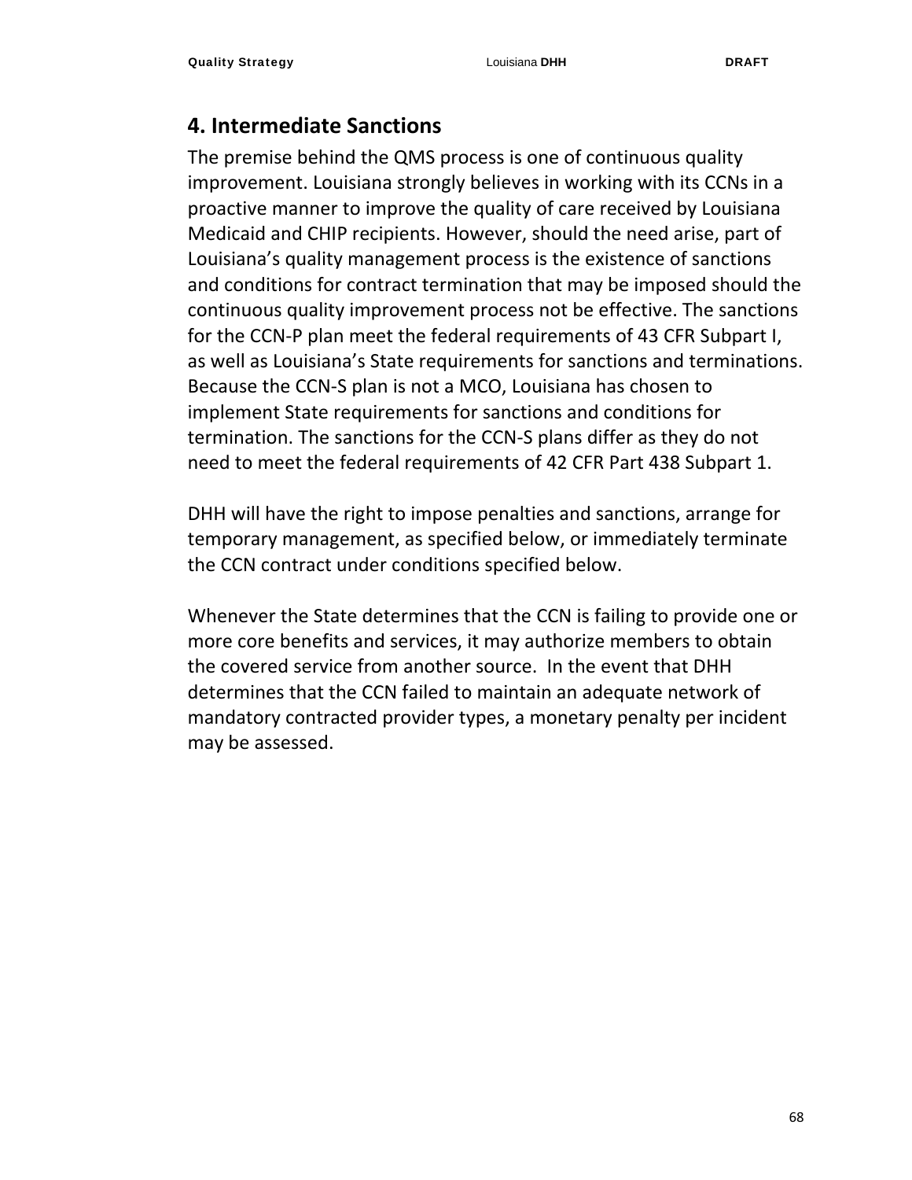## 4. Intermediate Sanctions

The premise behind the QMS process is one of continuous quality improvement. Louisiana strongly believes in working with its CCNs in a proactive manner to improve the quality of care received by Louisiana Medicaid and CHIP recipients. However, should the need arise, part of Louisiana's quality management process is the existence of sanctions and conditions for contract termination that may be imposed should the continuous quality improvement process not be effective. The sanctions for the CCN-P plan meet the federal requirements of 43 CFR Subpart I, as well as Louisiana's State requirements for sanctions and terminations. Because the CCN-S plan is not a MCO, Louisiana has chosen to implement State requirements for sanctions and conditions for termination. The sanctions for the CCN-S plans differ as they do not need to meet the federal requirements of 42 CFR Part 438 Subpart 1.

DHH will have the right to impose penalties and sanctions, arrange for temporary management, as specified below, or immediately terminate the CCN contract under conditions specified below.

Whenever the State determines that the CCN is failing to provide one or more core benefits and services, it may authorize members to obtain the covered service from another source. In the event that DHH determines that the CCN failed to maintain an adequate network of mandatory contracted provider types, a monetary penalty per incident may be assessed.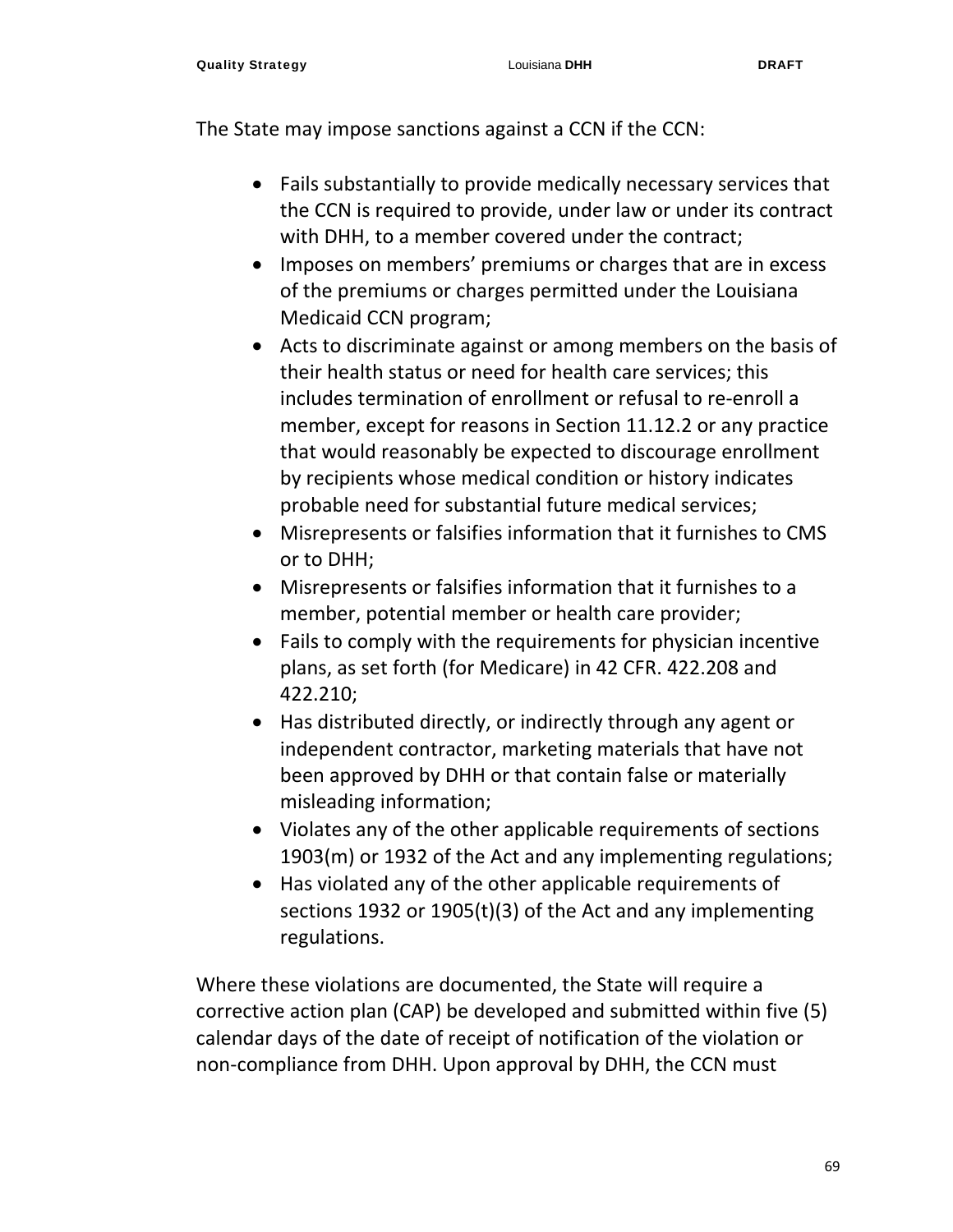The State may impose sanctions against a CCN if the CCN:

- Fails substantially to provide medically necessary services that the CCN is required to provide, under law or under its contract with DHH, to a member covered under the contract;
- Imposes on members' premiums or charges that are in excess of the premiums or charges permitted under the Louisiana Medicaid CCN program;
- Acts to discriminate against or among members on the basis of their health status or need for health care services; this includes termination of enrollment or refusal to re-enroll a member, except for reasons in Section 11.12.2 or any practice that would reasonably be expected to discourage enrollment by recipients whose medical condition or history indicates probable need for substantial future medical services;
- Misrepresents or falsifies information that it furnishes to CMS or to DHH;
- Misrepresents or falsifies information that it furnishes to a member, potential member or health care provider;
- Fails to comply with the requirements for physician incentive plans, as set forth (for Medicare) in 42 CFR. 422.208 and 422.210;
- Has distributed directly, or indirectly through any agent or independent contractor, marketing materials that have not been approved by DHH or that contain false or materially misleading information;
- Violates any of the other applicable requirements of sections 1903(m) or 1932 of the Act and any implementing regulations;
- Has violated any of the other applicable requirements of sections 1932 or 1905(t)(3) of the Act and any implementing regulations.

Where these violations are documented, the State will require a corrective action plan (CAP) be developed and submitted within five (5) calendar days of the date of receipt of notification of the violation or non-compliance from DHH. Upon approval by DHH, the CCN must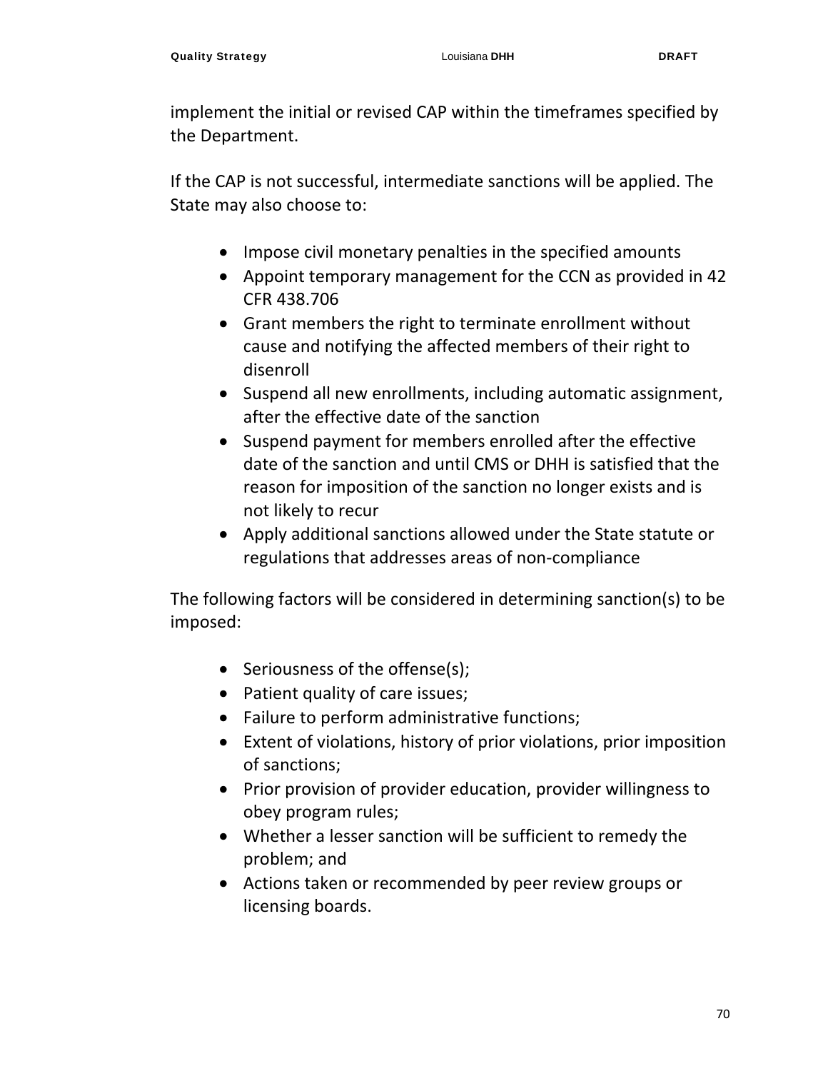implement the initial or revised CAP within the timeframes specified by the Department.

If the CAP is not successful, intermediate sanctions will be applied. The State may also choose to:

- Impose civil monetary penalties in the specified amounts
- Appoint temporary management for the CCN as provided in 42 CFR 438.706
- Grant members the right to terminate enrollment without cause and notifying the affected members of their right to disenroll
- Suspend all new enrollments, including automatic assignment, after the effective date of the sanction
- Suspend payment for members enrolled after the effective date of the sanction and until CMS or DHH is satisfied that the reason for imposition of the sanction no longer exists and is not likely to recur
- Apply additional sanctions allowed under the State statute or regulations that addresses areas of non-compliance

The following factors will be considered in determining sanction(s) to be imposed:

- Seriousness of the offense(s);
- Patient quality of care issues;
- Failure to perform administrative functions;
- Extent of violations, history of prior violations, prior imposition of sanctions;
- Prior provision of provider education, provider willingness to obey program rules;
- Whether a lesser sanction will be sufficient to remedy the problem; and
- Actions taken or recommended by peer review groups or licensing boards.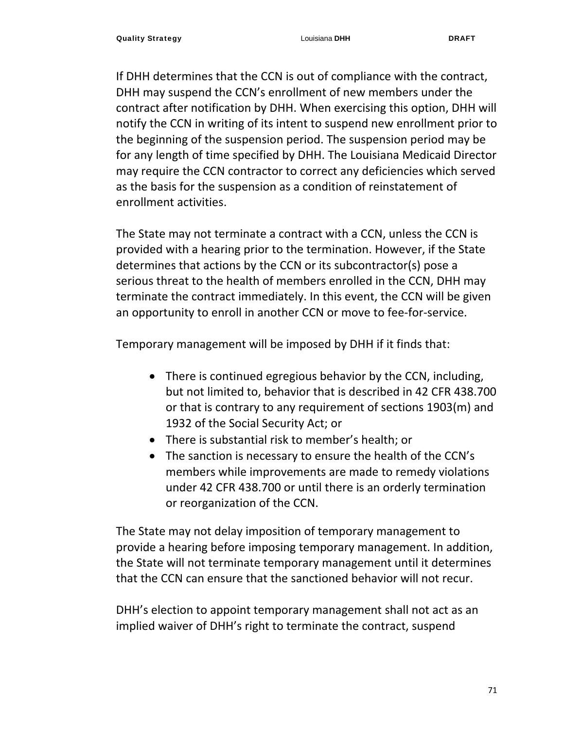If DHH determines that the CCN is out of compliance with the contract, DHH may suspend the CCN's enrollment of new members under the contract after notification by DHH. When exercising this option, DHH will notify the CCN in writing of its intent to suspend new enrollment prior to the beginning of the suspension period. The suspension period may be for any length of time specified by DHH. The Louisiana Medicaid Director may require the CCN contractor to correct any deficiencies which served as the basis for the suspension as a condition of reinstatement of enrollment activities.

The State may not terminate a contract with a CCN, unless the CCN is provided with a hearing prior to the termination. However, if the State determines that actions by the CCN or its subcontractor(s) pose a serious threat to the health of members enrolled in the CCN, DHH may terminate the contract immediately. In this event, the CCN will be given an opportunity to enroll in another CCN or move to fee-for-service.

Temporary management will be imposed by DHH if it finds that:

- There is continued egregious behavior by the CCN, including, but not limited to, behavior that is described in 42 CFR 438.700 or that is contrary to any requirement of sections 1903(m) and 1932 of the Social Security Act; or
- There is substantial risk to member's health; or
- The sanction is necessary to ensure the health of the CCN's members while improvements are made to remedy violations under 42 CFR 438.700 or until there is an orderly termination or reorganization of the CCN.

The State may not delay imposition of temporary management to provide a hearing before imposing temporary management. In addition, the State will not terminate temporary management until it determines that the CCN can ensure that the sanctioned behavior will not recur.

DHH's election to appoint temporary management shall not act as an implied waiver of DHH's right to terminate the contract, suspend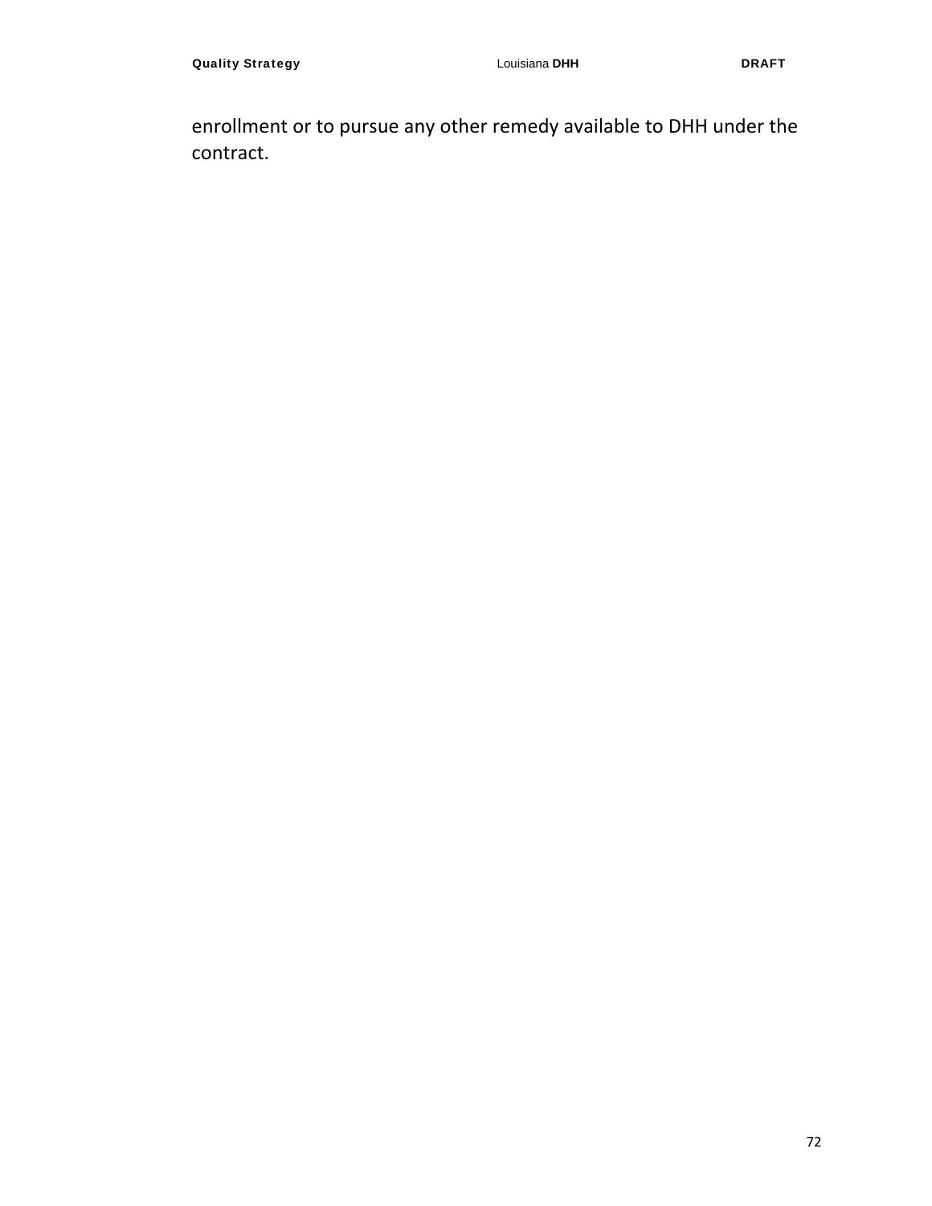enrollment or to pursue any other remedy available to DHH under the contract.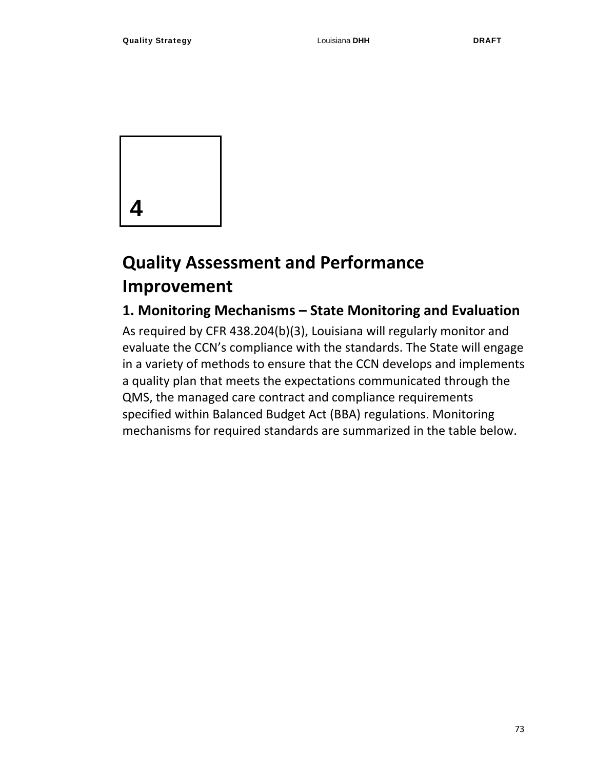4

# Quality Assessment and Performance Improvement

## 1. Monitoring Mechanisms – State Monitoring and Evaluation

As required by CFR 438.204(b)(3), Louisiana will regularly monitor and evaluate the CCN's compliance with the standards. The State will engage in a variety of methods to ensure that the CCN develops and implements a quality plan that meets the expectations communicated through the QMS, the managed care contract and compliance requirements specified within Balanced Budget Act (BBA) regulations. Monitoring mechanisms for required standards are summarized in the table below.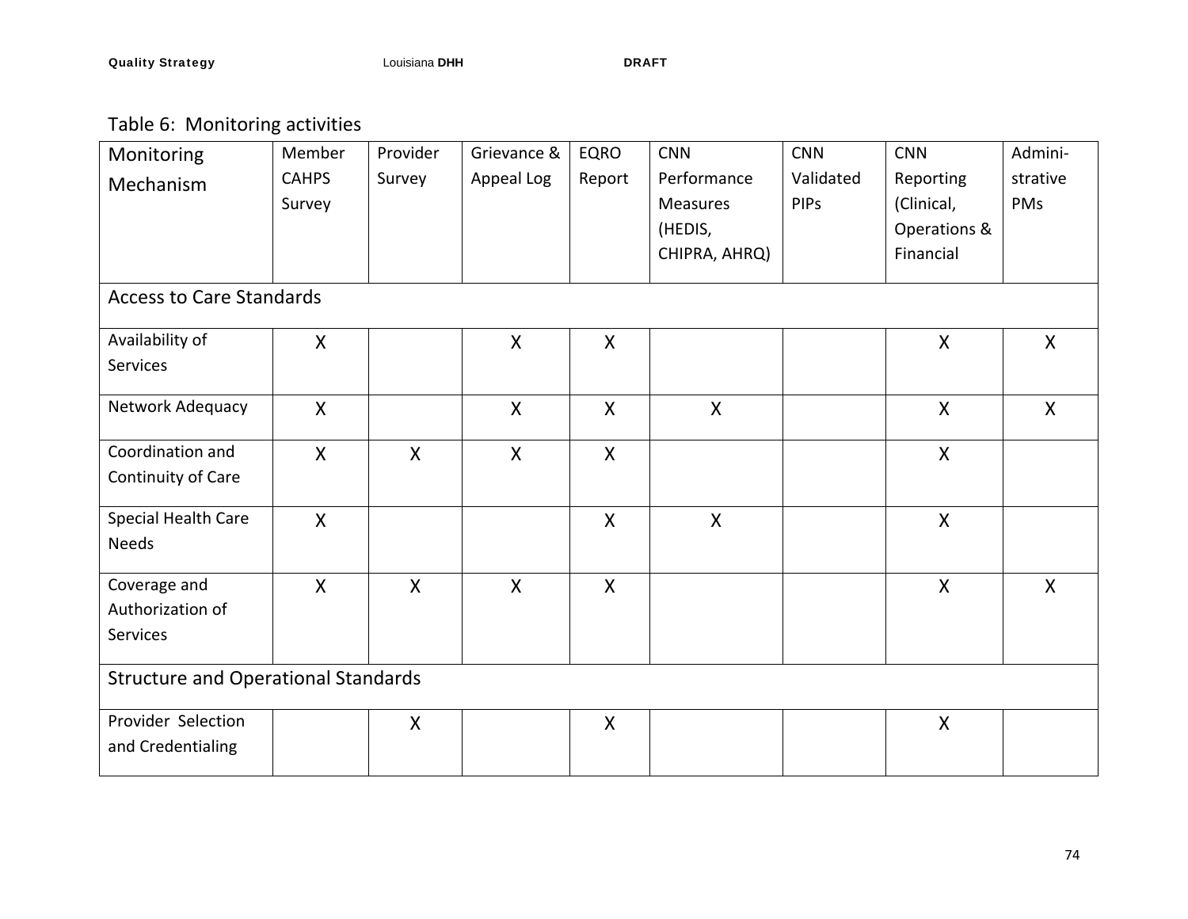Table 6: Monitoring activities

| Monitoring Mechanism | Member CAHPS Survey | Provider Survey | Grievance & Appeal Log | EQRO Report | CNN Performance Measures (HEDIS, CHIPRA, AHRQ) | CNN Validated PIPs | CNN Reporting (Clinical, Operations & Financial | Admini-strative PMs |
|---|---|---|---|---|---|---|---|---|
| **Access to Care Standards** | | | | | | | | |
| Availability of Services | X | | X | X | | | X | X |
| Network Adequacy | X | | X | X | X | | X | X |
| Coordination and Continuity of Care | X | X | X | X | | | X | |
| Special Health Care Needs | X | | | X | X | | X | |
| Coverage and Authorization of Services | X | X | X | X | | | X | X |
| **Structure and Operational Standards** | | | | | | | | |
| Provider Selection and Credentialing | | X | | X | | | X | |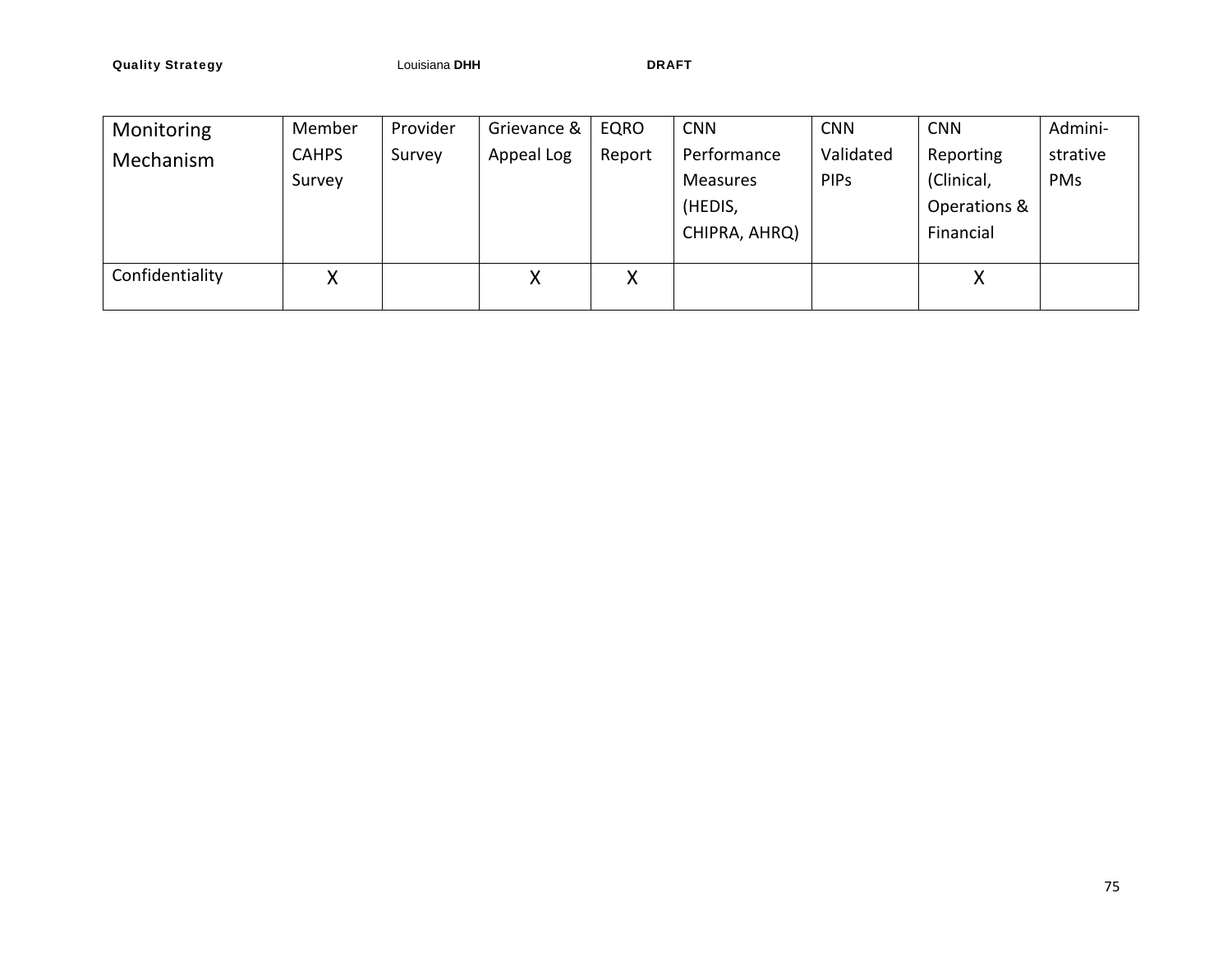| Monitoring Mechanism | Member CAHPS Survey | Provider Survey | Grievance & Appeal Log | EQRO Report | CNN Performance Measures (HEDIS, CHIPRA, AHRQ) | CNN Validated PIPs | CNN Reporting (Clinical, Operations & Financial | Admini-strative PMs |
|---|---|---|---|---|---|---|---|---|
| Confidentiality | X | | X | X | | | X | |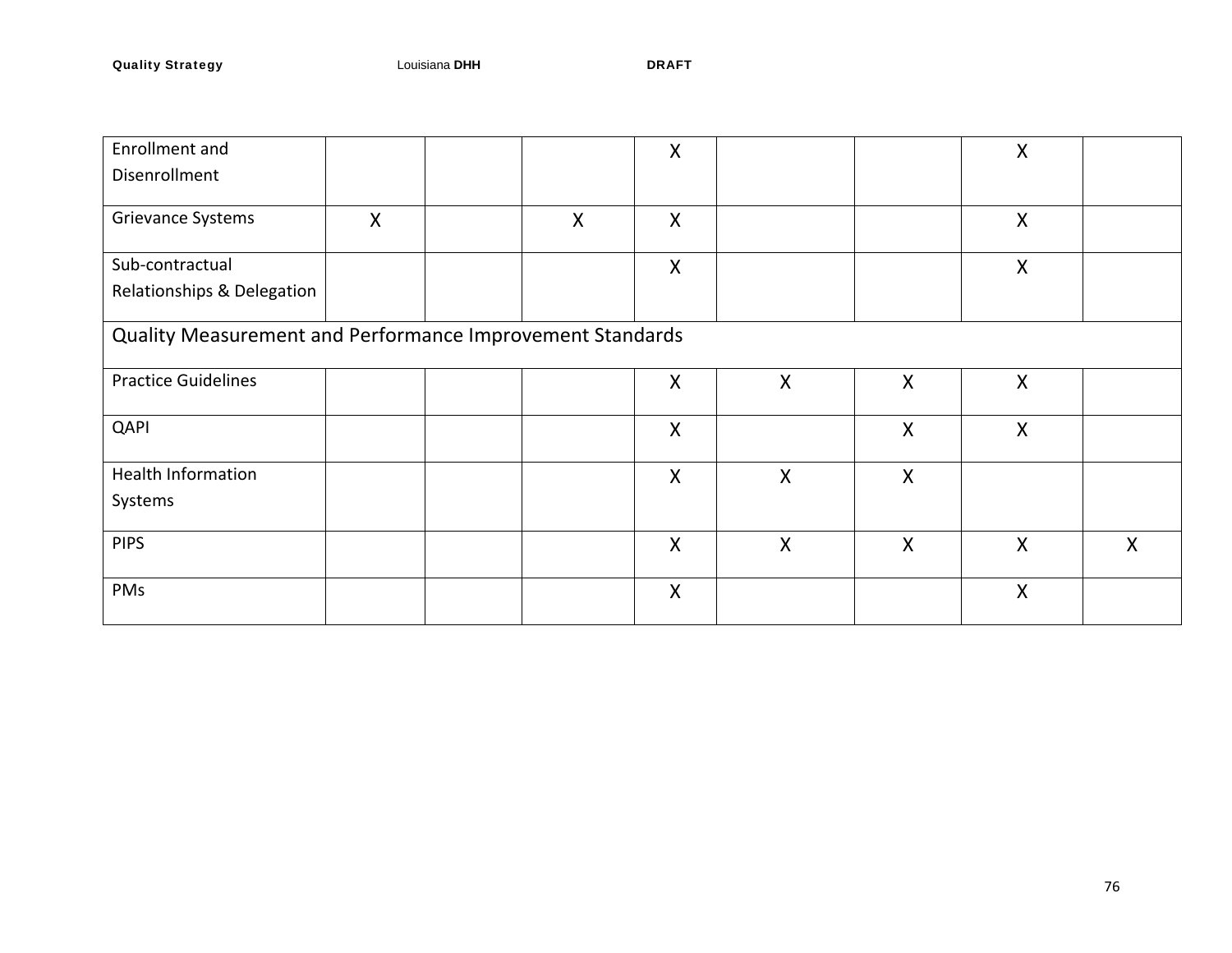| | | | | | | | | |
|---|---|---|---|---|---|---|---|---|
| Enrollment and Disenrollment | | | | X | | | X | |
| Grievance Systems | X | | X | X | | | X | |
| Sub-contractual Relationships & Delegation | | | | X | | | X | |
| Quality Measurement and Performance Improvement Standards | | | | | | | | |
| Practice Guidelines | | | | X | X | X | X | |
| QAPI | | | | X | | X | X | |
| Health Information Systems | | | | X | X | X | | |
| PIPS | | | | X | X | X | X | X |
| PMs | | | | X | | | X | |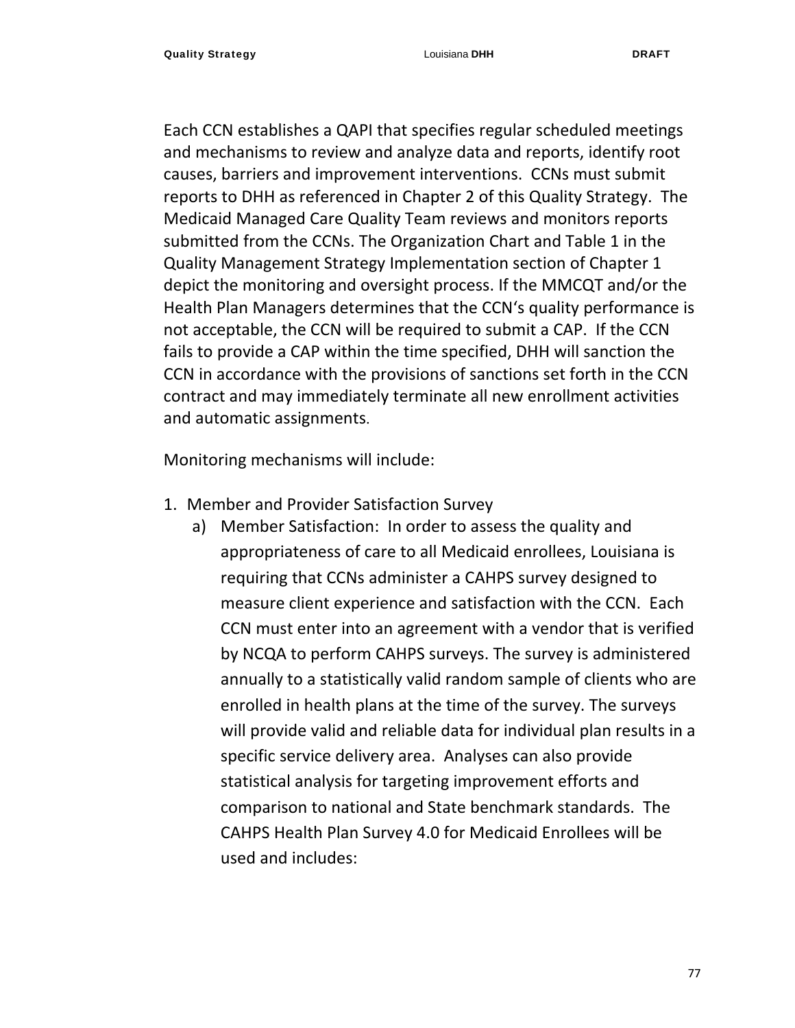Each CCN establishes a QAPI that specifies regular scheduled meetings and mechanisms to review and analyze data and reports, identify root causes, barriers and improvement interventions. CCNs must submit reports to DHH as referenced in Chapter 2 of this Quality Strategy. The Medicaid Managed Care Quality Team reviews and monitors reports submitted from the CCNs. The Organization Chart and Table 1 in the Quality Management Strategy Implementation section of Chapter 1 depict the monitoring and oversight process. If the MMCQT and/or the Health Plan Managers determines that the CCN's quality performance is not acceptable, the CCN will be required to submit a CAP. If the CCN fails to provide a CAP within the time specified, DHH will sanction the CCN in accordance with the provisions of sanctions set forth in the CCN contract and may immediately terminate all new enrollment activities and automatic assignments.

Monitoring mechanisms will include:

1. Member and Provider Satisfaction Survey
   a) Member Satisfaction: In order to assess the quality and appropriateness of care to all Medicaid enrollees, Louisiana is requiring that CCNs administer a CAHPS survey designed to measure client experience and satisfaction with the CCN. Each CCN must enter into an agreement with a vendor that is verified by NCQA to perform CAHPS surveys. The survey is administered annually to a statistically valid random sample of clients who are enrolled in health plans at the time of the survey. The surveys will provide valid and reliable data for individual plan results in a specific service delivery area. Analyses can also provide statistical analysis for targeting improvement efforts and comparison to national and State benchmark standards. The CAHPS Health Plan Survey 4.0 for Medicaid Enrollees will be used and includes: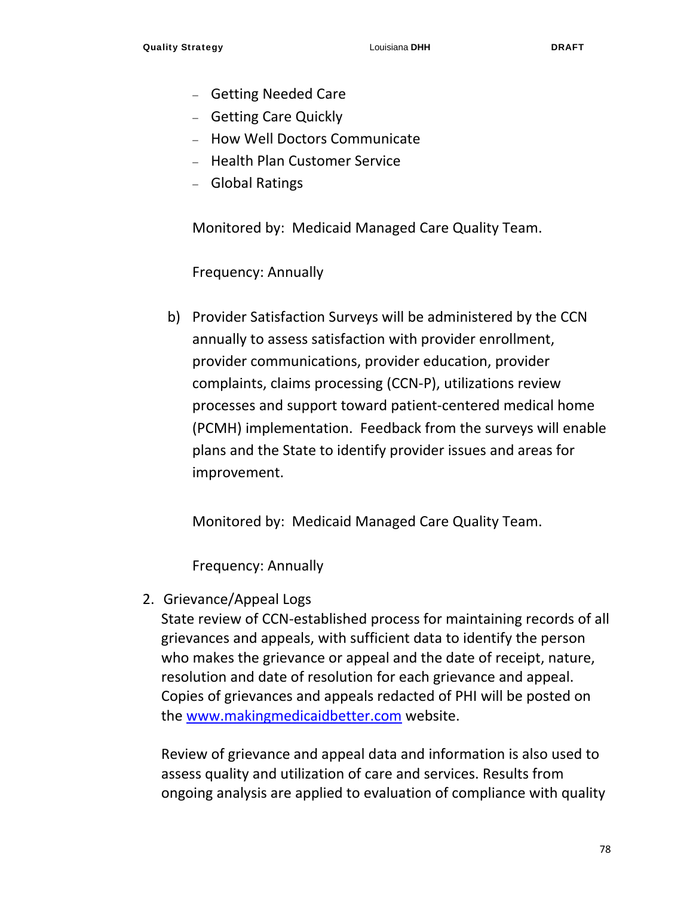- Getting Needed Care
- Getting Care Quickly
- How Well Doctors Communicate
- Health Plan Customer Service
- Global Ratings

Monitored by: Medicaid Managed Care Quality Team.

Frequency: Annually

b) Provider Satisfaction Surveys will be administered by the CCN annually to assess satisfaction with provider enrollment, provider communications, provider education, provider complaints, claims processing (CCN-P), utilizations review processes and support toward patient-centered medical home (PCMH) implementation. Feedback from the surveys will enable plans and the State to identify provider issues and areas for improvement.

   Monitored by: Medicaid Managed Care Quality Team.

   Frequency: Annually

2. Grievance/Appeal Logs
   State review of CCN-established process for maintaining records of all grievances and appeals, with sufficient data to identify the person who makes the grievance or appeal and the date of receipt, nature, resolution and date of resolution for each grievance and appeal. Copies of grievances and appeals redacted of PHI will be posted on the [www.makingmedicaidbetter.com](www.makingmedicaidbetter.com) website.

   Review of grievance and appeal data and information is also used to assess quality and utilization of care and services. Results from ongoing analysis are applied to evaluation of compliance with quality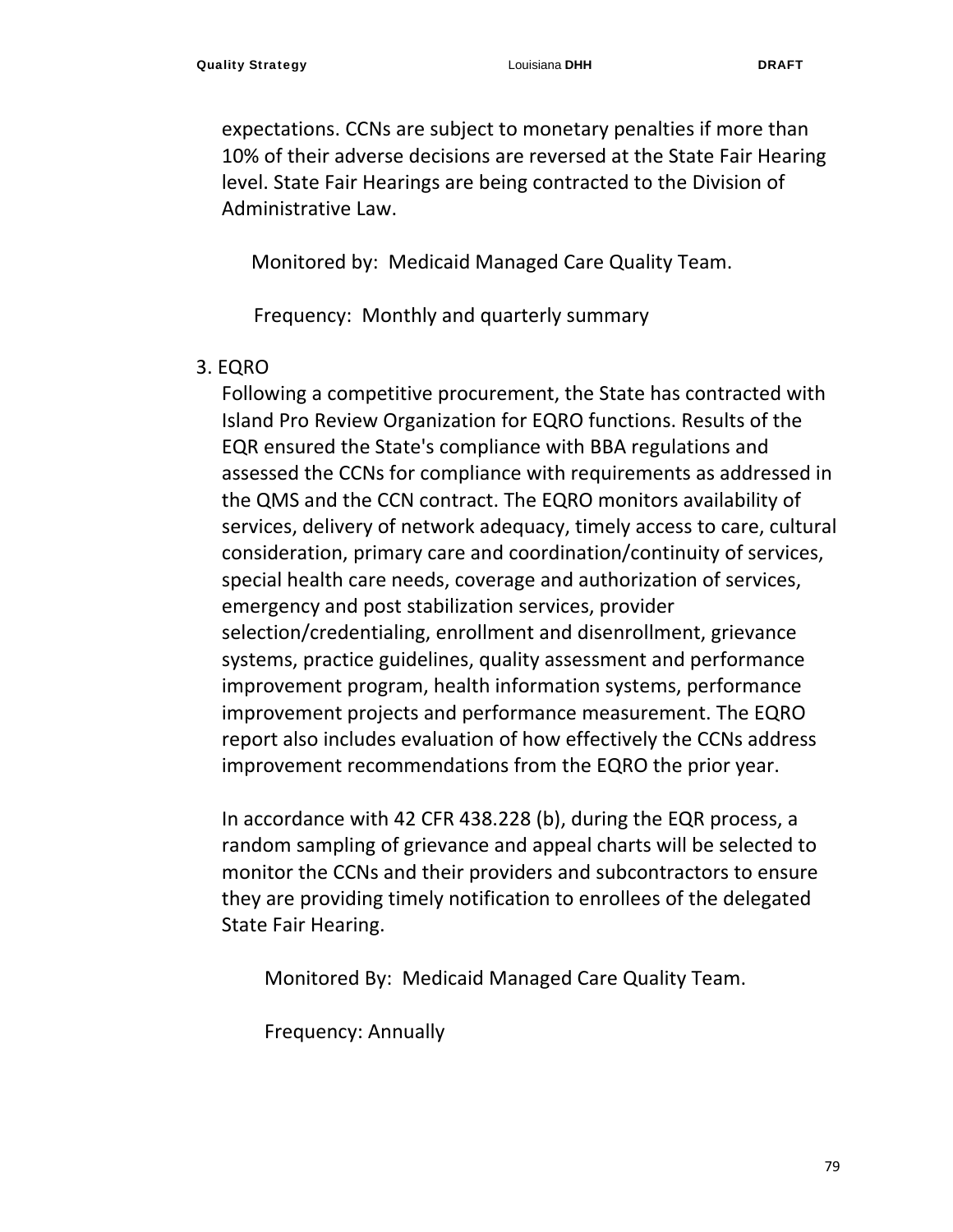expectations. CCNs are subject to monetary penalties if more than 10% of their adverse decisions are reversed at the State Fair Hearing level. State Fair Hearings are being contracted to the Division of Administrative Law.

Monitored by: Medicaid Managed Care Quality Team.

Frequency: Monthly and quarterly summary

3. EQRO

Following a competitive procurement, the State has contracted with Island Pro Review Organization for EQRO functions. Results of the EQR ensured the State's compliance with BBA regulations and assessed the CCNs for compliance with requirements as addressed in the QMS and the CCN contract. The EQRO monitors availability of services, delivery of network adequacy, timely access to care, cultural consideration, primary care and coordination/continuity of services, special health care needs, coverage and authorization of services, emergency and post stabilization services, provider selection/credentialing, enrollment and disenrollment, grievance systems, practice guidelines, quality assessment and performance improvement program, health information systems, performance improvement projects and performance measurement. The EQRO report also includes evaluation of how effectively the CCNs address improvement recommendations from the EQRO the prior year.

In accordance with 42 CFR 438.228 (b), during the EQR process, a random sampling of grievance and appeal charts will be selected to monitor the CCNs and their providers and subcontractors to ensure they are providing timely notification to enrollees of the delegated State Fair Hearing.

Monitored By: Medicaid Managed Care Quality Team.

Frequency: Annually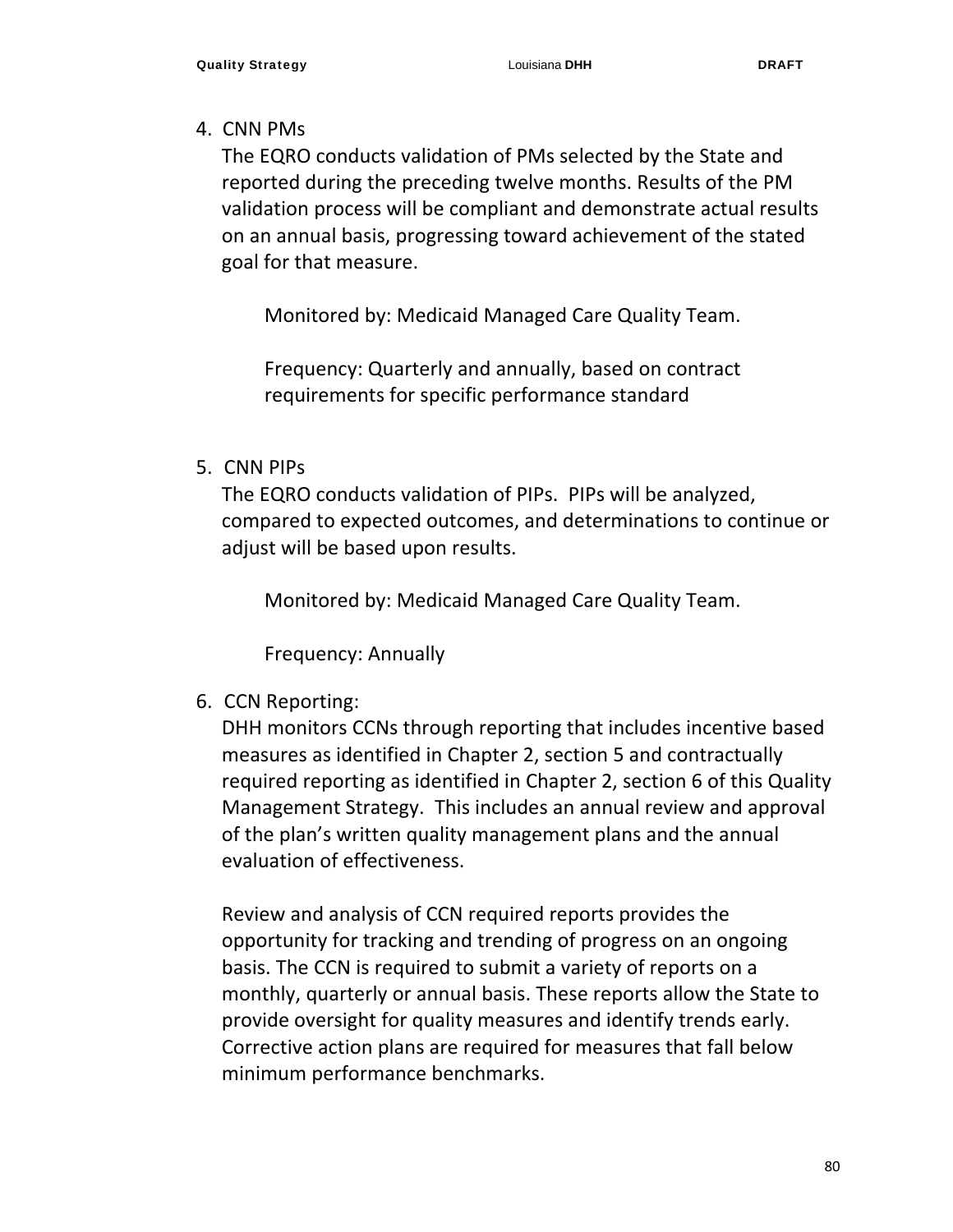4. CNN PMs

   The EQRO conducts validation of PMs selected by the State and reported during the preceding twelve months. Results of the PM validation process will be compliant and demonstrate actual results on an annual basis, progressing toward achievement of the stated goal for that measure.

   Monitored by: Medicaid Managed Care Quality Team.

   Frequency: Quarterly and annually, based on contract requirements for specific performance standard

5. CNN PIPs

   The EQRO conducts validation of PIPs. PIPs will be analyzed, compared to expected outcomes, and determinations to continue or adjust will be based upon results.

   Monitored by: Medicaid Managed Care Quality Team.

   Frequency: Annually

6. CCN Reporting:

   DHH monitors CCNs through reporting that includes incentive based measures as identified in Chapter 2, section 5 and contractually required reporting as identified in Chapter 2, section 6 of this Quality Management Strategy. This includes an annual review and approval of the plan's written quality management plans and the annual evaluation of effectiveness.

   Review and analysis of CCN required reports provides the opportunity for tracking and trending of progress on an ongoing basis. The CCN is required to submit a variety of reports on a monthly, quarterly or annual basis. These reports allow the State to provide oversight for quality measures and identify trends early. Corrective action plans are required for measures that fall below minimum performance benchmarks.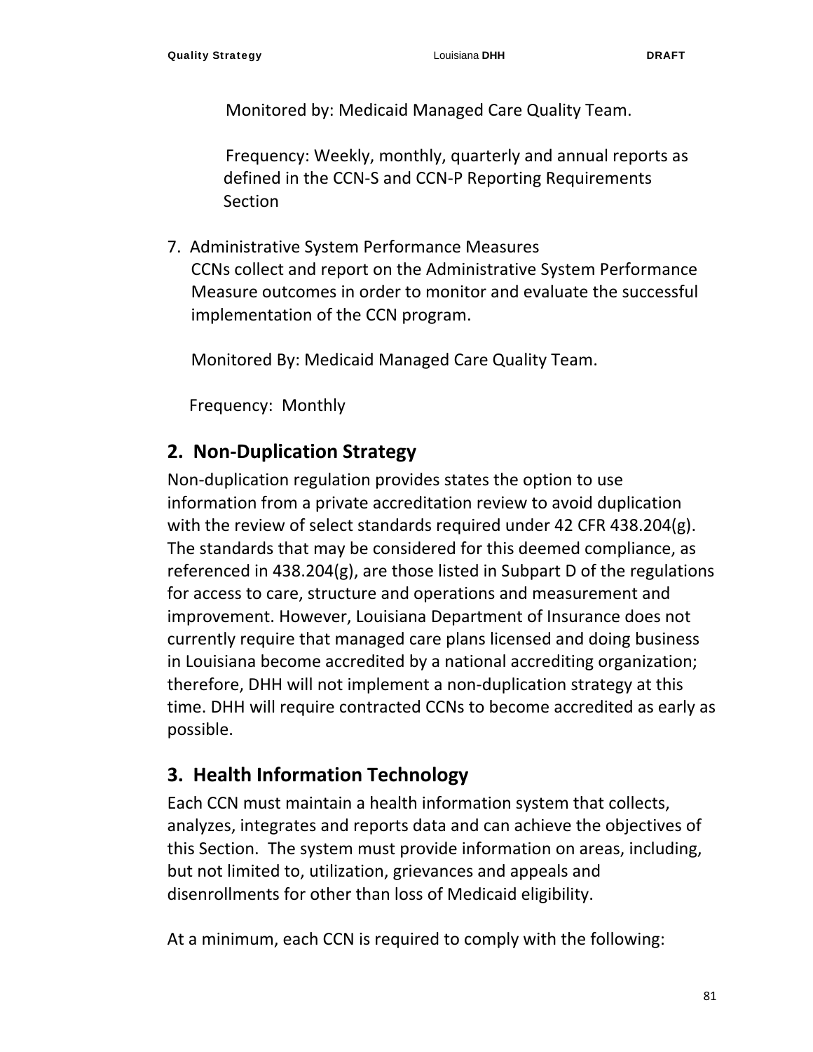Monitored by: Medicaid Managed Care Quality Team.

Frequency: Weekly, monthly, quarterly and annual reports as defined in the CCN-S and CCN-P Reporting Requirements Section

7. Administrative System Performance Measures
   CCNs collect and report on the Administrative System Performance Measure outcomes in order to monitor and evaluate the successful implementation of the CCN program.

   Monitored By: Medicaid Managed Care Quality Team.

   Frequency: Monthly

## 2. Non-Duplication Strategy

Non-duplication regulation provides states the option to use information from a private accreditation review to avoid duplication with the review of select standards required under 42 CFR 438.204(g). The standards that may be considered for this deemed compliance, as referenced in 438.204(g), are those listed in Subpart D of the regulations for access to care, structure and operations and measurement and improvement. However, Louisiana Department of Insurance does not currently require that managed care plans licensed and doing business in Louisiana become accredited by a national accrediting organization; therefore, DHH will not implement a non-duplication strategy at this time. DHH will require contracted CCNs to become accredited as early as possible.

## 3. Health Information Technology

Each CCN must maintain a health information system that collects, analyzes, integrates and reports data and can achieve the objectives of this Section. The system must provide information on areas, including, but not limited to, utilization, grievances and appeals and disenrollments for other than loss of Medicaid eligibility.

At a minimum, each CCN is required to comply with the following: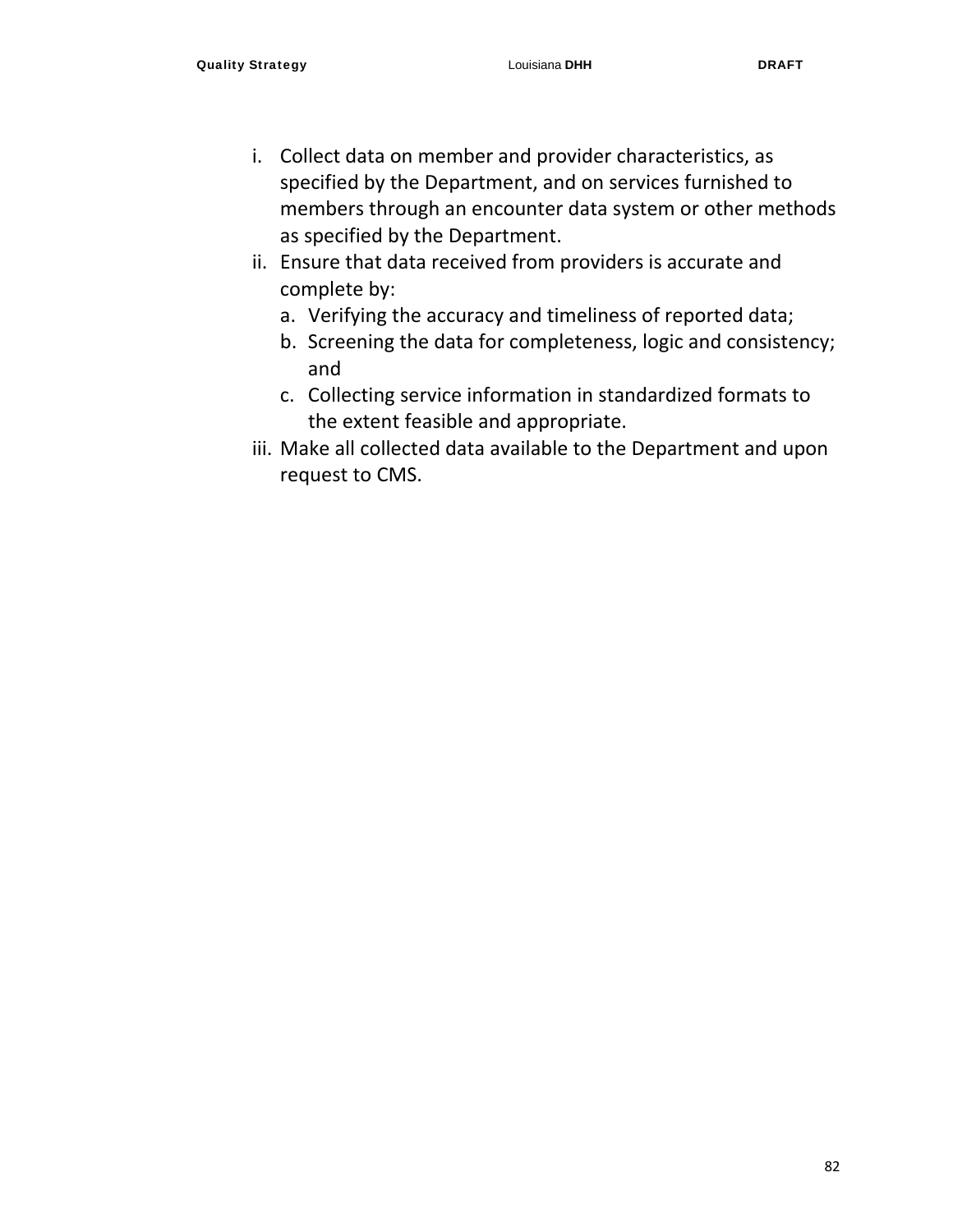i. Collect data on member and provider characteristics, as specified by the Department, and on services furnished to members through an encounter data system or other methods as specified by the Department.
ii. Ensure that data received from providers is accurate and complete by:
    a. Verifying the accuracy and timeliness of reported data;
    b. Screening the data for completeness, logic and consistency; and
    c. Collecting service information in standardized formats to the extent feasible and appropriate.
iii. Make all collected data available to the Department and upon request to CMS.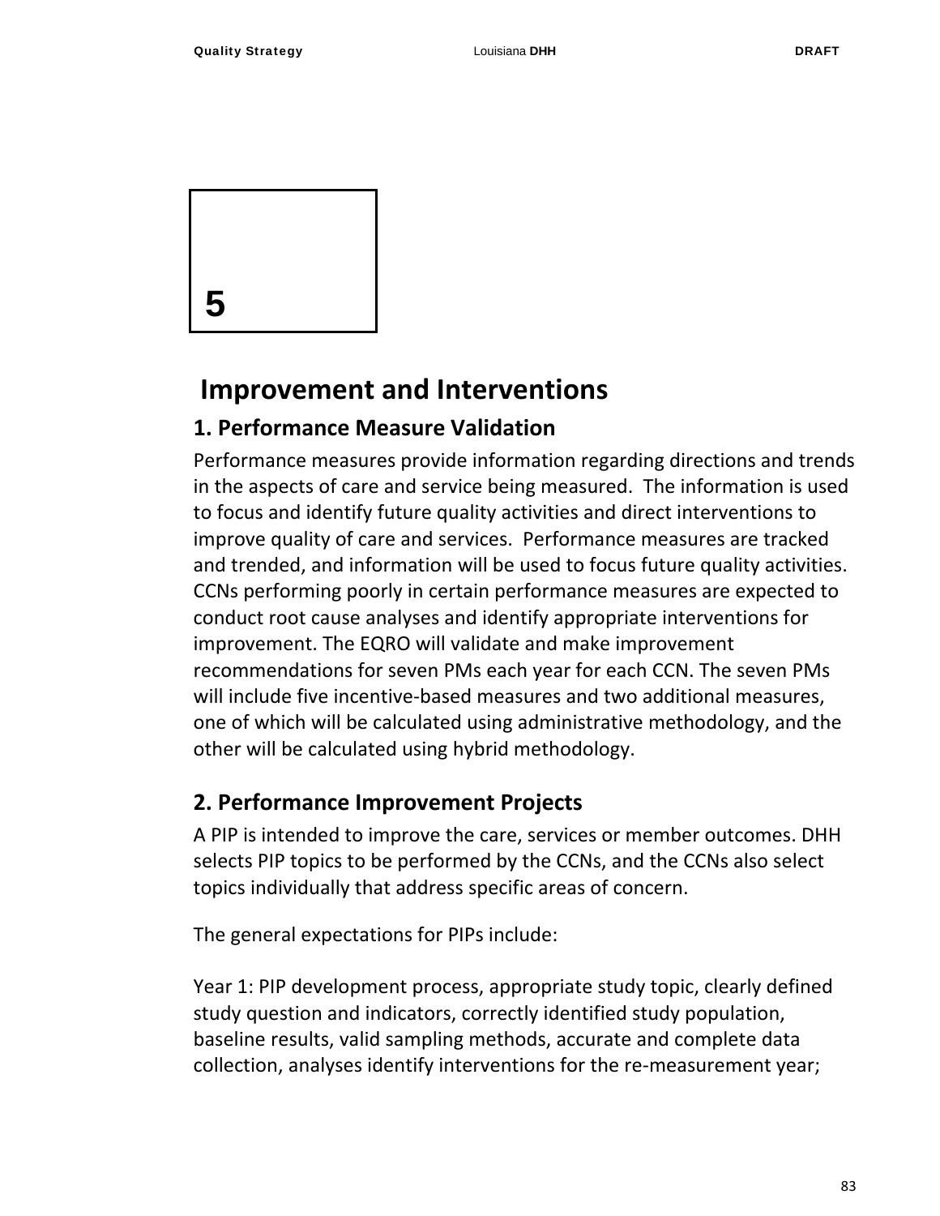# 5

# Improvement and Interventions

## 1. Performance Measure Validation

Performance measures provide information regarding directions and trends in the aspects of care and service being measured. The information is used to focus and identify future quality activities and direct interventions to improve quality of care and services. Performance measures are tracked and trended, and information will be used to focus future quality activities. CCNs performing poorly in certain performance measures are expected to conduct root cause analyses and identify appropriate interventions for improvement. The EQRO will validate and make improvement recommendations for seven PMs each year for each CCN. The seven PMs will include five incentive-based measures and two additional measures, one of which will be calculated using administrative methodology, and the other will be calculated using hybrid methodology.

## 2. Performance Improvement Projects

A PIP is intended to improve the care, services or member outcomes. DHH selects PIP topics to be performed by the CCNs, and the CCNs also select topics individually that address specific areas of concern.

The general expectations for PIPs include:

Year 1: PIP development process, appropriate study topic, clearly defined study question and indicators, correctly identified study population, baseline results, valid sampling methods, accurate and complete data collection, analyses identify interventions for the re-measurement year;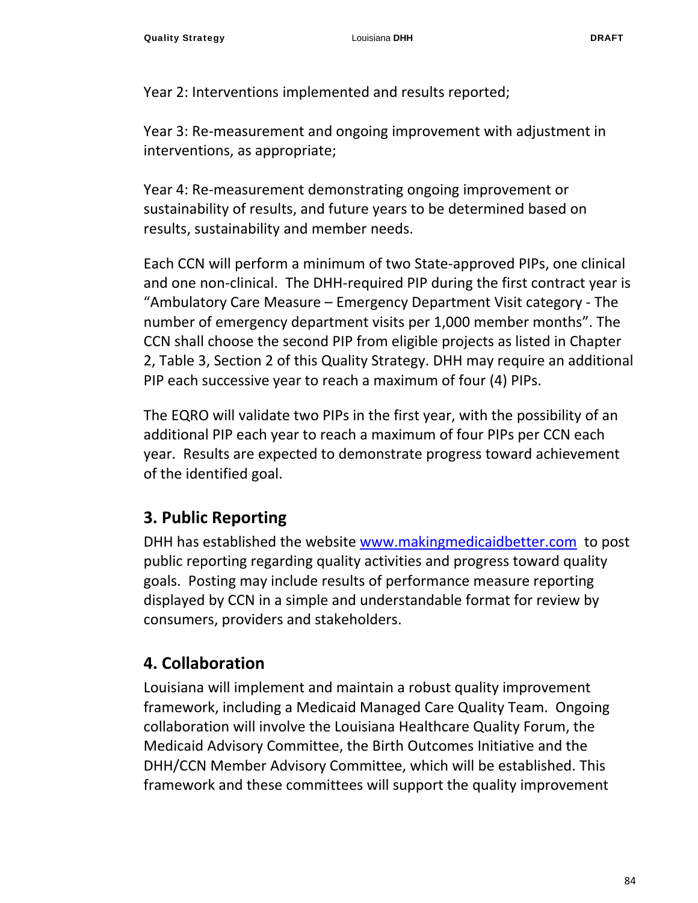Year 2: Interventions implemented and results reported;

Year 3: Re-measurement and ongoing improvement with adjustment in interventions, as appropriate;

Year 4: Re-measurement demonstrating ongoing improvement or sustainability of results, and future years to be determined based on results, sustainability and member needs.

Each CCN will perform a minimum of two State-approved PIPs, one clinical and one non-clinical. The DHH-required PIP during the first contract year is "Ambulatory Care Measure – Emergency Department Visit category - The number of emergency department visits per 1,000 member months". The CCN shall choose the second PIP from eligible projects as listed in Chapter 2, Table 3, Section 2 of this Quality Strategy. DHH may require an additional PIP each successive year to reach a maximum of four (4) PIPs.

The EQRO will validate two PIPs in the first year, with the possibility of an additional PIP each year to reach a maximum of four PIPs per CCN each year. Results are expected to demonstrate progress toward achievement of the identified goal.

## 3. Public Reporting

DHH has established the website [www.makingmedicaidbetter.com](www.makingmedicaidbetter.com) to post public reporting regarding quality activities and progress toward quality goals. Posting may include results of performance measure reporting displayed by CCN in a simple and understandable format for review by consumers, providers and stakeholders.

## 4. Collaboration

Louisiana will implement and maintain a robust quality improvement framework, including a Medicaid Managed Care Quality Team. Ongoing collaboration will involve the Louisiana Healthcare Quality Forum, the Medicaid Advisory Committee, the Birth Outcomes Initiative and the DHH/CCN Member Advisory Committee, which will be established. This framework and these committees will support the quality improvement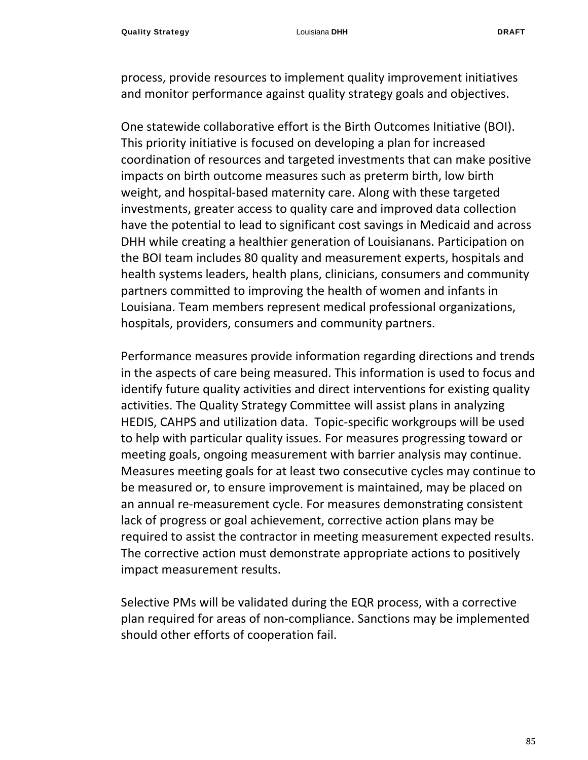process, provide resources to implement quality improvement initiatives and monitor performance against quality strategy goals and objectives.

One statewide collaborative effort is the Birth Outcomes Initiative (BOI). This priority initiative is focused on developing a plan for increased coordination of resources and targeted investments that can make positive impacts on birth outcome measures such as preterm birth, low birth weight, and hospital-based maternity care. Along with these targeted investments, greater access to quality care and improved data collection have the potential to lead to significant cost savings in Medicaid and across DHH while creating a healthier generation of Louisianans. Participation on the BOI team includes 80 quality and measurement experts, hospitals and health systems leaders, health plans, clinicians, consumers and community partners committed to improving the health of women and infants in Louisiana. Team members represent medical professional organizations, hospitals, providers, consumers and community partners.

Performance measures provide information regarding directions and trends in the aspects of care being measured. This information is used to focus and identify future quality activities and direct interventions for existing quality activities. The Quality Strategy Committee will assist plans in analyzing HEDIS, CAHPS and utilization data. Topic-specific workgroups will be used to help with particular quality issues. For measures progressing toward or meeting goals, ongoing measurement with barrier analysis may continue. Measures meeting goals for at least two consecutive cycles may continue to be measured or, to ensure improvement is maintained, may be placed on an annual re-measurement cycle. For measures demonstrating consistent lack of progress or goal achievement, corrective action plans may be required to assist the contractor in meeting measurement expected results. The corrective action must demonstrate appropriate actions to positively impact measurement results.

Selective PMs will be validated during the EQR process, with a corrective plan required for areas of non-compliance. Sanctions may be implemented should other efforts of cooperation fail.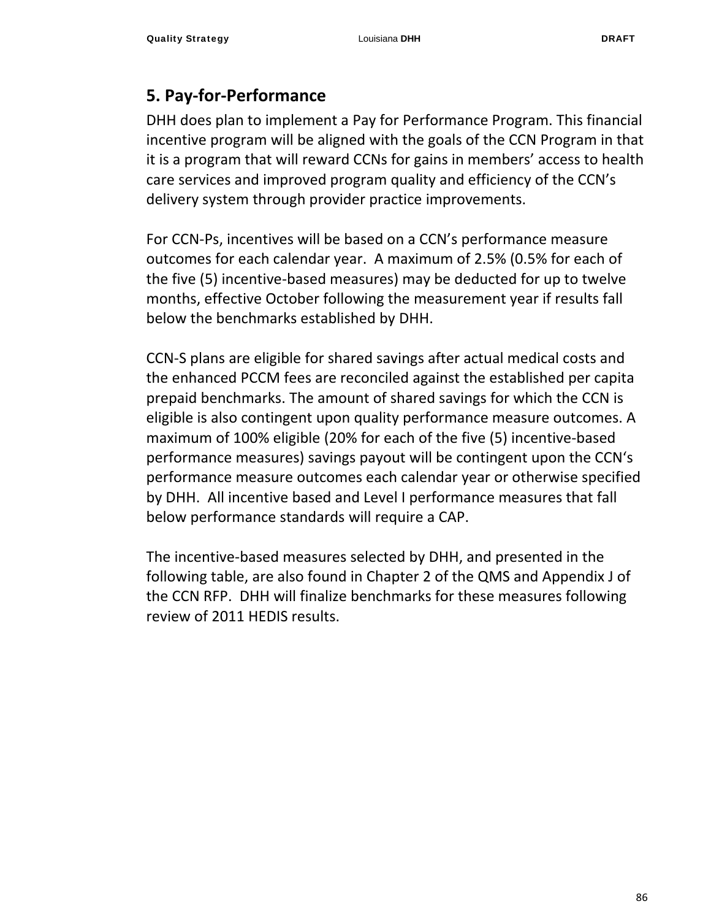## 5. Pay-for-Performance

DHH does plan to implement a Pay for Performance Program. This financial incentive program will be aligned with the goals of the CCN Program in that it is a program that will reward CCNs for gains in members' access to health care services and improved program quality and efficiency of the CCN's delivery system through provider practice improvements.

For CCN-Ps, incentives will be based on a CCN's performance measure outcomes for each calendar year. A maximum of 2.5% (0.5% for each of the five (5) incentive-based measures) may be deducted for up to twelve months, effective October following the measurement year if results fall below the benchmarks established by DHH.

CCN-S plans are eligible for shared savings after actual medical costs and the enhanced PCCM fees are reconciled against the established per capita prepaid benchmarks. The amount of shared savings for which the CCN is eligible is also contingent upon quality performance measure outcomes. A maximum of 100% eligible (20% for each of the five (5) incentive-based performance measures) savings payout will be contingent upon the CCN's performance measure outcomes each calendar year or otherwise specified by DHH. All incentive based and Level I performance measures that fall below performance standards will require a CAP.

The incentive-based measures selected by DHH, and presented in the following table, are also found in Chapter 2 of the QMS and Appendix J of the CCN RFP. DHH will finalize benchmarks for these measures following review of 2011 HEDIS results.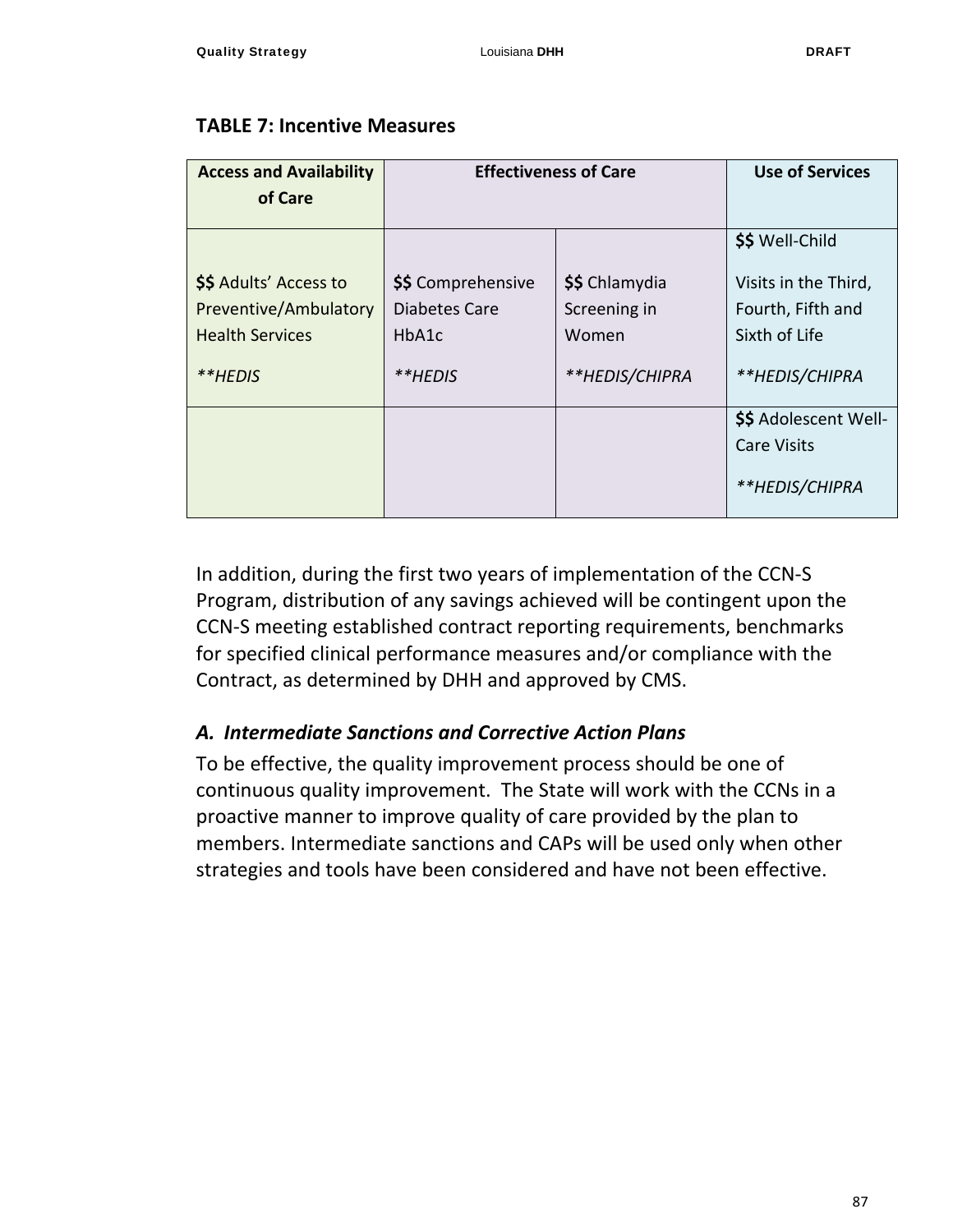**TABLE 7: Incentive Measures**

| Access and Availability of Care | Effectiveness of Care | | Use of Services |
|---|---|---|---|
| **$$** Adults' Access to Preventive/Ambulatory Health Services<br><br>*\*\*HEDIS* | **$$** Comprehensive Diabetes Care HbA1c<br><br>*\*\*HEDIS* | **$$** Chlamydia Screening in Women<br><br>*\*\*HEDIS/CHIPRA* | **$$** Well-Child Visits in the Third, Fourth, Fifth and Sixth of Life<br><br>*\*\*HEDIS/CHIPRA* |
| | | | **$$** Adolescent Well-Care Visits<br><br>*\*\*HEDIS/CHIPRA* |

In addition, during the first two years of implementation of the CCN-S Program, distribution of any savings achieved will be contingent upon the CCN-S meeting established contract reporting requirements, benchmarks for specified clinical performance measures and/or compliance with the Contract, as determined by DHH and approved by CMS.

### *A. Intermediate Sanctions and Corrective Action Plans*

To be effective, the quality improvement process should be one of continuous quality improvement. The State will work with the CCNs in a proactive manner to improve quality of care provided by the plan to members. Intermediate sanctions and CAPs will be used only when other strategies and tools have been considered and have not been effective.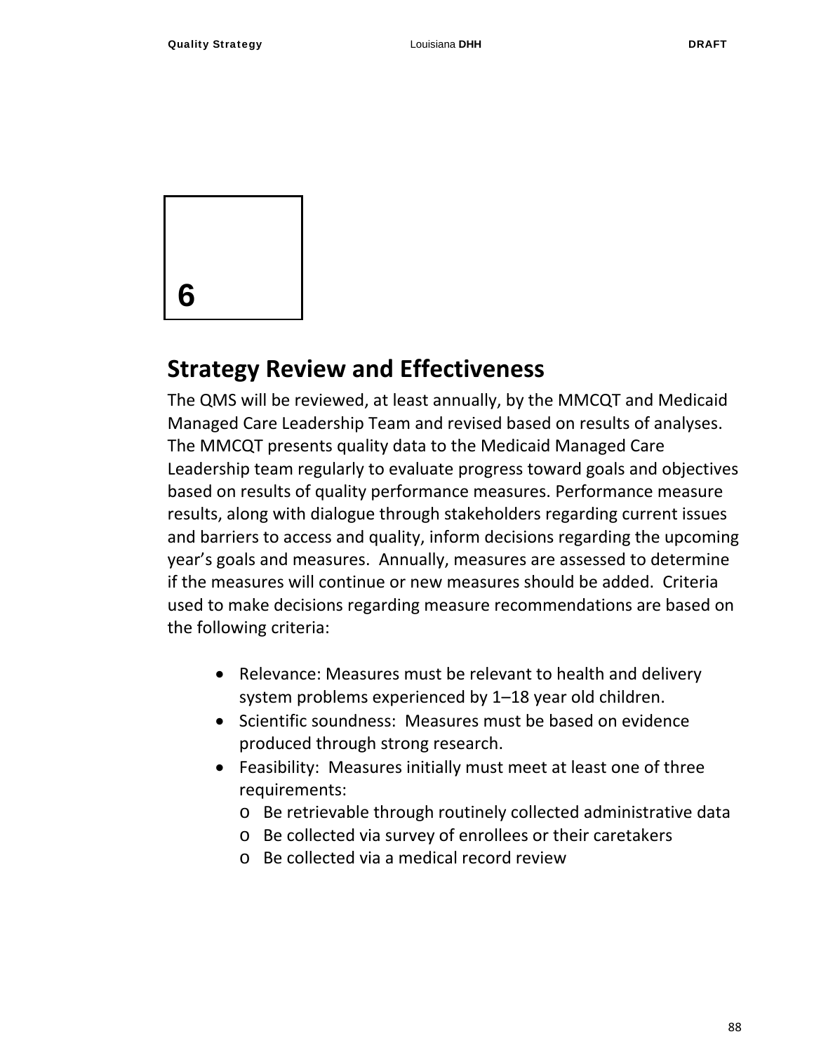# 6

## Strategy Review and Effectiveness

The QMS will be reviewed, at least annually, by the MMCQT and Medicaid Managed Care Leadership Team and revised based on results of analyses. The MMCQT presents quality data to the Medicaid Managed Care Leadership team regularly to evaluate progress toward goals and objectives based on results of quality performance measures. Performance measure results, along with dialogue through stakeholders regarding current issues and barriers to access and quality, inform decisions regarding the upcoming year's goals and measures. Annually, measures are assessed to determine if the measures will continue or new measures should be added. Criteria used to make decisions regarding measure recommendations are based on the following criteria:

- Relevance: Measures must be relevant to health and delivery system problems experienced by 1–18 year old children.
- Scientific soundness: Measures must be based on evidence produced through strong research.
- Feasibility: Measures initially must meet at least one of three requirements:
  - Be retrievable through routinely collected administrative data
  - Be collected via survey of enrollees or their caretakers
  - Be collected via a medical record review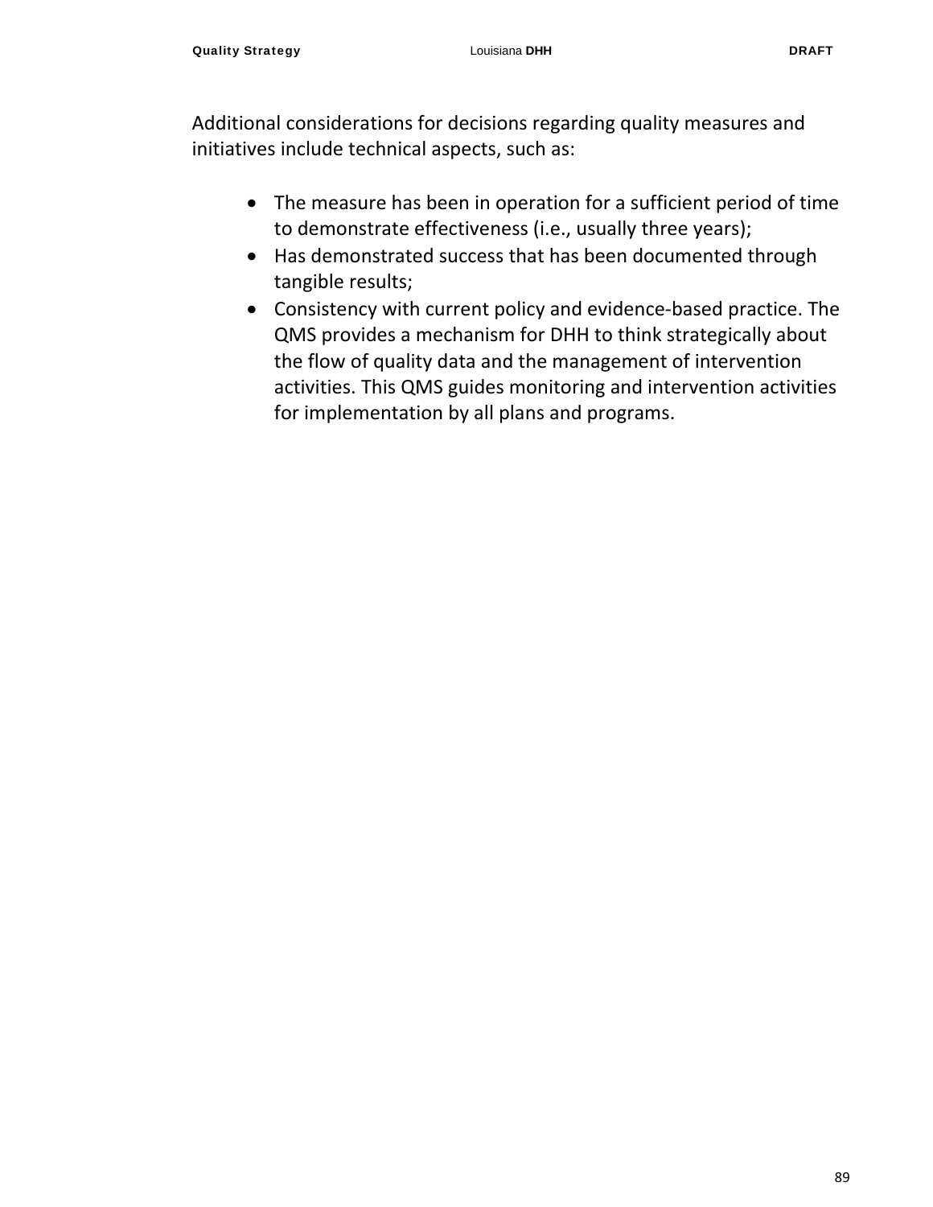Additional considerations for decisions regarding quality measures and initiatives include technical aspects, such as:

- The measure has been in operation for a sufficient period of time to demonstrate effectiveness (i.e., usually three years);
- Has demonstrated success that has been documented through tangible results;
- Consistency with current policy and evidence-based practice. The QMS provides a mechanism for DHH to think strategically about the flow of quality data and the management of intervention activities. This QMS guides monitoring and intervention activities for implementation by all plans and programs.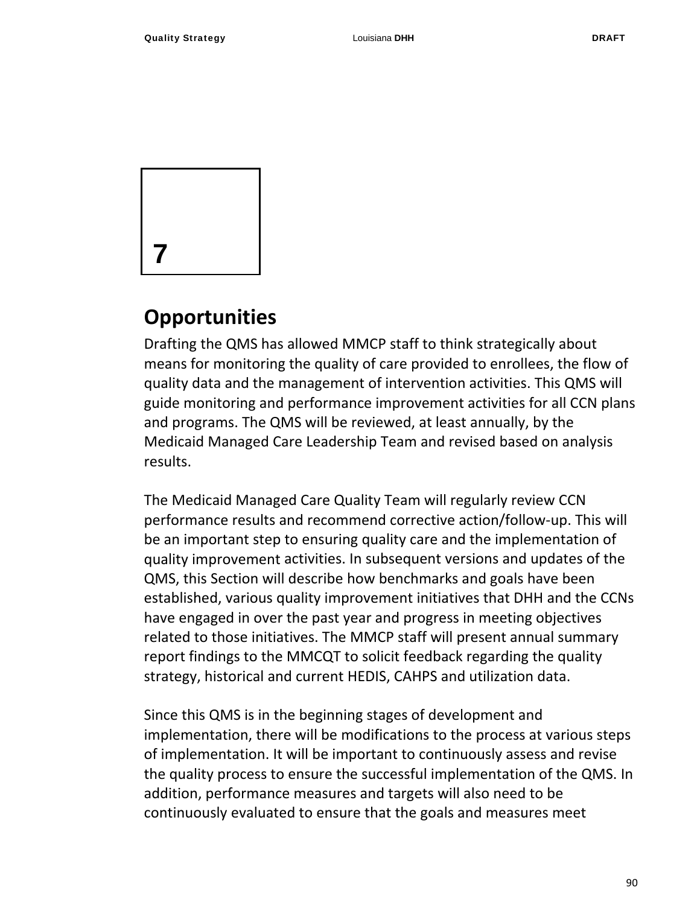7

# Opportunities

Drafting the QMS has allowed MMCP staff to think strategically about means for monitoring the quality of care provided to enrollees, the flow of quality data and the management of intervention activities. This QMS will guide monitoring and performance improvement activities for all CCN plans and programs. The QMS will be reviewed, at least annually, by the Medicaid Managed Care Leadership Team and revised based on analysis results.

The Medicaid Managed Care Quality Team will regularly review CCN performance results and recommend corrective action/follow-up. This will be an important step to ensuring quality care and the implementation of quality improvement activities. In subsequent versions and updates of the QMS, this Section will describe how benchmarks and goals have been established, various quality improvement initiatives that DHH and the CCNs have engaged in over the past year and progress in meeting objectives related to those initiatives. The MMCP staff will present annual summary report findings to the MMCQT to solicit feedback regarding the quality strategy, historical and current HEDIS, CAHPS and utilization data.

Since this QMS is in the beginning stages of development and implementation, there will be modifications to the process at various steps of implementation. It will be important to continuously assess and revise the quality process to ensure the successful implementation of the QMS. In addition, performance measures and targets will also need to be continuously evaluated to ensure that the goals and measures meet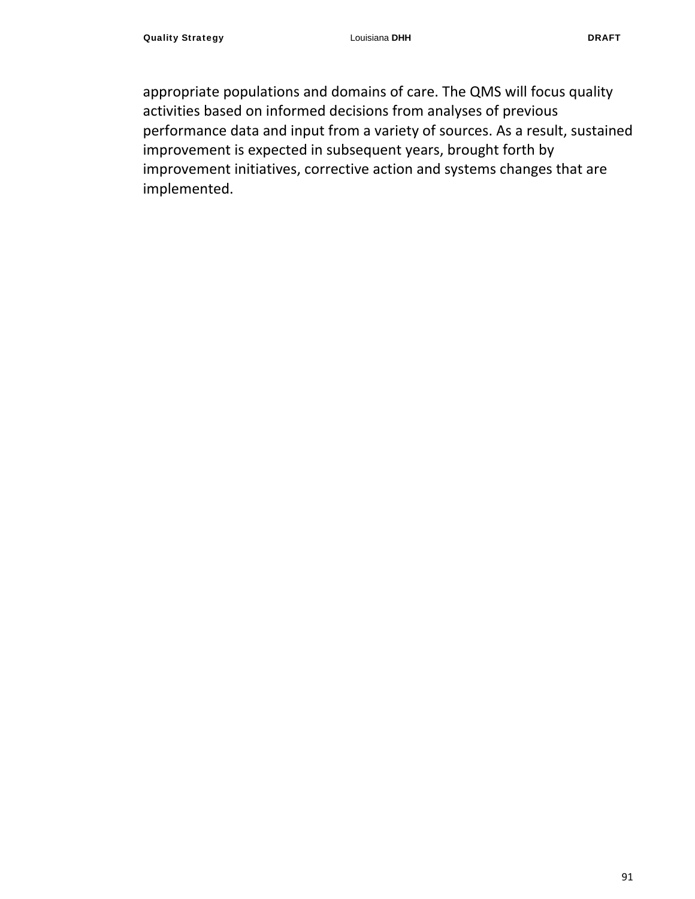appropriate populations and domains of care. The QMS will focus quality activities based on informed decisions from analyses of previous performance data and input from a variety of sources. As a result, sustained improvement is expected in subsequent years, brought forth by improvement initiatives, corrective action and systems changes that are implemented.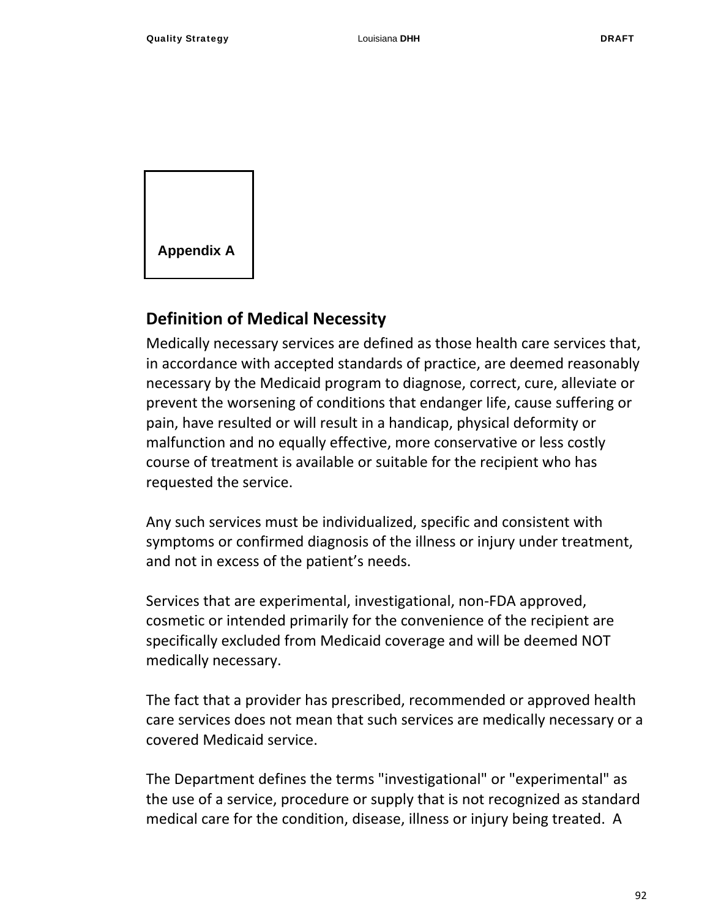**Appendix A**

## Definition of Medical Necessity

Medically necessary services are defined as those health care services that, in accordance with accepted standards of practice, are deemed reasonably necessary by the Medicaid program to diagnose, correct, cure, alleviate or prevent the worsening of conditions that endanger life, cause suffering or pain, have resulted or will result in a handicap, physical deformity or malfunction and no equally effective, more conservative or less costly course of treatment is available or suitable for the recipient who has requested the service.

Any such services must be individualized, specific and consistent with symptoms or confirmed diagnosis of the illness or injury under treatment, and not in excess of the patient's needs.

Services that are experimental, investigational, non-FDA approved, cosmetic or intended primarily for the convenience of the recipient are specifically excluded from Medicaid coverage and will be deemed NOT medically necessary.

The fact that a provider has prescribed, recommended or approved health care services does not mean that such services are medically necessary or a covered Medicaid service.

The Department defines the terms "investigational" or "experimental" as the use of a service, procedure or supply that is not recognized as standard medical care for the condition, disease, illness or injury being treated. A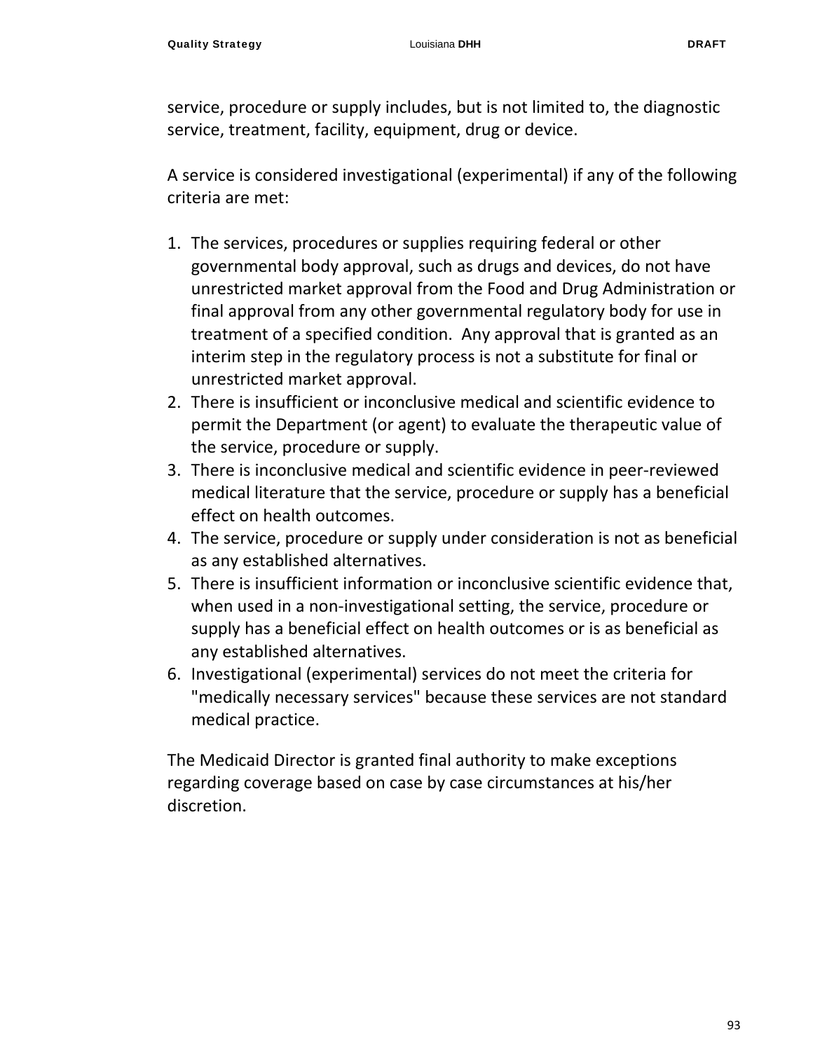service, procedure or supply includes, but is not limited to, the diagnostic service, treatment, facility, equipment, drug or device.

A service is considered investigational (experimental) if any of the following criteria are met:

1. The services, procedures or supplies requiring federal or other governmental body approval, such as drugs and devices, do not have unrestricted market approval from the Food and Drug Administration or final approval from any other governmental regulatory body for use in treatment of a specified condition. Any approval that is granted as an interim step in the regulatory process is not a substitute for final or unrestricted market approval.
2. There is insufficient or inconclusive medical and scientific evidence to permit the Department (or agent) to evaluate the therapeutic value of the service, procedure or supply.
3. There is inconclusive medical and scientific evidence in peer-reviewed medical literature that the service, procedure or supply has a beneficial effect on health outcomes.
4. The service, procedure or supply under consideration is not as beneficial as any established alternatives.
5. There is insufficient information or inconclusive scientific evidence that, when used in a non-investigational setting, the service, procedure or supply has a beneficial effect on health outcomes or is as beneficial as any established alternatives.
6. Investigational (experimental) services do not meet the criteria for "medically necessary services" because these services are not standard medical practice.

The Medicaid Director is granted final authority to make exceptions regarding coverage based on case by case circumstances at his/her discretion.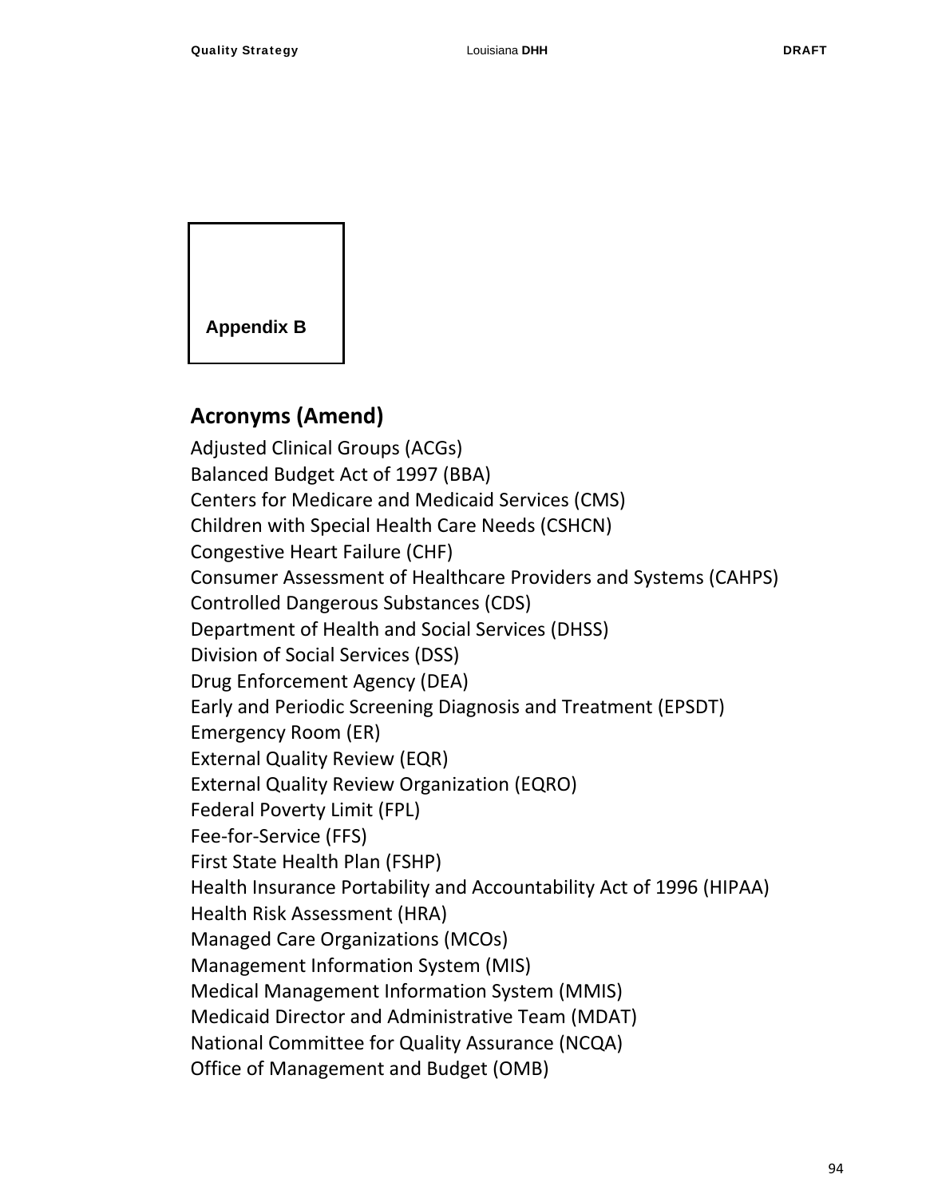Appendix B

## Acronyms (Amend)

Adjusted Clinical Groups (ACGs)
Balanced Budget Act of 1997 (BBA)
Centers for Medicare and Medicaid Services (CMS)
Children with Special Health Care Needs (CSHCN)
Congestive Heart Failure (CHF)
Consumer Assessment of Healthcare Providers and Systems (CAHPS)
Controlled Dangerous Substances (CDS)
Department of Health and Social Services (DHSS)
Division of Social Services (DSS)
Drug Enforcement Agency (DEA)
Early and Periodic Screening Diagnosis and Treatment (EPSDT)
Emergency Room (ER)
External Quality Review (EQR)
External Quality Review Organization (EQRO)
Federal Poverty Limit (FPL)
Fee-for-Service (FFS)
First State Health Plan (FSHP)
Health Insurance Portability and Accountability Act of 1996 (HIPAA)
Health Risk Assessment (HRA)
Managed Care Organizations (MCOs)
Management Information System (MIS)
Medical Management Information System (MMIS)
Medicaid Director and Administrative Team (MDAT)
National Committee for Quality Assurance (NCQA)
Office of Management and Budget (OMB)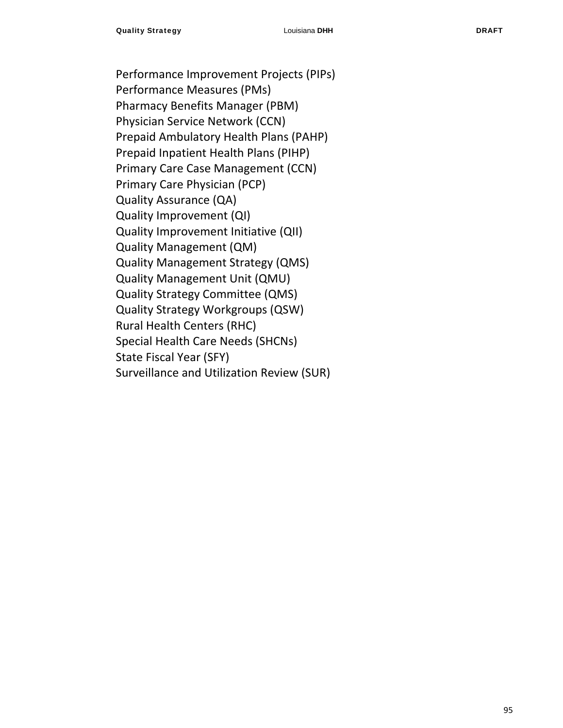Performance Improvement Projects (PIPs)
Performance Measures (PMs)
Pharmacy Benefits Manager (PBM)
Physician Service Network (CCN)
Prepaid Ambulatory Health Plans (PAHP)
Prepaid Inpatient Health Plans (PIHP)
Primary Care Case Management (CCN)
Primary Care Physician (PCP)
Quality Assurance (QA)
Quality Improvement (QI)
Quality Improvement Initiative (QII)
Quality Management (QM)
Quality Management Strategy (QMS)
Quality Management Unit (QMU)
Quality Strategy Committee (QMS)
Quality Strategy Workgroups (QSW)
Rural Health Centers (RHC)
Special Health Care Needs (SHCNs)
State Fiscal Year (SFY)
Surveillance and Utilization Review (SUR)